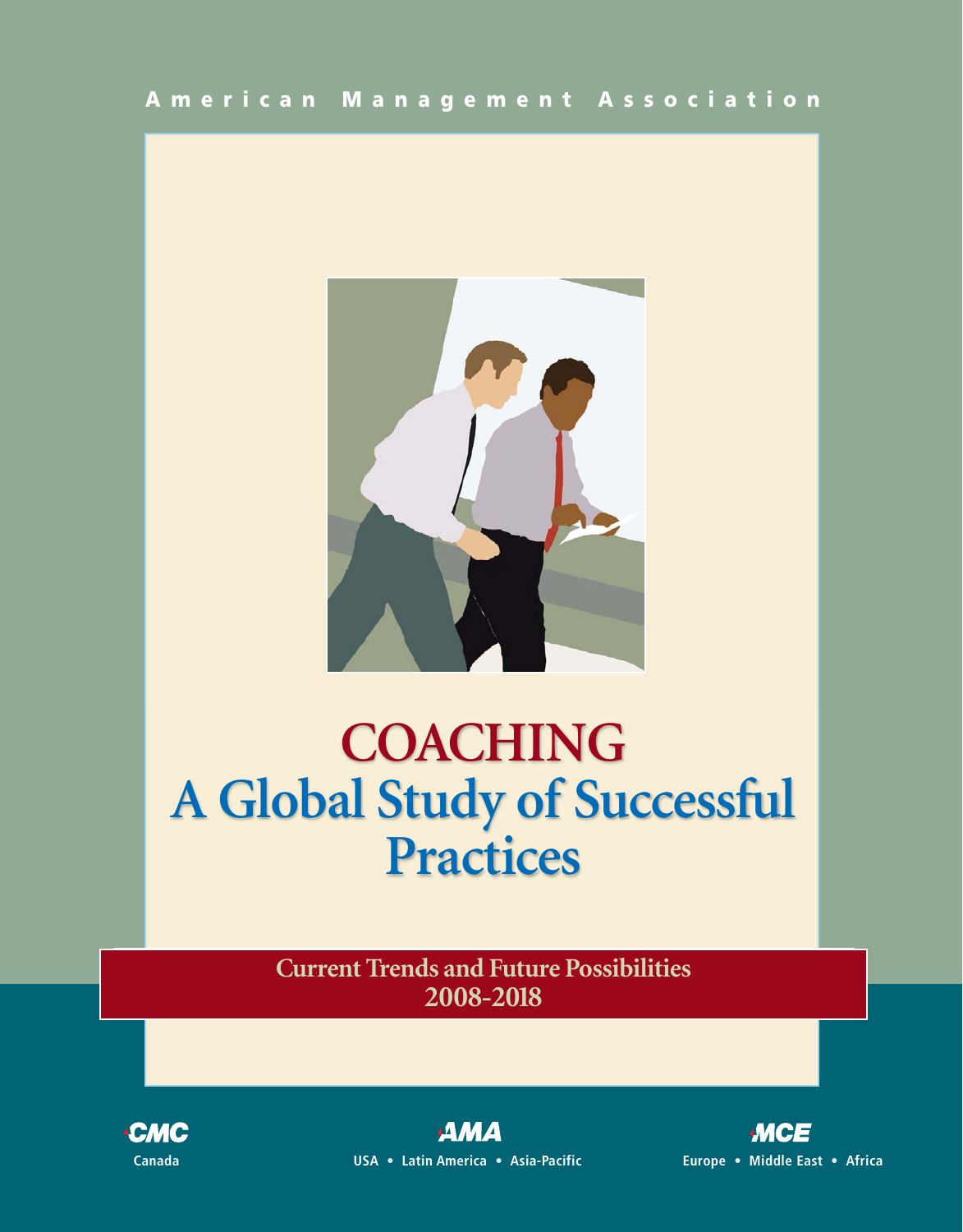American Management Association

# COACHING
# A Global Study of Successful Practices

**Current Trends and Future Possibilities 2008-2018**

CMC
Canada

AMA
USA • Latin America • Asia-Pacific

MCE
Europe • Middle East • Africa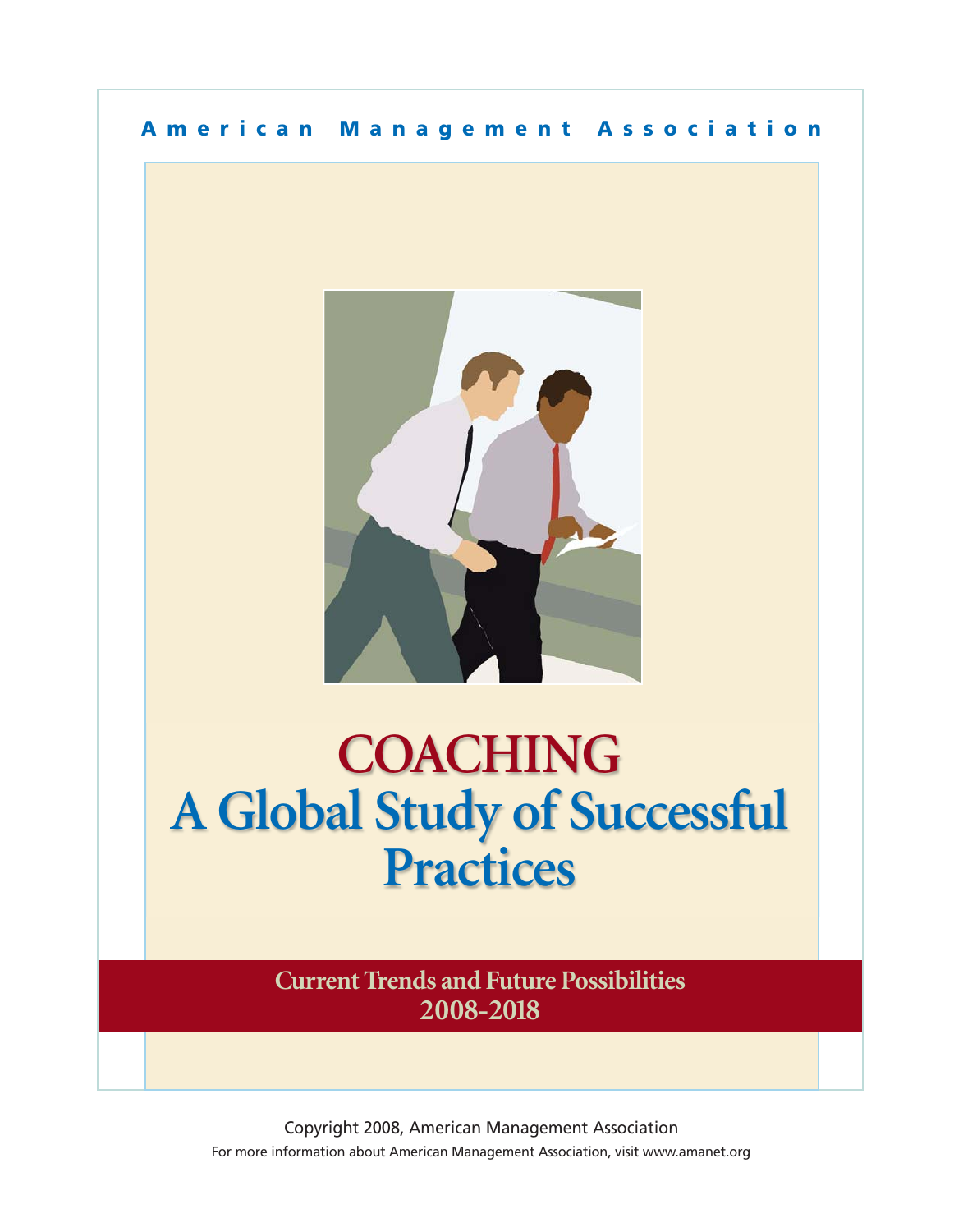American Management Association

# COACHING
# A Global Study of Successful Practices

## Current Trends and Future Possibilities 2008-2018

Copyright 2008, American Management Association

For more information about American Management Association, visit www.amanet.org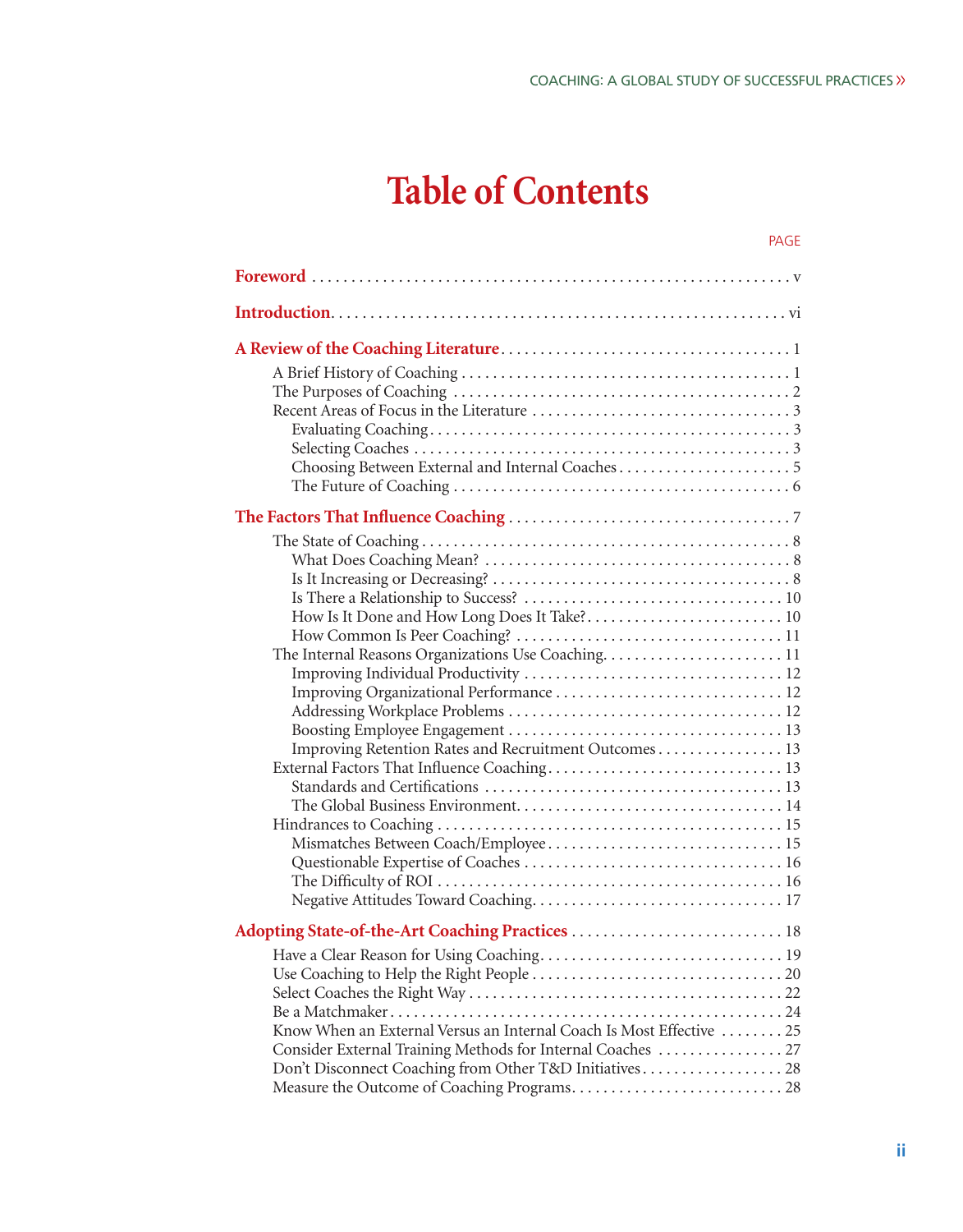# Table of Contents

PAGE

**Foreword** . . . . . . . . . . . . . . . . . . . . . . . . . . . . . . . . . . . . . . . . . . . . . . . . . . . . . . . . . . . . v

**Introduction** . . . . . . . . . . . . . . . . . . . . . . . . . . . . . . . . . . . . . . . . . . . . . . . . . . . . . . . . . vi

**A Review of the Coaching Literature** . . . . . . . . . . . . . . . . . . . . . . . . . . . . . . . . . . . . 1

- A Brief History of Coaching . . . . . . . . . . . . . . . . . . . . . . . . . . . . . . . . . . . . . . . . . . 1
- The Purposes of Coaching . . . . . . . . . . . . . . . . . . . . . . . . . . . . . . . . . . . . . . . . . . . 2
- Recent Areas of Focus in the Literature . . . . . . . . . . . . . . . . . . . . . . . . . . . . . . . . . 3
  - Evaluating Coaching . . . . . . . . . . . . . . . . . . . . . . . . . . . . . . . . . . . . . . . . . . . . . 3
  - Selecting Coaches . . . . . . . . . . . . . . . . . . . . . . . . . . . . . . . . . . . . . . . . . . . . . . . 3
  - Choosing Between External and Internal Coaches . . . . . . . . . . . . . . . . . . . . . . 5
  - The Future of Coaching . . . . . . . . . . . . . . . . . . . . . . . . . . . . . . . . . . . . . . . . . . 6

**The Factors That Influence Coaching** . . . . . . . . . . . . . . . . . . . . . . . . . . . . . . . . . . . 7

- The State of Coaching . . . . . . . . . . . . . . . . . . . . . . . . . . . . . . . . . . . . . . . . . . . . . . . 8
  - What Does Coaching Mean? . . . . . . . . . . . . . . . . . . . . . . . . . . . . . . . . . . . . . . . 8
  - Is It Increasing or Decreasing? . . . . . . . . . . . . . . . . . . . . . . . . . . . . . . . . . . . . . 8
  - Is There a Relationship to Success? . . . . . . . . . . . . . . . . . . . . . . . . . . . . . . . . . 10
  - How Is It Done and How Long Does It Take? . . . . . . . . . . . . . . . . . . . . . . . . . 10
  - How Common Is Peer Coaching? . . . . . . . . . . . . . . . . . . . . . . . . . . . . . . . . . . 11
- The Internal Reasons Organizations Use Coaching . . . . . . . . . . . . . . . . . . . . . . . 11
  - Improving Individual Productivity . . . . . . . . . . . . . . . . . . . . . . . . . . . . . . . . . 12
  - Improving Organizational Performance . . . . . . . . . . . . . . . . . . . . . . . . . . . . . 12
  - Addressing Workplace Problems . . . . . . . . . . . . . . . . . . . . . . . . . . . . . . . . . . 12
  - Boosting Employee Engagement . . . . . . . . . . . . . . . . . . . . . . . . . . . . . . . . . . 13
  - Improving Retention Rates and Recruitment Outcomes . . . . . . . . . . . . . . . . 13
- External Factors That Influence Coaching . . . . . . . . . . . . . . . . . . . . . . . . . . . . . . 13
  - Standards and Certifications . . . . . . . . . . . . . . . . . . . . . . . . . . . . . . . . . . . . . . 13
  - The Global Business Environment . . . . . . . . . . . . . . . . . . . . . . . . . . . . . . . . . 14
- Hindrances to Coaching . . . . . . . . . . . . . . . . . . . . . . . . . . . . . . . . . . . . . . . . . . . . 15
  - Mismatches Between Coach/Employee . . . . . . . . . . . . . . . . . . . . . . . . . . . . . . 15
  - Questionable Expertise of Coaches . . . . . . . . . . . . . . . . . . . . . . . . . . . . . . . . 16
  - The Difficulty of ROI . . . . . . . . . . . . . . . . . . . . . . . . . . . . . . . . . . . . . . . . . . . 16
  - Negative Attitudes Toward Coaching . . . . . . . . . . . . . . . . . . . . . . . . . . . . . . . 17

**Adopting State-of-the-Art Coaching Practices** . . . . . . . . . . . . . . . . . . . . . . . . . . . 18

- Have a Clear Reason for Using Coaching . . . . . . . . . . . . . . . . . . . . . . . . . . . . . . . 19
- Use Coaching to Help the Right People . . . . . . . . . . . . . . . . . . . . . . . . . . . . . . . . 20
- Select Coaches the Right Way . . . . . . . . . . . . . . . . . . . . . . . . . . . . . . . . . . . . . . . . 22
- Be a Matchmaker . . . . . . . . . . . . . . . . . . . . . . . . . . . . . . . . . . . . . . . . . . . . . . . . . . 24
- Know When an External Versus an Internal Coach Is Most Effective . . . . . . . . 25
- Consider External Training Methods for Internal Coaches . . . . . . . . . . . . . . . . 27
- Don't Disconnect Coaching from Other T&D Initiatives . . . . . . . . . . . . . . . . . . 28
- Measure the Outcome of Coaching Programs . . . . . . . . . . . . . . . . . . . . . . . . . . . 28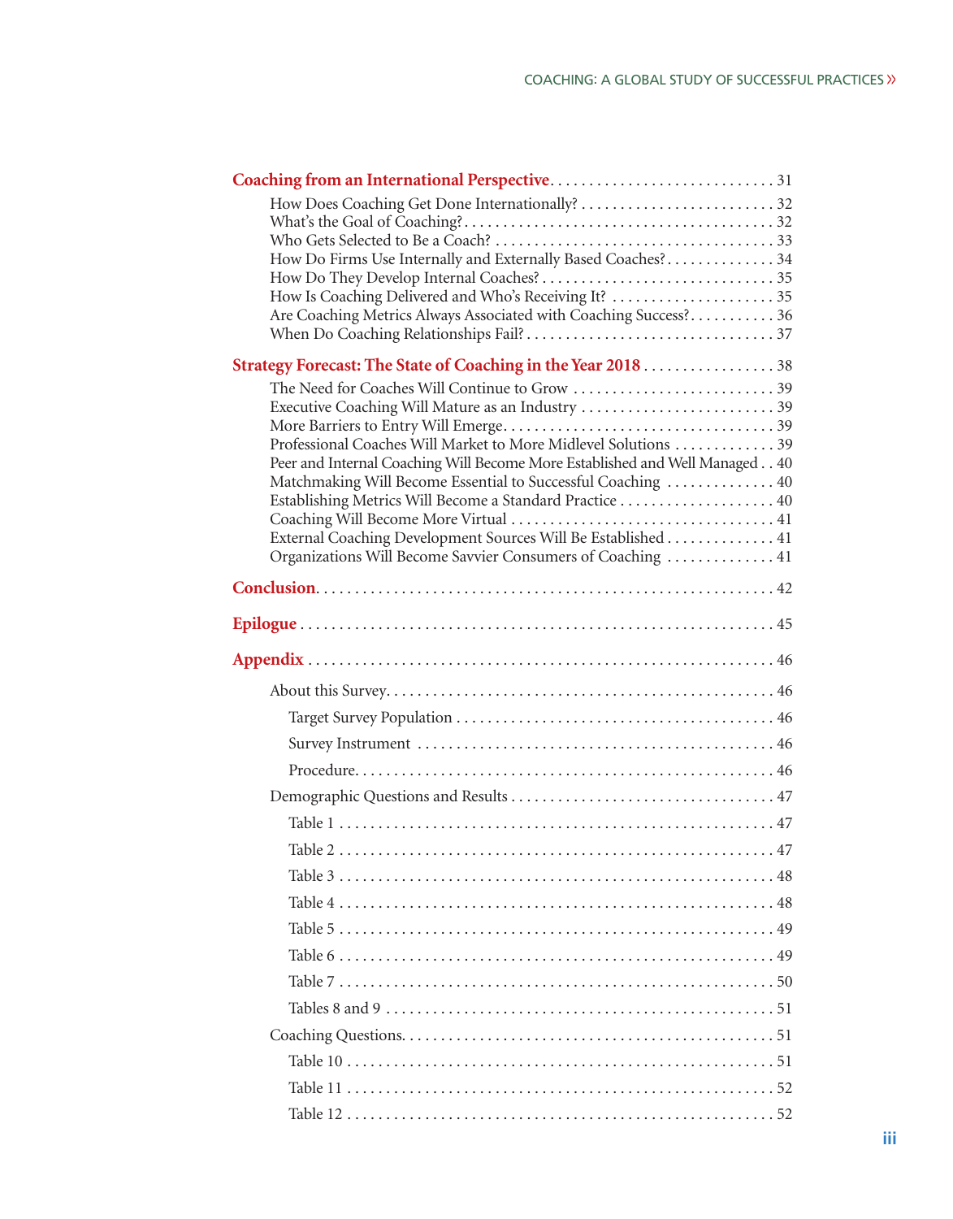**Coaching from an International Perspective** . . . . . . . . . . . . . . . . . . . . . . . . . . . . . 31

- How Does Coaching Get Done Internationally? . . . . . . . . . . . . . . . . . . . . . . . . . 32
- What's the Goal of Coaching? . . . . . . . . . . . . . . . . . . . . . . . . . . . . . . . . . . . . . . . 32
- Who Gets Selected to Be a Coach? . . . . . . . . . . . . . . . . . . . . . . . . . . . . . . . . . . . 33
- How Do Firms Use Internally and Externally Based Coaches? . . . . . . . . . . . . . . 34
- How Do They Develop Internal Coaches? . . . . . . . . . . . . . . . . . . . . . . . . . . . . . 35
- How Is Coaching Delivered and Who's Receiving It? . . . . . . . . . . . . . . . . . . . . . 35
- Are Coaching Metrics Always Associated with Coaching Success? . . . . . . . . . . . 36
- When Do Coaching Relationships Fail? . . . . . . . . . . . . . . . . . . . . . . . . . . . . . . . 37

**Strategy Forecast: The State of Coaching in the Year 2018** . . . . . . . . . . . . . . . . . 38

- The Need for Coaches Will Continue to Grow . . . . . . . . . . . . . . . . . . . . . . . . . . 39
- Executive Coaching Will Mature as an Industry . . . . . . . . . . . . . . . . . . . . . . . . . 39
- More Barriers to Entry Will Emerge . . . . . . . . . . . . . . . . . . . . . . . . . . . . . . . . . . 39
- Professional Coaches Will Market to More Midlevel Solutions . . . . . . . . . . . . . 39
- Peer and Internal Coaching Will Become More Established and Well Managed . . 40
- Matchmaking Will Become Essential to Successful Coaching . . . . . . . . . . . . . . 40
- Establishing Metrics Will Become a Standard Practice . . . . . . . . . . . . . . . . . . . . 40
- Coaching Will Become More Virtual . . . . . . . . . . . . . . . . . . . . . . . . . . . . . . . . . . 41
- External Coaching Development Sources Will Be Established . . . . . . . . . . . . . . 41
- Organizations Will Become Savvier Consumers of Coaching . . . . . . . . . . . . . . 41

**Conclusion** . . . . . . . . . . . . . . . . . . . . . . . . . . . . . . . . . . . . . . . . . . . . . . . . . . . . . . . . . 42

**Epilogue** . . . . . . . . . . . . . . . . . . . . . . . . . . . . . . . . . . . . . . . . . . . . . . . . . . . . . . . . . . 45

**Appendix** . . . . . . . . . . . . . . . . . . . . . . . . . . . . . . . . . . . . . . . . . . . . . . . . . . . . . . . . . 46

- About this Survey . . . . . . . . . . . . . . . . . . . . . . . . . . . . . . . . . . . . . . . . . . . . . . . . . 46
  - Target Survey Population . . . . . . . . . . . . . . . . . . . . . . . . . . . . . . . . . . . . . . . . 46
  - Survey Instrument . . . . . . . . . . . . . . . . . . . . . . . . . . . . . . . . . . . . . . . . . . . . . 46
  - Procedure . . . . . . . . . . . . . . . . . . . . . . . . . . . . . . . . . . . . . . . . . . . . . . . . . . . . 46
- Demographic Questions and Results . . . . . . . . . . . . . . . . . . . . . . . . . . . . . . . . . . 47
  - Table 1 . . . . . . . . . . . . . . . . . . . . . . . . . . . . . . . . . . . . . . . . . . . . . . . . . . . . . . 47
  - Table 2 . . . . . . . . . . . . . . . . . . . . . . . . . . . . . . . . . . . . . . . . . . . . . . . . . . . . . . 47
  - Table 3 . . . . . . . . . . . . . . . . . . . . . . . . . . . . . . . . . . . . . . . . . . . . . . . . . . . . . . 48
  - Table 4 . . . . . . . . . . . . . . . . . . . . . . . . . . . . . . . . . . . . . . . . . . . . . . . . . . . . . . 48
  - Table 5 . . . . . . . . . . . . . . . . . . . . . . . . . . . . . . . . . . . . . . . . . . . . . . . . . . . . . . 49
  - Table 6 . . . . . . . . . . . . . . . . . . . . . . . . . . . . . . . . . . . . . . . . . . . . . . . . . . . . . . 49
  - Table 7 . . . . . . . . . . . . . . . . . . . . . . . . . . . . . . . . . . . . . . . . . . . . . . . . . . . . . . 50
  - Tables 8 and 9 . . . . . . . . . . . . . . . . . . . . . . . . . . . . . . . . . . . . . . . . . . . . . . . . 51
- Coaching Questions . . . . . . . . . . . . . . . . . . . . . . . . . . . . . . . . . . . . . . . . . . . . . . . 51
  - Table 10 . . . . . . . . . . . . . . . . . . . . . . . . . . . . . . . . . . . . . . . . . . . . . . . . . . . . . 51
  - Table 11 . . . . . . . . . . . . . . . . . . . . . . . . . . . . . . . . . . . . . . . . . . . . . . . . . . . . . 52
  - Table 12 . . . . . . . . . . . . . . . . . . . . . . . . . . . . . . . . . . . . . . . . . . . . . . . . . . . . . 52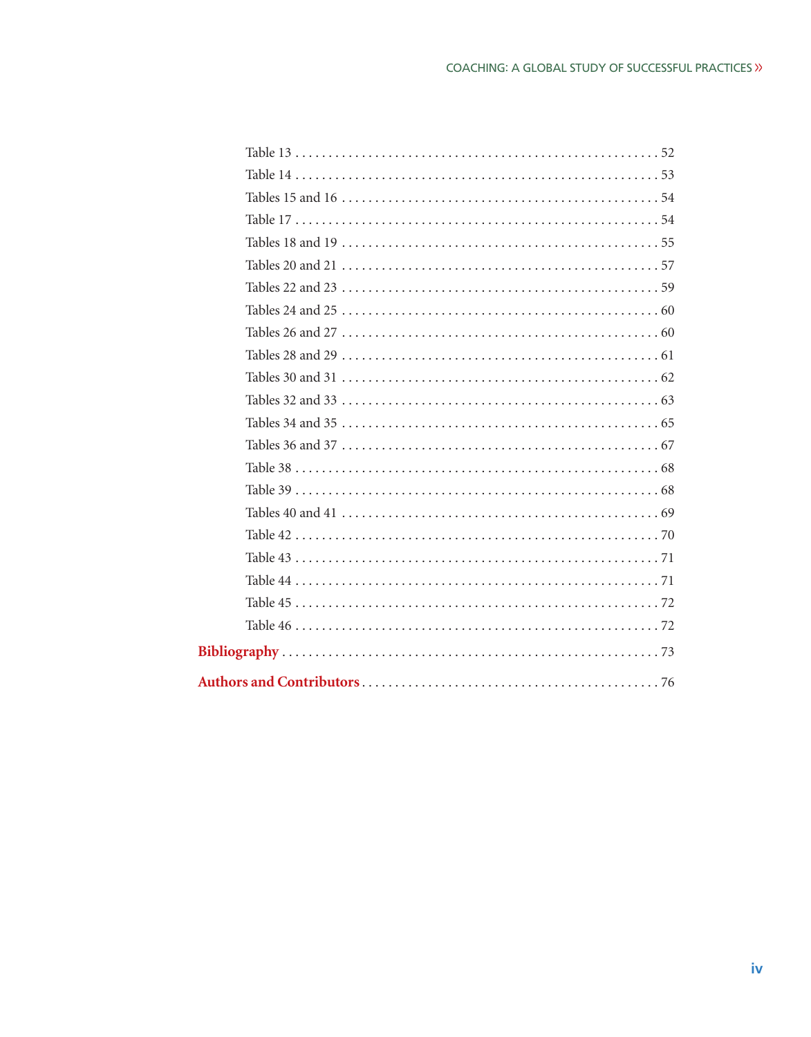Table 13 . . . . . . . . . . . . . . . . . . . . . . . . . . . . . . . . . . . . . . . . . . . . . . . . . . . . . . 52
Table 14 . . . . . . . . . . . . . . . . . . . . . . . . . . . . . . . . . . . . . . . . . . . . . . . . . . . . . . 53
Tables 15 and 16 . . . . . . . . . . . . . . . . . . . . . . . . . . . . . . . . . . . . . . . . . . . . . . . 54
Table 17 . . . . . . . . . . . . . . . . . . . . . . . . . . . . . . . . . . . . . . . . . . . . . . . . . . . . . . 54
Tables 18 and 19 . . . . . . . . . . . . . . . . . . . . . . . . . . . . . . . . . . . . . . . . . . . . . . . 55
Tables 20 and 21 . . . . . . . . . . . . . . . . . . . . . . . . . . . . . . . . . . . . . . . . . . . . . . . 57
Tables 22 and 23 . . . . . . . . . . . . . . . . . . . . . . . . . . . . . . . . . . . . . . . . . . . . . . . 59
Tables 24 and 25 . . . . . . . . . . . . . . . . . . . . . . . . . . . . . . . . . . . . . . . . . . . . . . . 60
Tables 26 and 27 . . . . . . . . . . . . . . . . . . . . . . . . . . . . . . . . . . . . . . . . . . . . . . . 60
Tables 28 and 29 . . . . . . . . . . . . . . . . . . . . . . . . . . . . . . . . . . . . . . . . . . . . . . . 61
Tables 30 and 31 . . . . . . . . . . . . . . . . . . . . . . . . . . . . . . . . . . . . . . . . . . . . . . . 62
Tables 32 and 33 . . . . . . . . . . . . . . . . . . . . . . . . . . . . . . . . . . . . . . . . . . . . . . . 63
Tables 34 and 35 . . . . . . . . . . . . . . . . . . . . . . . . . . . . . . . . . . . . . . . . . . . . . . . 65
Tables 36 and 37 . . . . . . . . . . . . . . . . . . . . . . . . . . . . . . . . . . . . . . . . . . . . . . . 67
Table 38 . . . . . . . . . . . . . . . . . . . . . . . . . . . . . . . . . . . . . . . . . . . . . . . . . . . . . . 68
Table 39 . . . . . . . . . . . . . . . . . . . . . . . . . . . . . . . . . . . . . . . . . . . . . . . . . . . . . . 68
Tables 40 and 41 . . . . . . . . . . . . . . . . . . . . . . . . . . . . . . . . . . . . . . . . . . . . . . . 69
Table 42 . . . . . . . . . . . . . . . . . . . . . . . . . . . . . . . . . . . . . . . . . . . . . . . . . . . . . . 70
Table 43 . . . . . . . . . . . . . . . . . . . . . . . . . . . . . . . . . . . . . . . . . . . . . . . . . . . . . . 71
Table 44 . . . . . . . . . . . . . . . . . . . . . . . . . . . . . . . . . . . . . . . . . . . . . . . . . . . . . . 71
Table 45 . . . . . . . . . . . . . . . . . . . . . . . . . . . . . . . . . . . . . . . . . . . . . . . . . . . . . . 72
Table 46 . . . . . . . . . . . . . . . . . . . . . . . . . . . . . . . . . . . . . . . . . . . . . . . . . . . . . . 72

**Bibliography** . . . . . . . . . . . . . . . . . . . . . . . . . . . . . . . . . . . . . . . . . . . . . . . . . . . . . . 73

**Authors and Contributors** . . . . . . . . . . . . . . . . . . . . . . . . . . . . . . . . . . . . . . . . . . . 76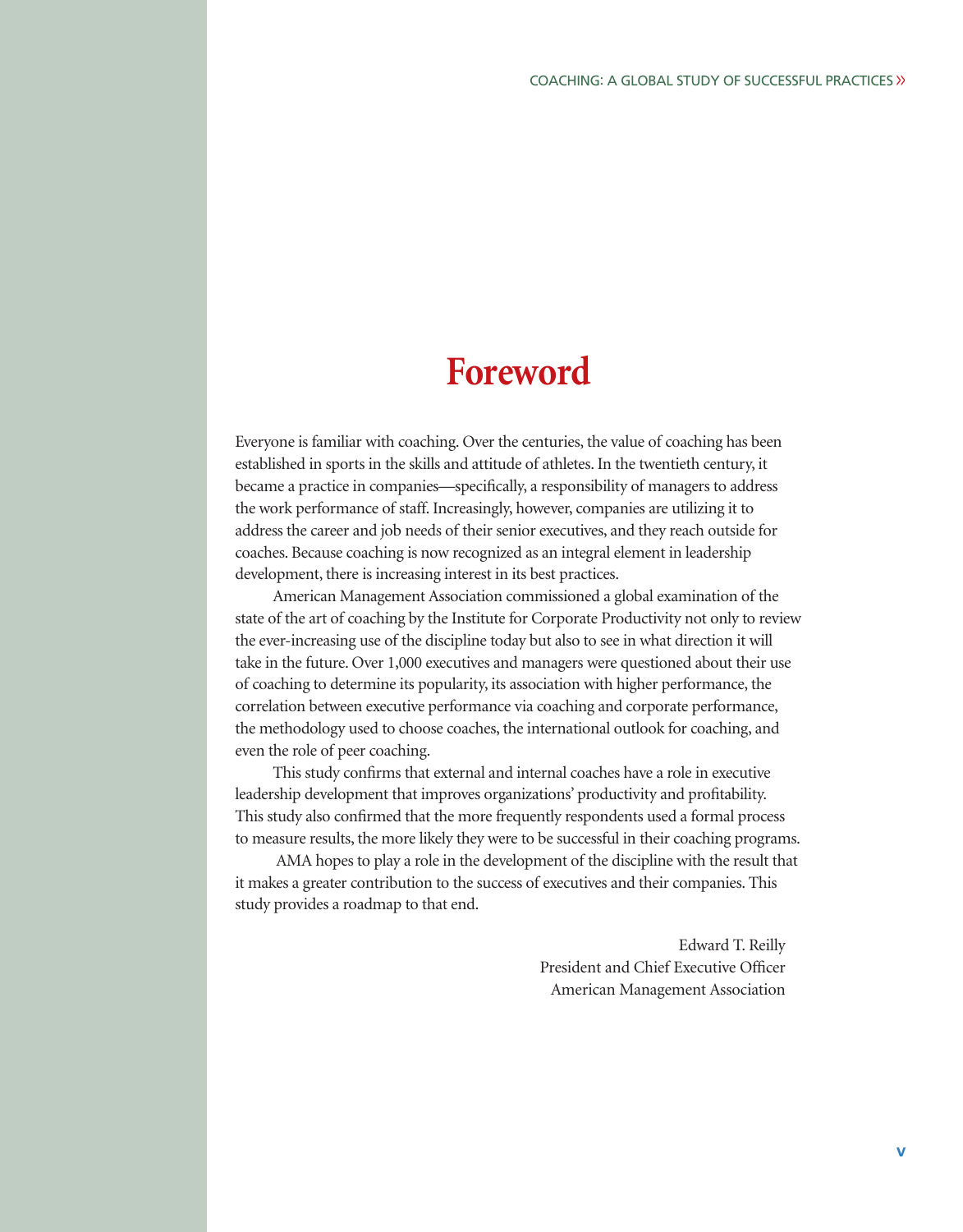# Foreword

Everyone is familiar with coaching. Over the centuries, the value of coaching has been established in sports in the skills and attitude of athletes. In the twentieth century, it became a practice in companies—specifically, a responsibility of managers to address the work performance of staff. Increasingly, however, companies are utilizing it to address the career and job needs of their senior executives, and they reach outside for coaches. Because coaching is now recognized as an integral element in leadership development, there is increasing interest in its best practices.

American Management Association commissioned a global examination of the state of the art of coaching by the Institute for Corporate Productivity not only to review the ever-increasing use of the discipline today but also to see in what direction it will take in the future. Over 1,000 executives and managers were questioned about their use of coaching to determine its popularity, its association with higher performance, the correlation between executive performance via coaching and corporate performance, the methodology used to choose coaches, the international outlook for coaching, and even the role of peer coaching.

This study confirms that external and internal coaches have a role in executive leadership development that improves organizations' productivity and profitability. This study also confirmed that the more frequently respondents used a formal process to measure results, the more likely they were to be successful in their coaching programs.

AMA hopes to play a role in the development of the discipline with the result that it makes a greater contribution to the success of executives and their companies. This study provides a roadmap to that end.

Edward T. Reilly
President and Chief Executive Officer
American Management Association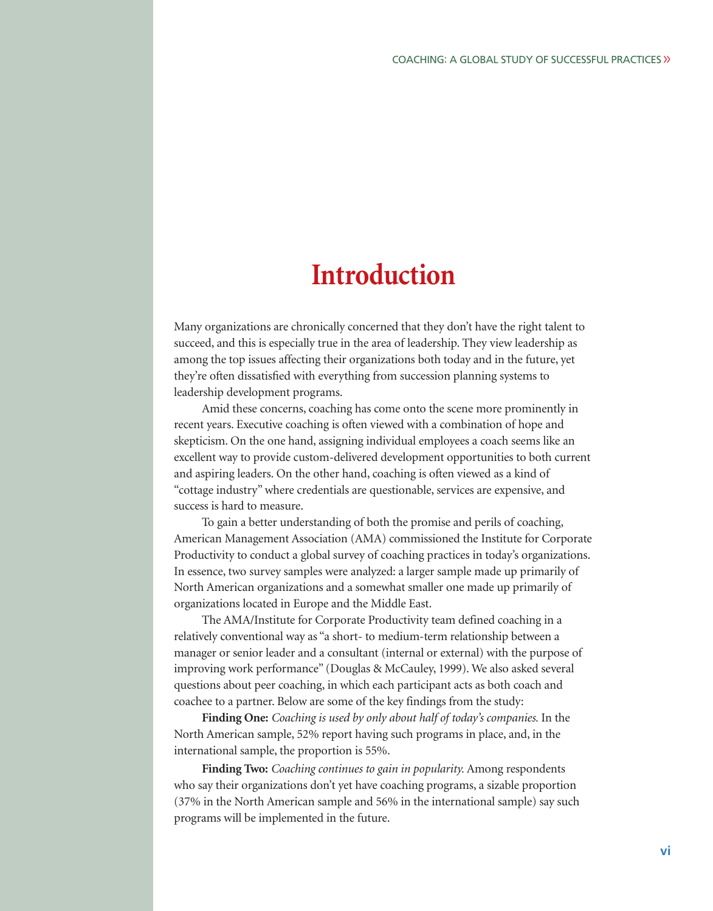# Introduction

Many organizations are chronically concerned that they don't have the right talent to succeed, and this is especially true in the area of leadership. They view leadership as among the top issues affecting their organizations both today and in the future, yet they're often dissatisfied with everything from succession planning systems to leadership development programs.

Amid these concerns, coaching has come onto the scene more prominently in recent years. Executive coaching is often viewed with a combination of hope and skepticism. On the one hand, assigning individual employees a coach seems like an excellent way to provide custom-delivered development opportunities to both current and aspiring leaders. On the other hand, coaching is often viewed as a kind of "cottage industry" where credentials are questionable, services are expensive, and success is hard to measure.

To gain a better understanding of both the promise and perils of coaching, American Management Association (AMA) commissioned the Institute for Corporate Productivity to conduct a global survey of coaching practices in today's organizations. In essence, two survey samples were analyzed: a larger sample made up primarily of North American organizations and a somewhat smaller one made up primarily of organizations located in Europe and the Middle East.

The AMA/Institute for Corporate Productivity team defined coaching in a relatively conventional way as "a short- to medium-term relationship between a manager or senior leader and a consultant (internal or external) with the purpose of improving work performance" (Douglas & McCauley, 1999). We also asked several questions about peer coaching, in which each participant acts as both coach and coachee to a partner. Below are some of the key findings from the study:

**Finding One:** *Coaching is used by only about half of today's companies.* In the North American sample, 52% report having such programs in place, and, in the international sample, the proportion is 55%.

**Finding Two:** *Coaching continues to gain in popularity.* Among respondents who say their organizations don't yet have coaching programs, a sizable proportion (37% in the North American sample and 56% in the international sample) say such programs will be implemented in the future.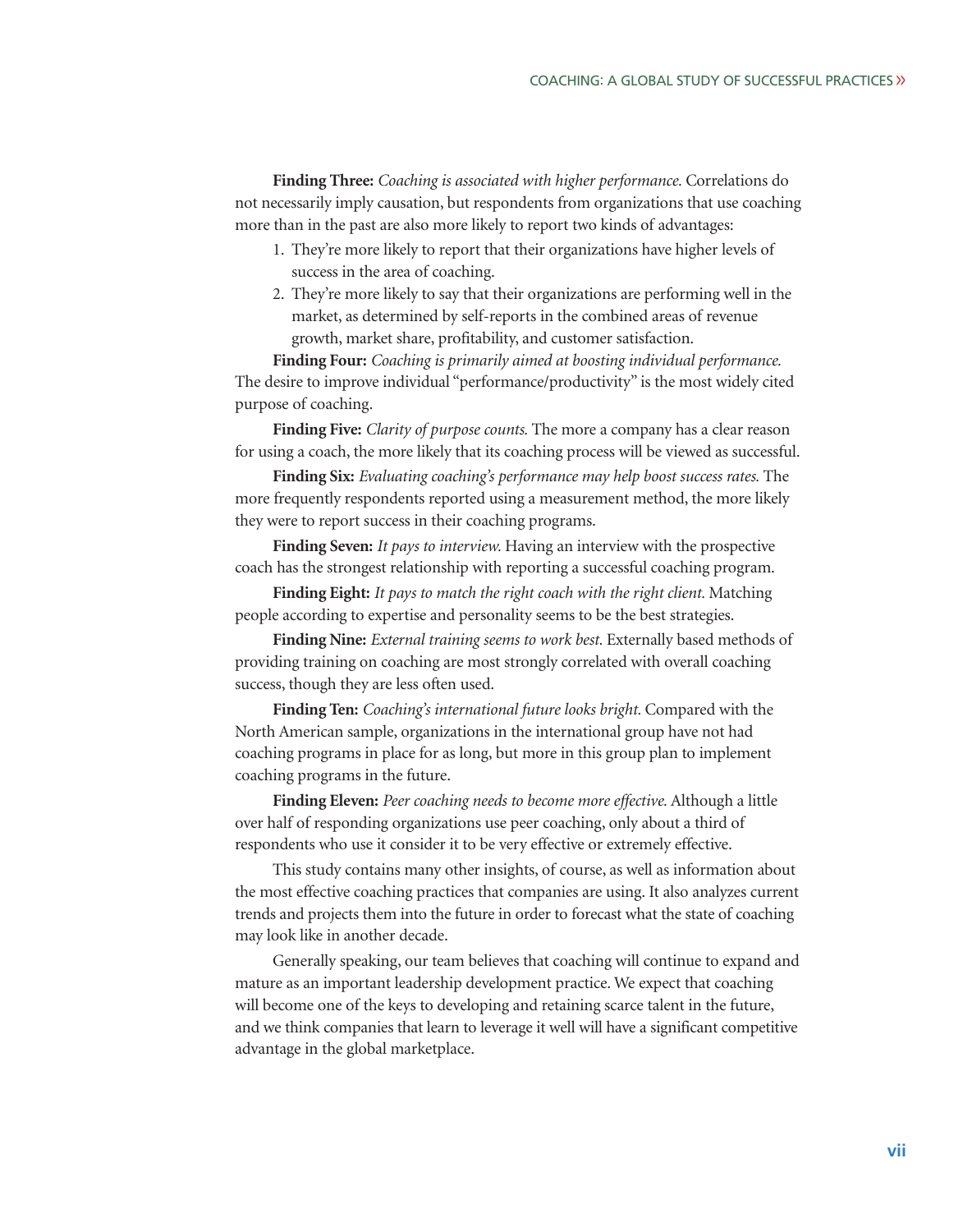**Finding Three:** *Coaching is associated with higher performance.* Correlations do not necessarily imply causation, but respondents from organizations that use coaching more than in the past are also more likely to report two kinds of advantages:

1. They're more likely to report that their organizations have higher levels of success in the area of coaching.
2. They're more likely to say that their organizations are performing well in the market, as determined by self-reports in the combined areas of revenue growth, market share, profitability, and customer satisfaction.

**Finding Four:** *Coaching is primarily aimed at boosting individual performance.* The desire to improve individual "performance/productivity" is the most widely cited purpose of coaching.

**Finding Five:** *Clarity of purpose counts.* The more a company has a clear reason for using a coach, the more likely that its coaching process will be viewed as successful.

**Finding Six:** *Evaluating coaching's performance may help boost success rates.* The more frequently respondents reported using a measurement method, the more likely they were to report success in their coaching programs.

**Finding Seven:** *It pays to interview.* Having an interview with the prospective coach has the strongest relationship with reporting a successful coaching program.

**Finding Eight:** *It pays to match the right coach with the right client.* Matching people according to expertise and personality seems to be the best strategies.

**Finding Nine:** *External training seems to work best.* Externally based methods of providing training on coaching are most strongly correlated with overall coaching success, though they are less often used.

**Finding Ten:** *Coaching's international future looks bright.* Compared with the North American sample, organizations in the international group have not had coaching programs in place for as long, but more in this group plan to implement coaching programs in the future.

**Finding Eleven:** *Peer coaching needs to become more effective.* Although a little over half of responding organizations use peer coaching, only about a third of respondents who use it consider it to be very effective or extremely effective.

This study contains many other insights, of course, as well as information about the most effective coaching practices that companies are using. It also analyzes current trends and projects them into the future in order to forecast what the state of coaching may look like in another decade.

Generally speaking, our team believes that coaching will continue to expand and mature as an important leadership development practice. We expect that coaching will become one of the keys to developing and retaining scarce talent in the future, and we think companies that learn to leverage it well will have a significant competitive advantage in the global marketplace.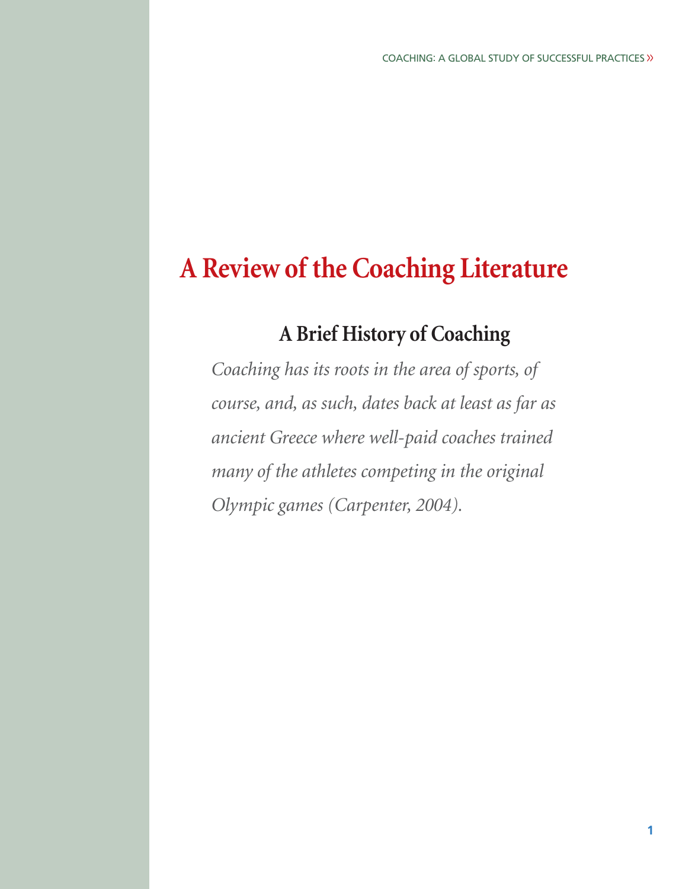# A Review of the Coaching Literature

## A Brief History of Coaching

*Coaching has its roots in the area of sports, of course, and, as such, dates back at least as far as ancient Greece where well-paid coaches trained many of the athletes competing in the original Olympic games (Carpenter, 2004).*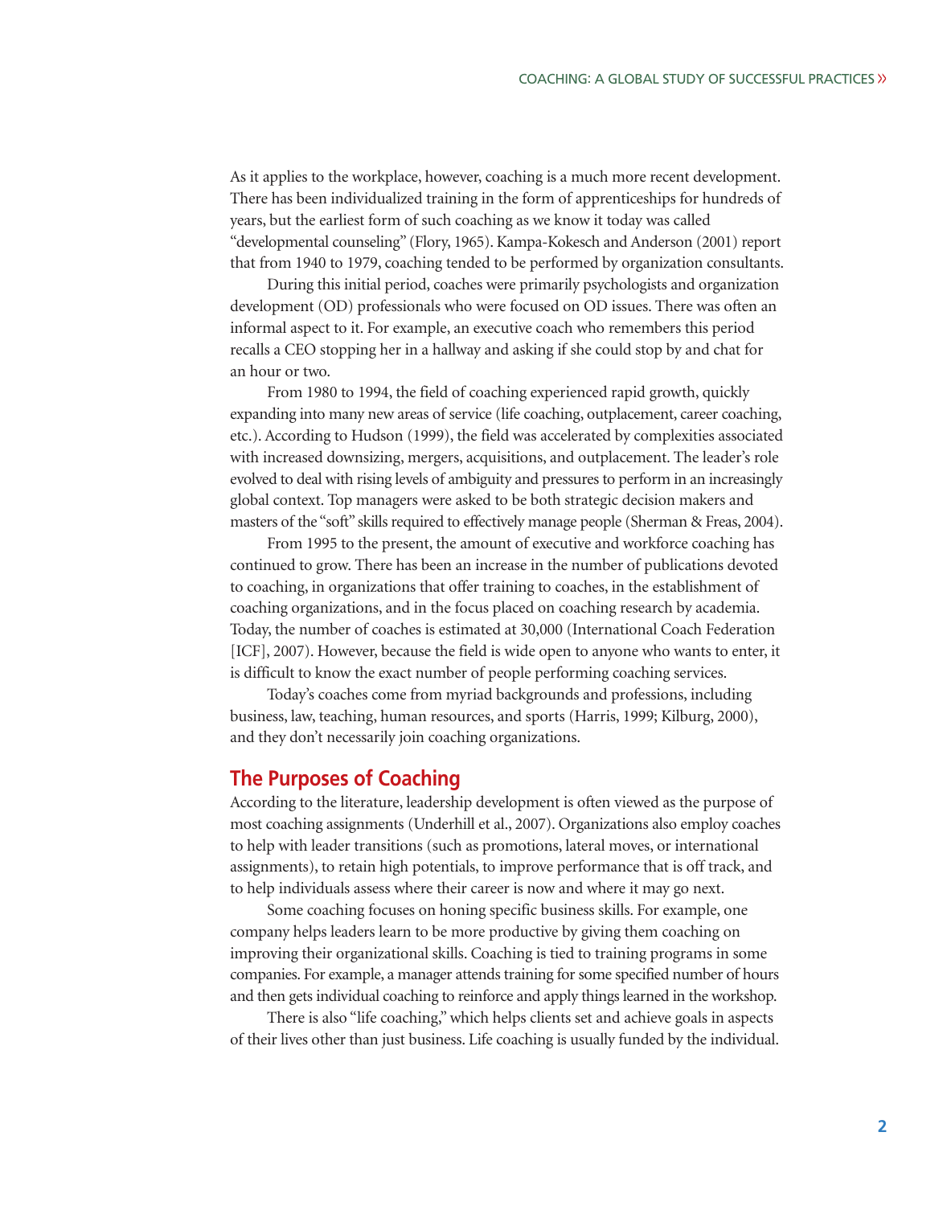As it applies to the workplace, however, coaching is a much more recent development. There has been individualized training in the form of apprenticeships for hundreds of years, but the earliest form of such coaching as we know it today was called "developmental counseling" (Flory, 1965). Kampa-Kokesch and Anderson (2001) report that from 1940 to 1979, coaching tended to be performed by organization consultants.

During this initial period, coaches were primarily psychologists and organization development (OD) professionals who were focused on OD issues. There was often an informal aspect to it. For example, an executive coach who remembers this period recalls a CEO stopping her in a hallway and asking if she could stop by and chat for an hour or two.

From 1980 to 1994, the field of coaching experienced rapid growth, quickly expanding into many new areas of service (life coaching, outplacement, career coaching, etc.). According to Hudson (1999), the field was accelerated by complexities associated with increased downsizing, mergers, acquisitions, and outplacement. The leader's role evolved to deal with rising levels of ambiguity and pressures to perform in an increasingly global context. Top managers were asked to be both strategic decision makers and masters of the "soft" skills required to effectively manage people (Sherman & Freas, 2004).

From 1995 to the present, the amount of executive and workforce coaching has continued to grow. There has been an increase in the number of publications devoted to coaching, in organizations that offer training to coaches, in the establishment of coaching organizations, and in the focus placed on coaching research by academia. Today, the number of coaches is estimated at 30,000 (International Coach Federation [ICF], 2007). However, because the field is wide open to anyone who wants to enter, it is difficult to know the exact number of people performing coaching services.

Today's coaches come from myriad backgrounds and professions, including business, law, teaching, human resources, and sports (Harris, 1999; Kilburg, 2000), and they don't necessarily join coaching organizations.

## The Purposes of Coaching

According to the literature, leadership development is often viewed as the purpose of most coaching assignments (Underhill et al., 2007). Organizations also employ coaches to help with leader transitions (such as promotions, lateral moves, or international assignments), to retain high potentials, to improve performance that is off track, and to help individuals assess where their career is now and where it may go next.

Some coaching focuses on honing specific business skills. For example, one company helps leaders learn to be more productive by giving them coaching on improving their organizational skills. Coaching is tied to training programs in some companies. For example, a manager attends training for some specified number of hours and then gets individual coaching to reinforce and apply things learned in the workshop.

There is also "life coaching," which helps clients set and achieve goals in aspects of their lives other than just business. Life coaching is usually funded by the individual.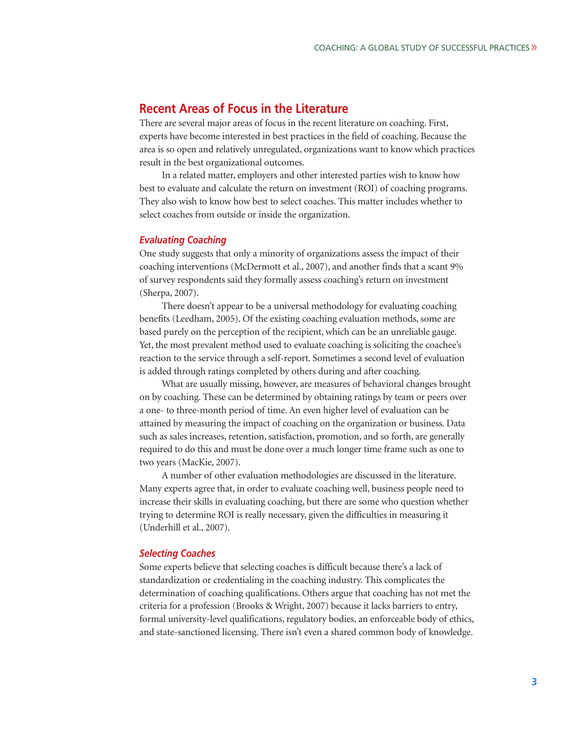## Recent Areas of Focus in the Literature

There are several major areas of focus in the recent literature on coaching. First, experts have become interested in best practices in the field of coaching. Because the area is so open and relatively unregulated, organizations want to know which practices result in the best organizational outcomes.

In a related matter, employers and other interested parties wish to know how best to evaluate and calculate the return on investment (ROI) of coaching programs. They also wish to know how best to select coaches. This matter includes whether to select coaches from outside or inside the organization.

### *Evaluating Coaching*

One study suggests that only a minority of organizations assess the impact of their coaching interventions (McDermott et al., 2007), and another finds that a scant 9% of survey respondents said they formally assess coaching's return on investment (Sherpa, 2007).

There doesn't appear to be a universal methodology for evaluating coaching benefits (Leedham, 2005). Of the existing coaching evaluation methods, some are based purely on the perception of the recipient, which can be an unreliable gauge. Yet, the most prevalent method used to evaluate coaching is soliciting the coachee's reaction to the service through a self-report. Sometimes a second level of evaluation is added through ratings completed by others during and after coaching.

What are usually missing, however, are measures of behavioral changes brought on by coaching. These can be determined by obtaining ratings by team or peers over a one- to three-month period of time. An even higher level of evaluation can be attained by measuring the impact of coaching on the organization or business. Data such as sales increases, retention, satisfaction, promotion, and so forth, are generally required to do this and must be done over a much longer time frame such as one to two years (MacKie, 2007).

A number of other evaluation methodologies are discussed in the literature. Many experts agree that, in order to evaluate coaching well, business people need to increase their skills in evaluating coaching, but there are some who question whether trying to determine ROI is really necessary, given the difficulties in measuring it (Underhill et al., 2007).

### *Selecting Coaches*

Some experts believe that selecting coaches is difficult because there's a lack of standardization or credentialing in the coaching industry. This complicates the determination of coaching qualifications. Others argue that coaching has not met the criteria for a profession (Brooks & Wright, 2007) because it lacks barriers to entry, formal university-level qualifications, regulatory bodies, an enforceable body of ethics, and state-sanctioned licensing. There isn't even a shared common body of knowledge.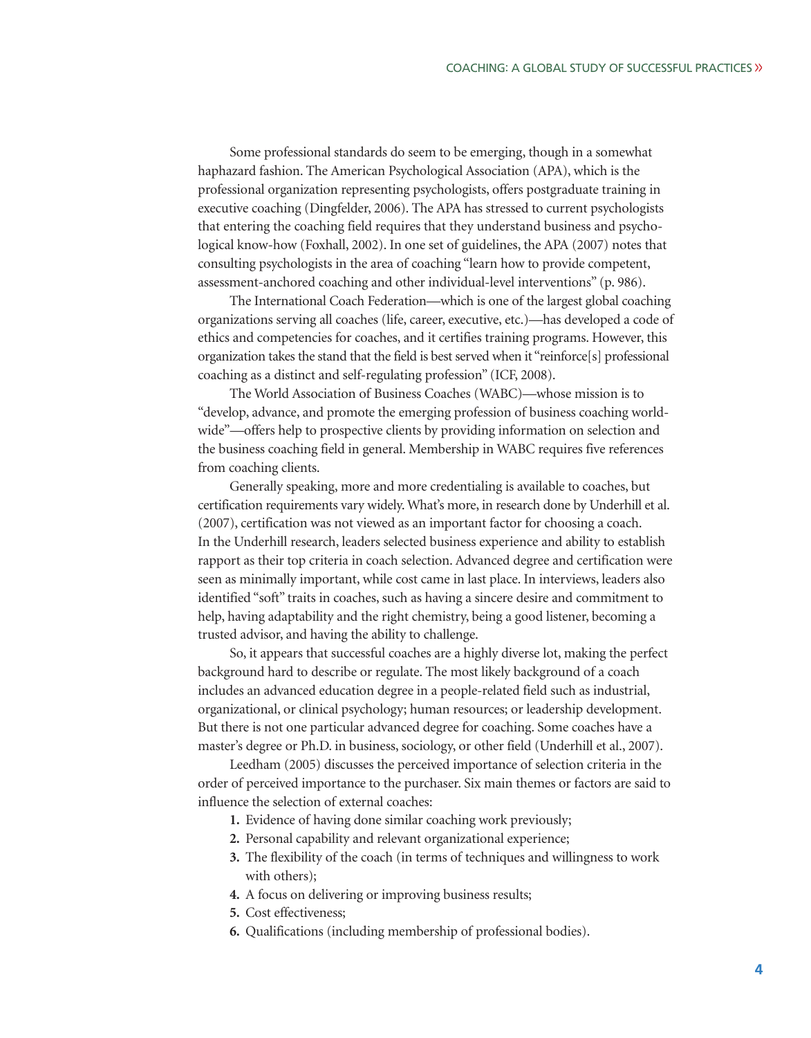Some professional standards do seem to be emerging, though in a somewhat haphazard fashion. The American Psychological Association (APA), which is the professional organization representing psychologists, offers postgraduate training in executive coaching (Dingfelder, 2006). The APA has stressed to current psychologists that entering the coaching field requires that they understand business and psychological know-how (Foxhall, 2002). In one set of guidelines, the APA (2007) notes that consulting psychologists in the area of coaching "learn how to provide competent, assessment-anchored coaching and other individual-level interventions" (p. 986).

The International Coach Federation—which is one of the largest global coaching organizations serving all coaches (life, career, executive, etc.)—has developed a code of ethics and competencies for coaches, and it certifies training programs. However, this organization takes the stand that the field is best served when it "reinforce[s] professional coaching as a distinct and self-regulating profession" (ICF, 2008).

The World Association of Business Coaches (WABC)—whose mission is to "develop, advance, and promote the emerging profession of business coaching worldwide"—offers help to prospective clients by providing information on selection and the business coaching field in general. Membership in WABC requires five references from coaching clients.

Generally speaking, more and more credentialing is available to coaches, but certification requirements vary widely. What's more, in research done by Underhill et al. (2007), certification was not viewed as an important factor for choosing a coach. In the Underhill research, leaders selected business experience and ability to establish rapport as their top criteria in coach selection. Advanced degree and certification were seen as minimally important, while cost came in last place. In interviews, leaders also identified "soft" traits in coaches, such as having a sincere desire and commitment to help, having adaptability and the right chemistry, being a good listener, becoming a trusted advisor, and having the ability to challenge.

So, it appears that successful coaches are a highly diverse lot, making the perfect background hard to describe or regulate. The most likely background of a coach includes an advanced education degree in a people-related field such as industrial, organizational, or clinical psychology; human resources; or leadership development. But there is not one particular advanced degree for coaching. Some coaches have a master's degree or Ph.D. in business, sociology, or other field (Underhill et al., 2007).

Leedham (2005) discusses the perceived importance of selection criteria in the order of perceived importance to the purchaser. Six main themes or factors are said to influence the selection of external coaches:

1. Evidence of having done similar coaching work previously;
2. Personal capability and relevant organizational experience;
3. The flexibility of the coach (in terms of techniques and willingness to work with others);
4. A focus on delivering or improving business results;
5. Cost effectiveness;
6. Qualifications (including membership of professional bodies).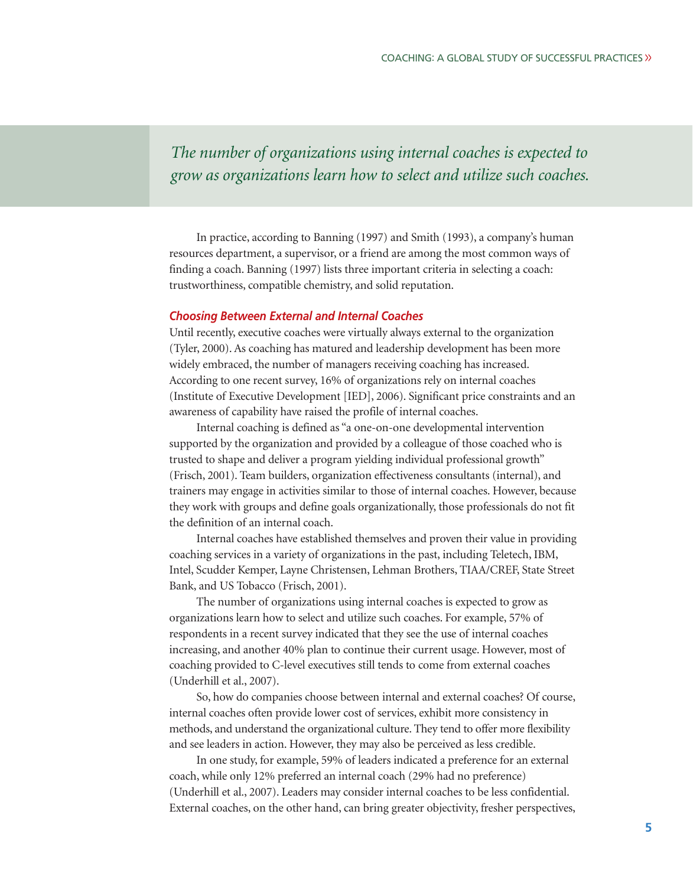*The number of organizations using internal coaches is expected to grow as organizations learn how to select and utilize such coaches.*

In practice, according to Banning (1997) and Smith (1993), a company's human resources department, a supervisor, or a friend are among the most common ways of finding a coach. Banning (1997) lists three important criteria in selecting a coach: trustworthiness, compatible chemistry, and solid reputation.

### *Choosing Between External and Internal Coaches*

Until recently, executive coaches were virtually always external to the organization (Tyler, 2000). As coaching has matured and leadership development has been more widely embraced, the number of managers receiving coaching has increased. According to one recent survey, 16% of organizations rely on internal coaches (Institute of Executive Development [IED], 2006). Significant price constraints and an awareness of capability have raised the profile of internal coaches.

Internal coaching is defined as "a one-on-one developmental intervention supported by the organization and provided by a colleague of those coached who is trusted to shape and deliver a program yielding individual professional growth" (Frisch, 2001). Team builders, organization effectiveness consultants (internal), and trainers may engage in activities similar to those of internal coaches. However, because they work with groups and define goals organizationally, those professionals do not fit the definition of an internal coach.

Internal coaches have established themselves and proven their value in providing coaching services in a variety of organizations in the past, including Teletech, IBM, Intel, Scudder Kemper, Layne Christensen, Lehman Brothers, TIAA/CREF, State Street Bank, and US Tobacco (Frisch, 2001).

The number of organizations using internal coaches is expected to grow as organizations learn how to select and utilize such coaches. For example, 57% of respondents in a recent survey indicated that they see the use of internal coaches increasing, and another 40% plan to continue their current usage. However, most of coaching provided to C-level executives still tends to come from external coaches (Underhill et al., 2007).

So, how do companies choose between internal and external coaches? Of course, internal coaches often provide lower cost of services, exhibit more consistency in methods, and understand the organizational culture. They tend to offer more flexibility and see leaders in action. However, they may also be perceived as less credible.

In one study, for example, 59% of leaders indicated a preference for an external coach, while only 12% preferred an internal coach (29% had no preference) (Underhill et al., 2007). Leaders may consider internal coaches to be less confidential. External coaches, on the other hand, can bring greater objectivity, fresher perspectives,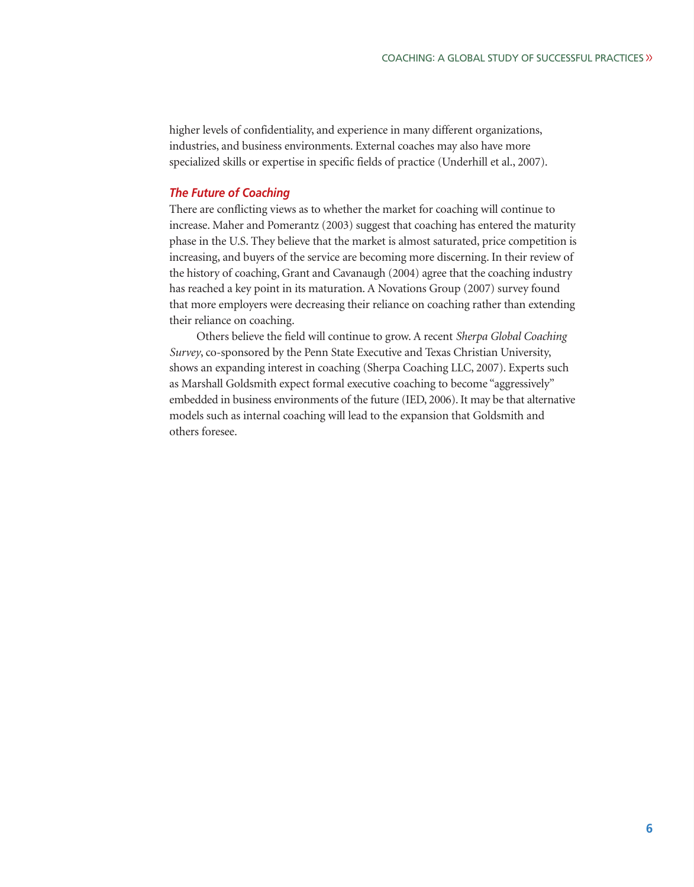higher levels of confidentiality, and experience in many different organizations, industries, and business environments. External coaches may also have more specialized skills or expertise in specific fields of practice (Underhill et al., 2007).

### *The Future of Coaching*

There are conflicting views as to whether the market for coaching will continue to increase. Maher and Pomerantz (2003) suggest that coaching has entered the maturity phase in the U.S. They believe that the market is almost saturated, price competition is increasing, and buyers of the service are becoming more discerning. In their review of the history of coaching, Grant and Cavanaugh (2004) agree that the coaching industry has reached a key point in its maturation. A Novations Group (2007) survey found that more employers were decreasing their reliance on coaching rather than extending their reliance on coaching.

Others believe the field will continue to grow. A recent *Sherpa Global Coaching Survey*, co-sponsored by the Penn State Executive and Texas Christian University, shows an expanding interest in coaching (Sherpa Coaching LLC, 2007). Experts such as Marshall Goldsmith expect formal executive coaching to become "aggressively" embedded in business environments of the future (IED, 2006). It may be that alternative models such as internal coaching will lead to the expansion that Goldsmith and others foresee.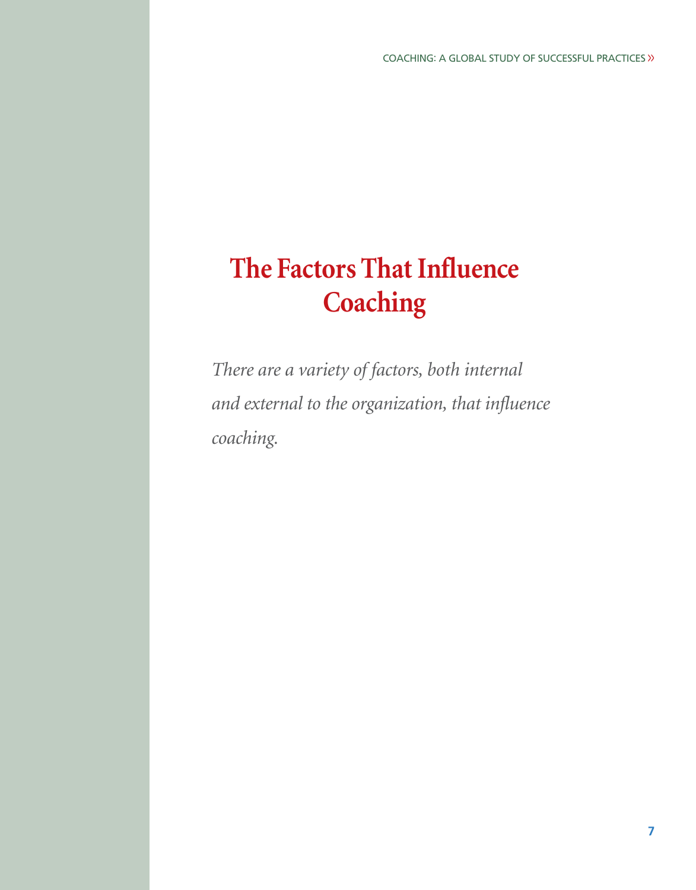# The Factors That Influence Coaching

*There are a variety of factors, both internal and external to the organization, that influence coaching.*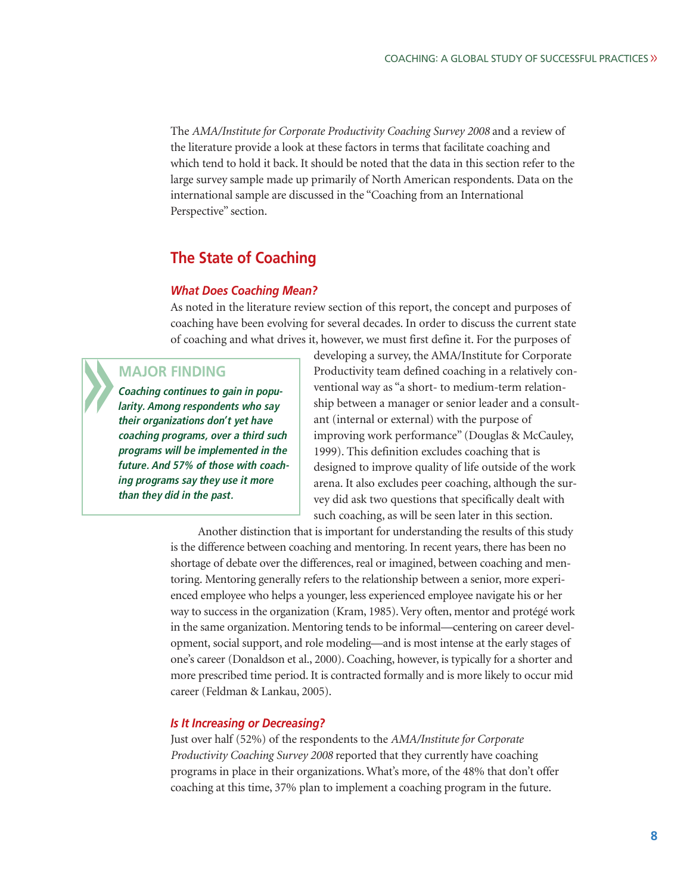The *AMA/Institute for Corporate Productivity Coaching Survey 2008* and a review of the literature provide a look at these factors in terms that facilitate coaching and which tend to hold it back. It should be noted that the data in this section refer to the large survey sample made up primarily of North American respondents. Data on the international sample are discussed in the "Coaching from an International Perspective" section.

## The State of Coaching

### *What Does Coaching Mean?*

As noted in the literature review section of this report, the concept and purposes of coaching have been evolving for several decades. In order to discuss the current state of coaching and what drives it, however, we must first define it. For the purposes of developing a survey, the AMA/Institute for Corporate Productivity team defined coaching in a relatively conventional way as "a short- to medium-term relationship between a manager or senior leader and a consultant (internal or external) with the purpose of improving work performance" (Douglas & McCauley, 1999). This definition excludes coaching that is designed to improve quality of life outside of the work arena. It also excludes peer coaching, although the survey did ask two questions that specifically dealt with such coaching, as will be seen later in this section.

> **MAJOR FINDING**
>
> ***Coaching continues to gain in popularity. Among respondents who say their organizations don't yet have coaching programs, over a third such programs will be implemented in the future. And 57% of those with coaching programs say they use it more than they did in the past.***

Another distinction that is important for understanding the results of this study is the difference between coaching and mentoring. In recent years, there has been no shortage of debate over the differences, real or imagined, between coaching and mentoring. Mentoring generally refers to the relationship between a senior, more experienced employee who helps a younger, less experienced employee navigate his or her way to success in the organization (Kram, 1985). Very often, mentor and protégé work in the same organization. Mentoring tends to be informal—centering on career development, social support, and role modeling—and is most intense at the early stages of one's career (Donaldson et al., 2000). Coaching, however, is typically for a shorter and more prescribed time period. It is contracted formally and is more likely to occur mid career (Feldman & Lankau, 2005).

### *Is It Increasing or Decreasing?*

Just over half (52%) of the respondents to the *AMA/Institute for Corporate Productivity Coaching Survey 2008* reported that they currently have coaching programs in place in their organizations. What's more, of the 48% that don't offer coaching at this time, 37% plan to implement a coaching program in the future.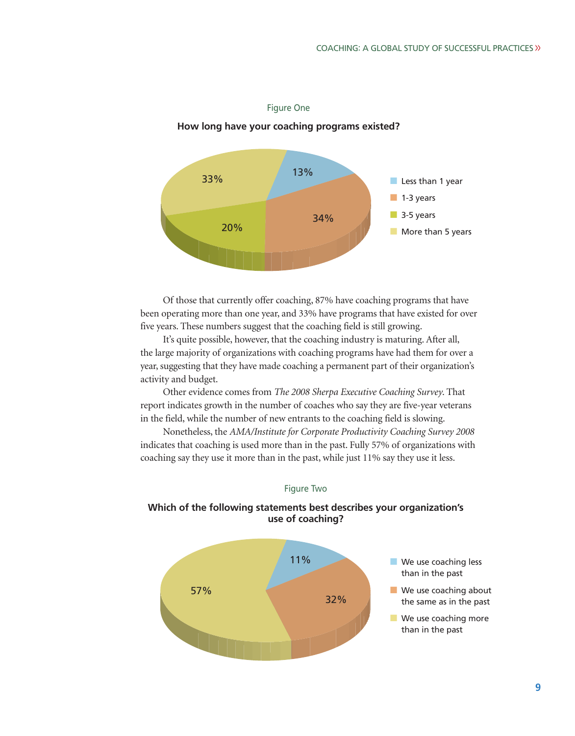Figure One

**How long have your coaching programs existed?**

| Duration | Percentage |
|---|---|
| Less than 1 year | 13% |
| 1-3 years | 34% |
| 3-5 years | 20% |
| More than 5 years | 33% |

Of those that currently offer coaching, 87% have coaching programs that have been operating more than one year, and 33% have programs that have existed for over five years. These numbers suggest that the coaching field is still growing.

It's quite possible, however, that the coaching industry is maturing. After all, the large majority of organizations with coaching programs have had them for over a year, suggesting that they have made coaching a permanent part of their organization's activity and budget.

Other evidence comes from *The 2008 Sherpa Executive Coaching Survey*. That report indicates growth in the number of coaches who say they are five-year veterans in the field, while the number of new entrants to the coaching field is slowing.

Nonetheless, the *AMA/Institute for Corporate Productivity Coaching Survey 2008* indicates that coaching is used more than in the past. Fully 57% of organizations with coaching say they use it more than in the past, while just 11% say they use it less.

Figure Two

**Which of the following statements best describes your organization's use of coaching?**

| Statement | Percentage |
|---|---|
| We use coaching less than in the past | 11% |
| We use coaching about the same as in the past | 32% |
| We use coaching more than in the past | 57% |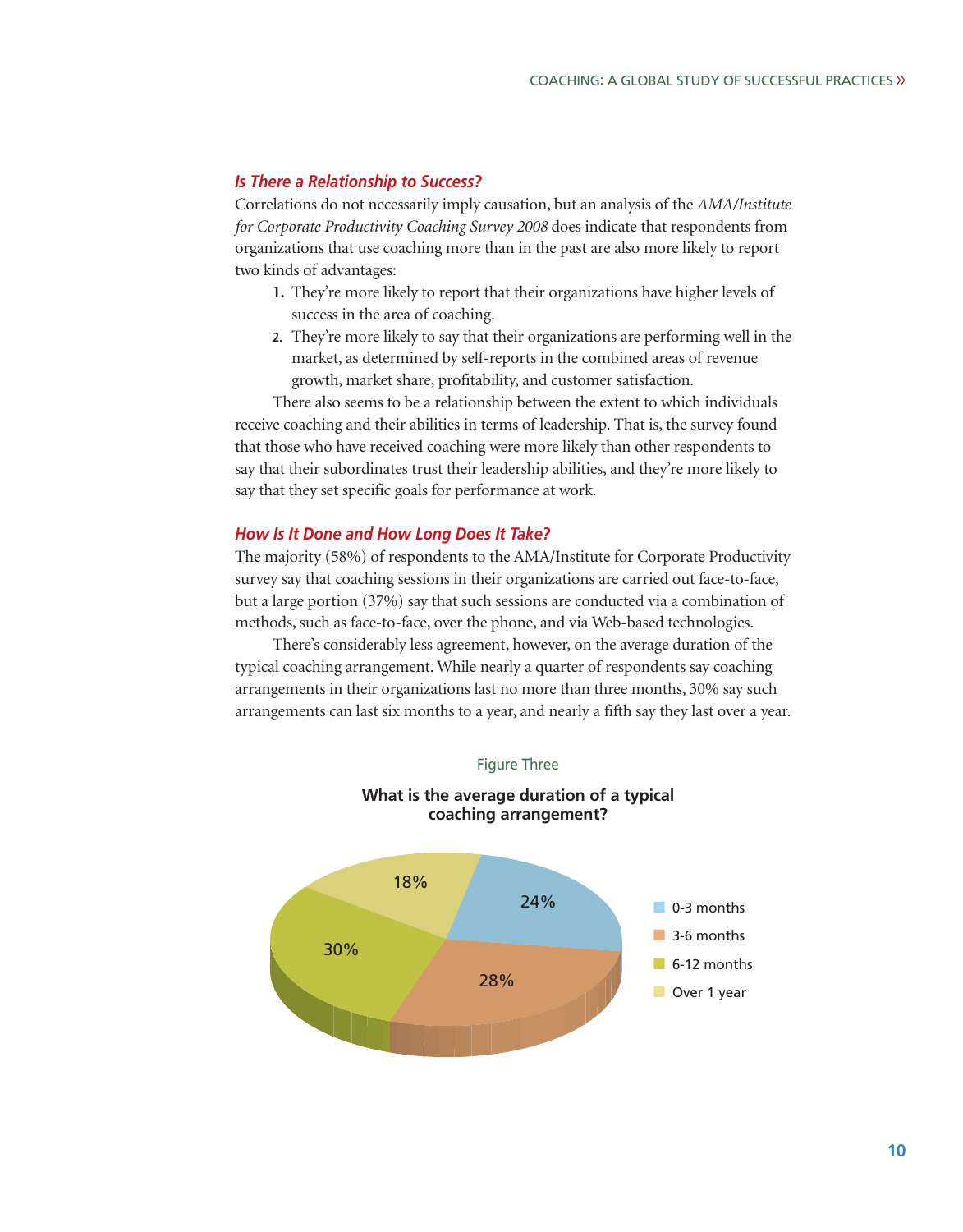### *Is There a Relationship to Success?*

Correlations do not necessarily imply causation, but an analysis of the *AMA/Institute for Corporate Productivity Coaching Survey 2008* does indicate that respondents from organizations that use coaching more than in the past are also more likely to report two kinds of advantages:

1. They're more likely to report that their organizations have higher levels of success in the area of coaching.
2. They're more likely to say that their organizations are performing well in the market, as determined by self-reports in the combined areas of revenue growth, market share, profitability, and customer satisfaction.

There also seems to be a relationship between the extent to which individuals receive coaching and their abilities in terms of leadership. That is, the survey found that those who have received coaching were more likely than other respondents to say that their subordinates trust their leadership abilities, and they're more likely to say that they set specific goals for performance at work.

### *How Is It Done and How Long Does It Take?*

The majority (58%) of respondents to the AMA/Institute for Corporate Productivity survey say that coaching sessions in their organizations are carried out face-to-face, but a large portion (37%) say that such sessions are conducted via a combination of methods, such as face-to-face, over the phone, and via Web-based technologies.

There's considerably less agreement, however, on the average duration of the typical coaching arrangement. While nearly a quarter of respondents say coaching arrangements in their organizations last no more than three months, 30% say such arrangements can last six months to a year, and nearly a fifth say they last over a year.

Figure Three

**What is the average duration of a typical coaching arrangement?**

| Duration | Percentage |
| --- | --- |
| 0-3 months | 24% |
| 3-6 months | 28% |
| 6-12 months | 30% |
| Over 1 year | 18% |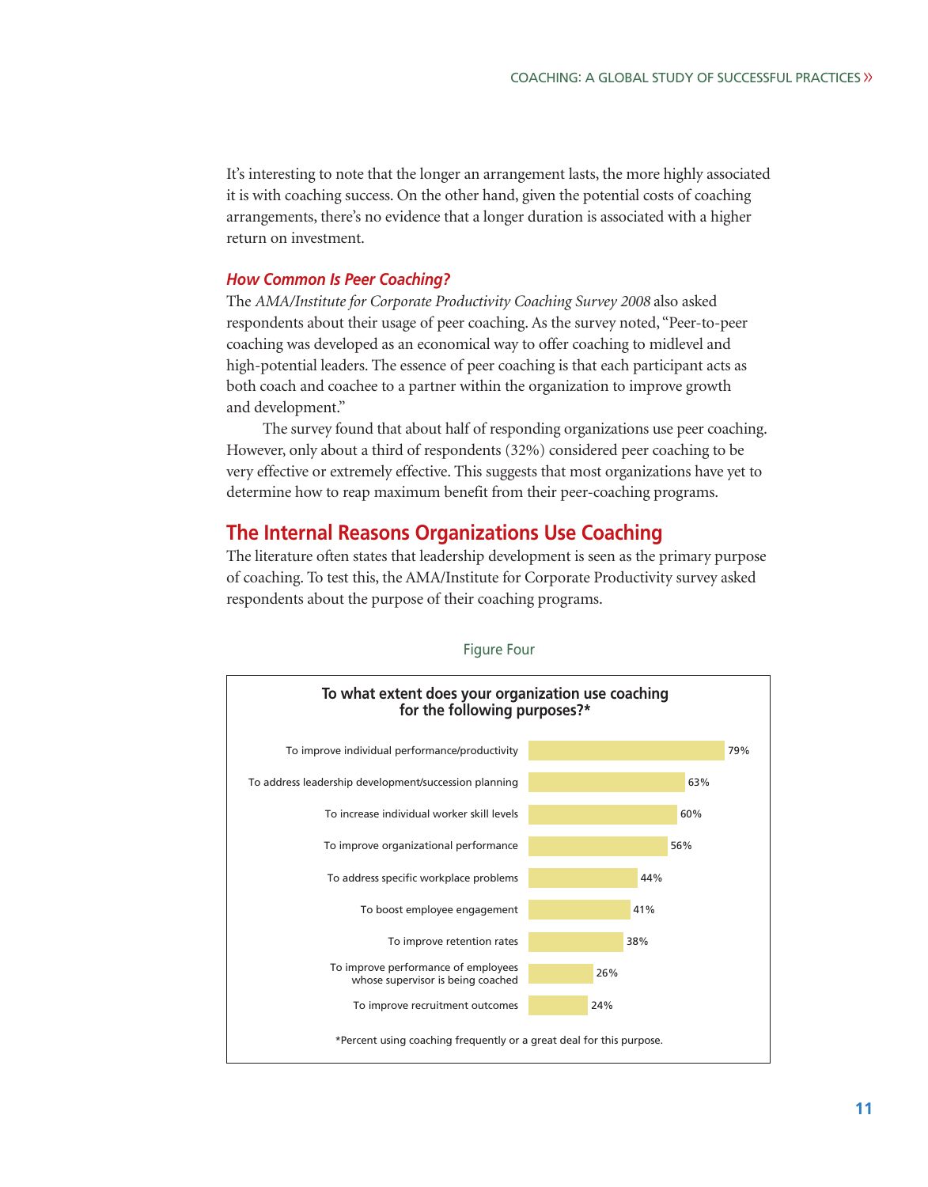It's interesting to note that the longer an arrangement lasts, the more highly associated it is with coaching success. On the other hand, given the potential costs of coaching arrangements, there's no evidence that a longer duration is associated with a higher return on investment.

### *How Common Is Peer Coaching?*

The *AMA/Institute for Corporate Productivity Coaching Survey 2008* also asked respondents about their usage of peer coaching. As the survey noted, "Peer-to-peer coaching was developed as an economical way to offer coaching to midlevel and high-potential leaders. The essence of peer coaching is that each participant acts as both coach and coachee to a partner within the organization to improve growth and development."

The survey found that about half of responding organizations use peer coaching. However, only about a third of respondents (32%) considered peer coaching to be very effective or extremely effective. This suggests that most organizations have yet to determine how to reap maximum benefit from their peer-coaching programs.

## The Internal Reasons Organizations Use Coaching

The literature often states that leadership development is seen as the primary purpose of coaching. To test this, the AMA/Institute for Corporate Productivity survey asked respondents about the purpose of their coaching programs.

Figure Four

**To what extent does your organization use coaching for the following purposes?***

| Purpose | Percent |
|---|---|
| To improve individual performance/productivity | 79% |
| To address leadership development/succession planning | 63% |
| To increase individual worker skill levels | 60% |
| To improve organizational performance | 56% |
| To address specific workplace problems | 44% |
| To boost employee engagement | 41% |
| To improve retention rates | 38% |
| To improve performance of employees whose supervisor is being coached | 26% |
| To improve recruitment outcomes | 24% |

*Percent using coaching frequently or a great deal for this purpose.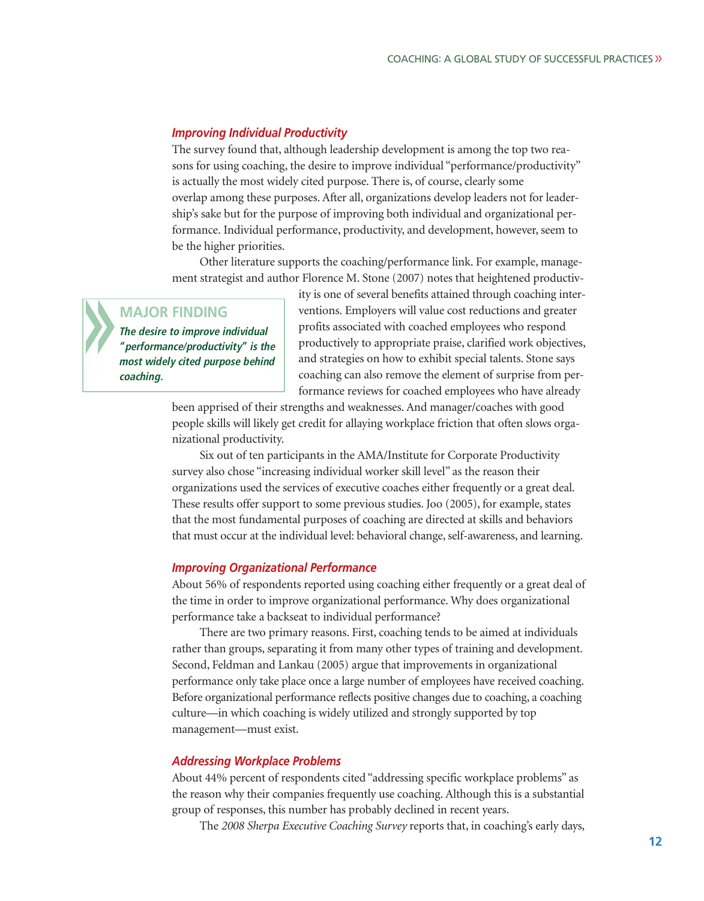### *Improving Individual Productivity*

The survey found that, although leadership development is among the top two reasons for using coaching, the desire to improve individual "performance/productivity" is actually the most widely cited purpose. There is, of course, clearly some overlap among these purposes. After all, organizations develop leaders not for leadership's sake but for the purpose of improving both individual and organizational performance. Individual performance, productivity, and development, however, seem to be the higher priorities.

Other literature supports the coaching/performance link. For example, management strategist and author Florence M. Stone (2007) notes that heightened productivity is one of several benefits attained through coaching interventions. Employers will value cost reductions and greater profits associated with coached employees who respond productively to appropriate praise, clarified work objectives, and strategies on how to exhibit special talents. Stone says coaching can also remove the element of surprise from performance reviews for coached employees who have already been apprised of their strengths and weaknesses. And manager/coaches with good people skills will likely get credit for allaying workplace friction that often slows organizational productivity.

> **MAJOR FINDING**
>
> ***The desire to improve individual "performance/productivity" is the most widely cited purpose behind coaching.***

Six out of ten participants in the AMA/Institute for Corporate Productivity survey also chose "increasing individual worker skill level" as the reason their organizations used the services of executive coaches either frequently or a great deal. These results offer support to some previous studies. Joo (2005), for example, states that the most fundamental purposes of coaching are directed at skills and behaviors that must occur at the individual level: behavioral change, self-awareness, and learning.

### *Improving Organizational Performance*

About 56% of respondents reported using coaching either frequently or a great deal of the time in order to improve organizational performance. Why does organizational performance take a backseat to individual performance?

There are two primary reasons. First, coaching tends to be aimed at individuals rather than groups, separating it from many other types of training and development. Second, Feldman and Lankau (2005) argue that improvements in organizational performance only take place once a large number of employees have received coaching. Before organizational performance reflects positive changes due to coaching, a coaching culture—in which coaching is widely utilized and strongly supported by top management—must exist.

### *Addressing Workplace Problems*

About 44% percent of respondents cited "addressing specific workplace problems" as the reason why their companies frequently use coaching. Although this is a substantial group of responses, this number has probably declined in recent years.

The *2008 Sherpa Executive Coaching Survey* reports that, in coaching's early days,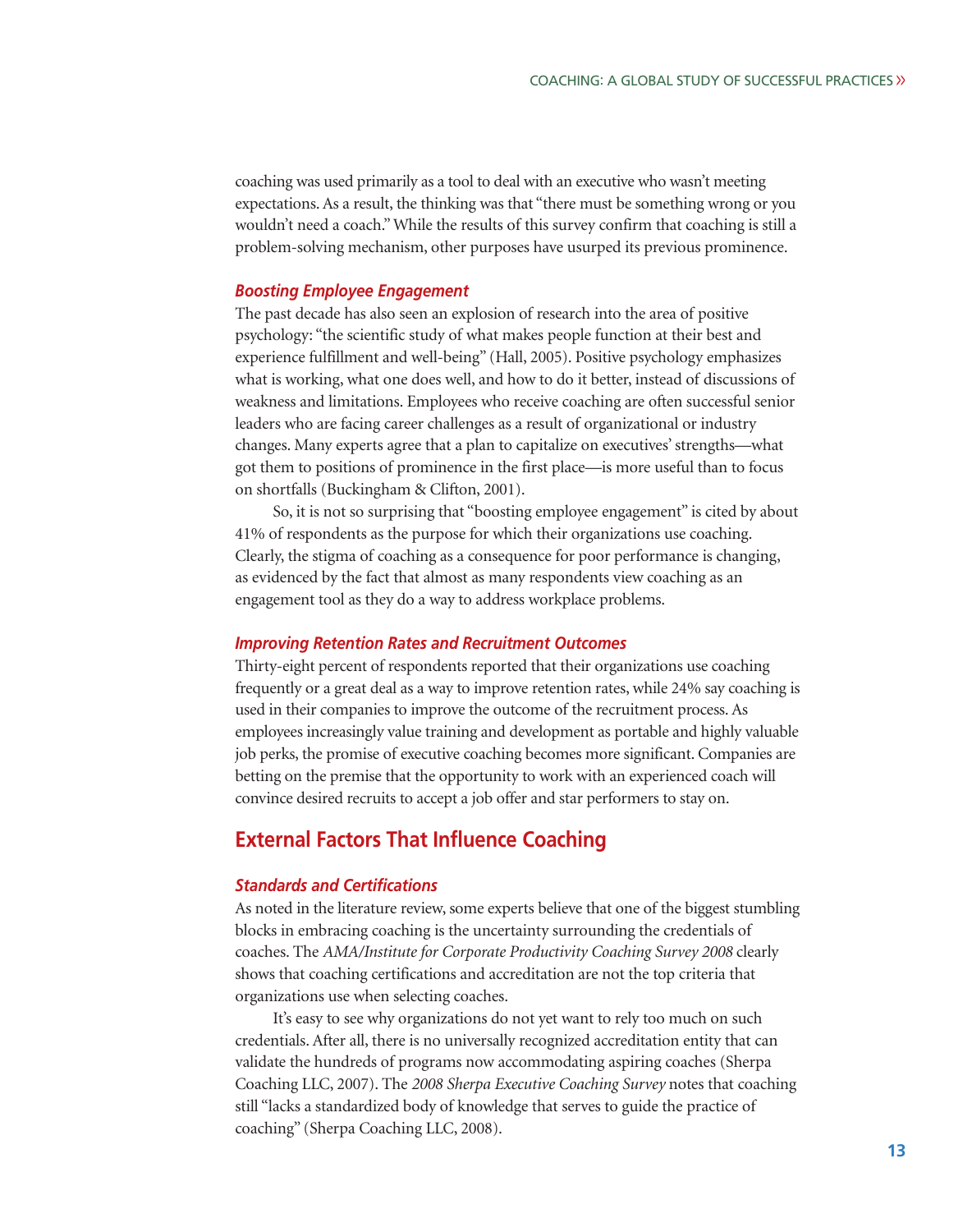coaching was used primarily as a tool to deal with an executive who wasn't meeting expectations. As a result, the thinking was that "there must be something wrong or you wouldn't need a coach." While the results of this survey confirm that coaching is still a problem-solving mechanism, other purposes have usurped its previous prominence.

### *Boosting Employee Engagement*

The past decade has also seen an explosion of research into the area of positive psychology: "the scientific study of what makes people function at their best and experience fulfillment and well-being" (Hall, 2005). Positive psychology emphasizes what is working, what one does well, and how to do it better, instead of discussions of weakness and limitations. Employees who receive coaching are often successful senior leaders who are facing career challenges as a result of organizational or industry changes. Many experts agree that a plan to capitalize on executives' strengths—what got them to positions of prominence in the first place—is more useful than to focus on shortfalls (Buckingham & Clifton, 2001).

So, it is not so surprising that "boosting employee engagement" is cited by about 41% of respondents as the purpose for which their organizations use coaching. Clearly, the stigma of coaching as a consequence for poor performance is changing, as evidenced by the fact that almost as many respondents view coaching as an engagement tool as they do a way to address workplace problems.

### *Improving Retention Rates and Recruitment Outcomes*

Thirty-eight percent of respondents reported that their organizations use coaching frequently or a great deal as a way to improve retention rates, while 24% say coaching is used in their companies to improve the outcome of the recruitment process. As employees increasingly value training and development as portable and highly valuable job perks, the promise of executive coaching becomes more significant. Companies are betting on the premise that the opportunity to work with an experienced coach will convince desired recruits to accept a job offer and star performers to stay on.

## External Factors That Influence Coaching

### *Standards and Certifications*

As noted in the literature review, some experts believe that one of the biggest stumbling blocks in embracing coaching is the uncertainty surrounding the credentials of coaches. The *AMA/Institute for Corporate Productivity Coaching Survey 2008* clearly shows that coaching certifications and accreditation are not the top criteria that organizations use when selecting coaches.

It's easy to see why organizations do not yet want to rely too much on such credentials. After all, there is no universally recognized accreditation entity that can validate the hundreds of programs now accommodating aspiring coaches (Sherpa Coaching LLC, 2007). The *2008 Sherpa Executive Coaching Survey* notes that coaching still "lacks a standardized body of knowledge that serves to guide the practice of coaching" (Sherpa Coaching LLC, 2008).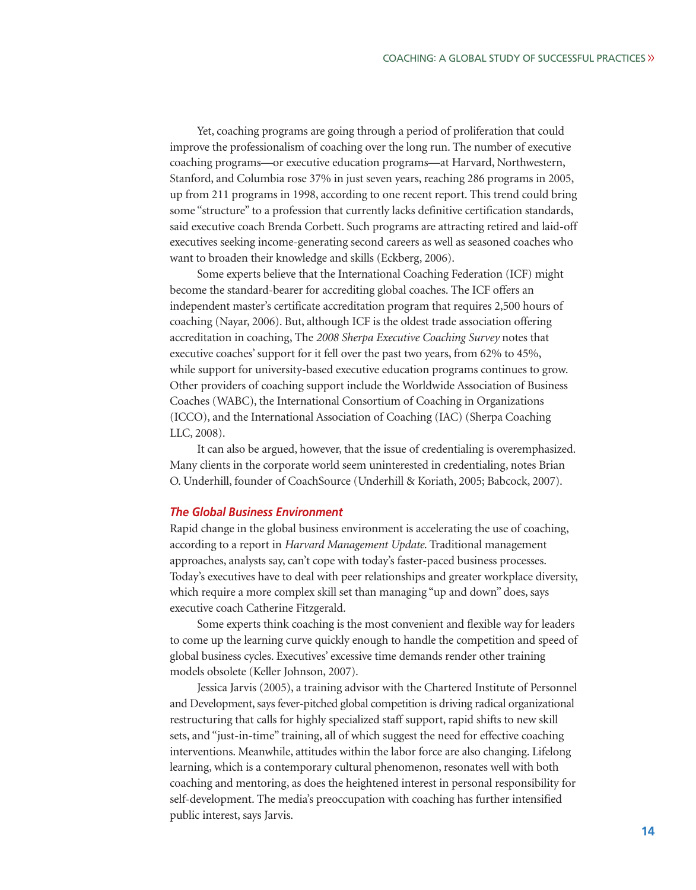Yet, coaching programs are going through a period of proliferation that could improve the professionalism of coaching over the long run. The number of executive coaching programs—or executive education programs—at Harvard, Northwestern, Stanford, and Columbia rose 37% in just seven years, reaching 286 programs in 2005, up from 211 programs in 1998, according to one recent report. This trend could bring some "structure" to a profession that currently lacks definitive certification standards, said executive coach Brenda Corbett. Such programs are attracting retired and laid-off executives seeking income-generating second careers as well as seasoned coaches who want to broaden their knowledge and skills (Eckberg, 2006).

Some experts believe that the International Coaching Federation (ICF) might become the standard-bearer for accrediting global coaches. The ICF offers an independent master's certificate accreditation program that requires 2,500 hours of coaching (Nayar, 2006). But, although ICF is the oldest trade association offering accreditation in coaching, The *2008 Sherpa Executive Coaching Survey* notes that executive coaches' support for it fell over the past two years, from 62% to 45%, while support for university-based executive education programs continues to grow. Other providers of coaching support include the Worldwide Association of Business Coaches (WABC), the International Consortium of Coaching in Organizations (ICCO), and the International Association of Coaching (IAC) (Sherpa Coaching LLC, 2008).

It can also be argued, however, that the issue of credentialing is overemphasized. Many clients in the corporate world seem uninterested in credentialing, notes Brian O. Underhill, founder of CoachSource (Underhill & Koriath, 2005; Babcock, 2007).

### *The Global Business Environment*

Rapid change in the global business environment is accelerating the use of coaching, according to a report in *Harvard Management Update*. Traditional management approaches, analysts say, can't cope with today's faster-paced business processes. Today's executives have to deal with peer relationships and greater workplace diversity, which require a more complex skill set than managing "up and down" does, says executive coach Catherine Fitzgerald.

Some experts think coaching is the most convenient and flexible way for leaders to come up the learning curve quickly enough to handle the competition and speed of global business cycles. Executives' excessive time demands render other training models obsolete (Keller Johnson, 2007).

Jessica Jarvis (2005), a training advisor with the Chartered Institute of Personnel and Development, says fever-pitched global competition is driving radical organizational restructuring that calls for highly specialized staff support, rapid shifts to new skill sets, and "just-in-time" training, all of which suggest the need for effective coaching interventions. Meanwhile, attitudes within the labor force are also changing. Lifelong learning, which is a contemporary cultural phenomenon, resonates well with both coaching and mentoring, as does the heightened interest in personal responsibility for self-development. The media's preoccupation with coaching has further intensified public interest, says Jarvis.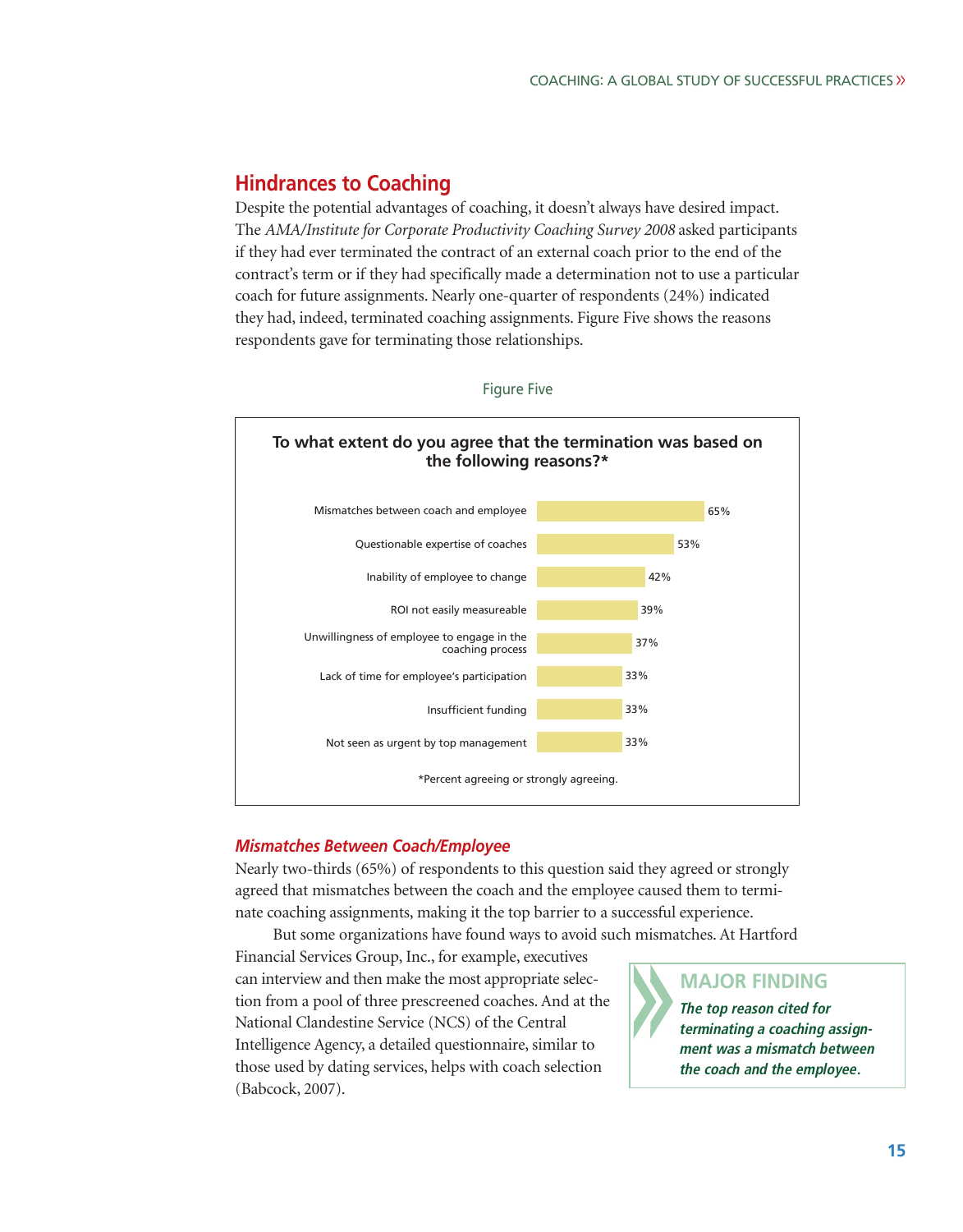## Hindrances to Coaching

Despite the potential advantages of coaching, it doesn't always have desired impact. The *AMA/Institute for Corporate Productivity Coaching Survey 2008* asked participants if they had ever terminated the contract of an external coach prior to the end of the contract's term or if they had specifically made a determination not to use a particular coach for future assignments. Nearly one-quarter of respondents (24%) indicated they had, indeed, terminated coaching assignments. Figure Five shows the reasons respondents gave for terminating those relationships.

Figure Five

**To what extent do you agree that the termination was based on the following reasons?***

| Reason | Percent |
| --- | --- |
| Mismatches between coach and employee | 65% |
| Questionable expertise of coaches | 53% |
| Inability of employee to change | 42% |
| ROI not easily measureable | 39% |
| Unwillingness of employee to engage in the coaching process | 37% |
| Lack of time for employee's participation | 33% |
| Insufficient funding | 33% |
| Not seen as urgent by top management | 33% |

*Percent agreeing or strongly agreeing.

### *Mismatches Between Coach/Employee*

Nearly two-thirds (65%) of respondents to this question said they agreed or strongly agreed that mismatches between the coach and the employee caused them to terminate coaching assignments, making it the top barrier to a successful experience.

But some organizations have found ways to avoid such mismatches. At Hartford Financial Services Group, Inc., for example, executives can interview and then make the most appropriate selection from a pool of three prescreened coaches. And at the National Clandestine Service (NCS) of the Central Intelligence Agency, a detailed questionnaire, similar to those used by dating services, helps with coach selection (Babcock, 2007).

> **MAJOR FINDING**
>
> ***The top reason cited for terminating a coaching assignment was a mismatch between the coach and the employee.***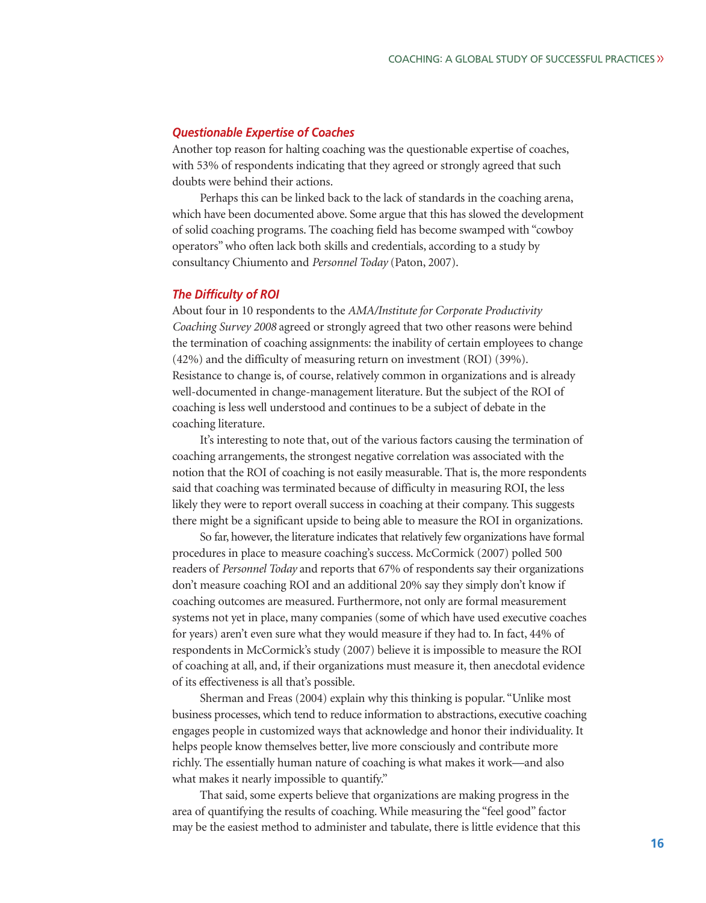### *Questionable Expertise of Coaches*

Another top reason for halting coaching was the questionable expertise of coaches, with 53% of respondents indicating that they agreed or strongly agreed that such doubts were behind their actions.

Perhaps this can be linked back to the lack of standards in the coaching arena, which have been documented above. Some argue that this has slowed the development of solid coaching programs. The coaching field has become swamped with "cowboy operators" who often lack both skills and credentials, according to a study by consultancy Chiumento and *Personnel Today* (Paton, 2007).

### *The Difficulty of ROI*

About four in 10 respondents to the *AMA/Institute for Corporate Productivity Coaching Survey 2008* agreed or strongly agreed that two other reasons were behind the termination of coaching assignments: the inability of certain employees to change (42%) and the difficulty of measuring return on investment (ROI) (39%). Resistance to change is, of course, relatively common in organizations and is already well-documented in change-management literature. But the subject of the ROI of coaching is less well understood and continues to be a subject of debate in the coaching literature.

It's interesting to note that, out of the various factors causing the termination of coaching arrangements, the strongest negative correlation was associated with the notion that the ROI of coaching is not easily measurable. That is, the more respondents said that coaching was terminated because of difficulty in measuring ROI, the less likely they were to report overall success in coaching at their company. This suggests there might be a significant upside to being able to measure the ROI in organizations.

So far, however, the literature indicates that relatively few organizations have formal procedures in place to measure coaching's success. McCormick (2007) polled 500 readers of *Personnel Today* and reports that 67% of respondents say their organizations don't measure coaching ROI and an additional 20% say they simply don't know if coaching outcomes are measured. Furthermore, not only are formal measurement systems not yet in place, many companies (some of which have used executive coaches for years) aren't even sure what they would measure if they had to. In fact, 44% of respondents in McCormick's study (2007) believe it is impossible to measure the ROI of coaching at all, and, if their organizations must measure it, then anecdotal evidence of its effectiveness is all that's possible.

Sherman and Freas (2004) explain why this thinking is popular. "Unlike most business processes, which tend to reduce information to abstractions, executive coaching engages people in customized ways that acknowledge and honor their individuality. It helps people know themselves better, live more consciously and contribute more richly. The essentially human nature of coaching is what makes it work—and also what makes it nearly impossible to quantify."

That said, some experts believe that organizations are making progress in the area of quantifying the results of coaching. While measuring the "feel good" factor may be the easiest method to administer and tabulate, there is little evidence that this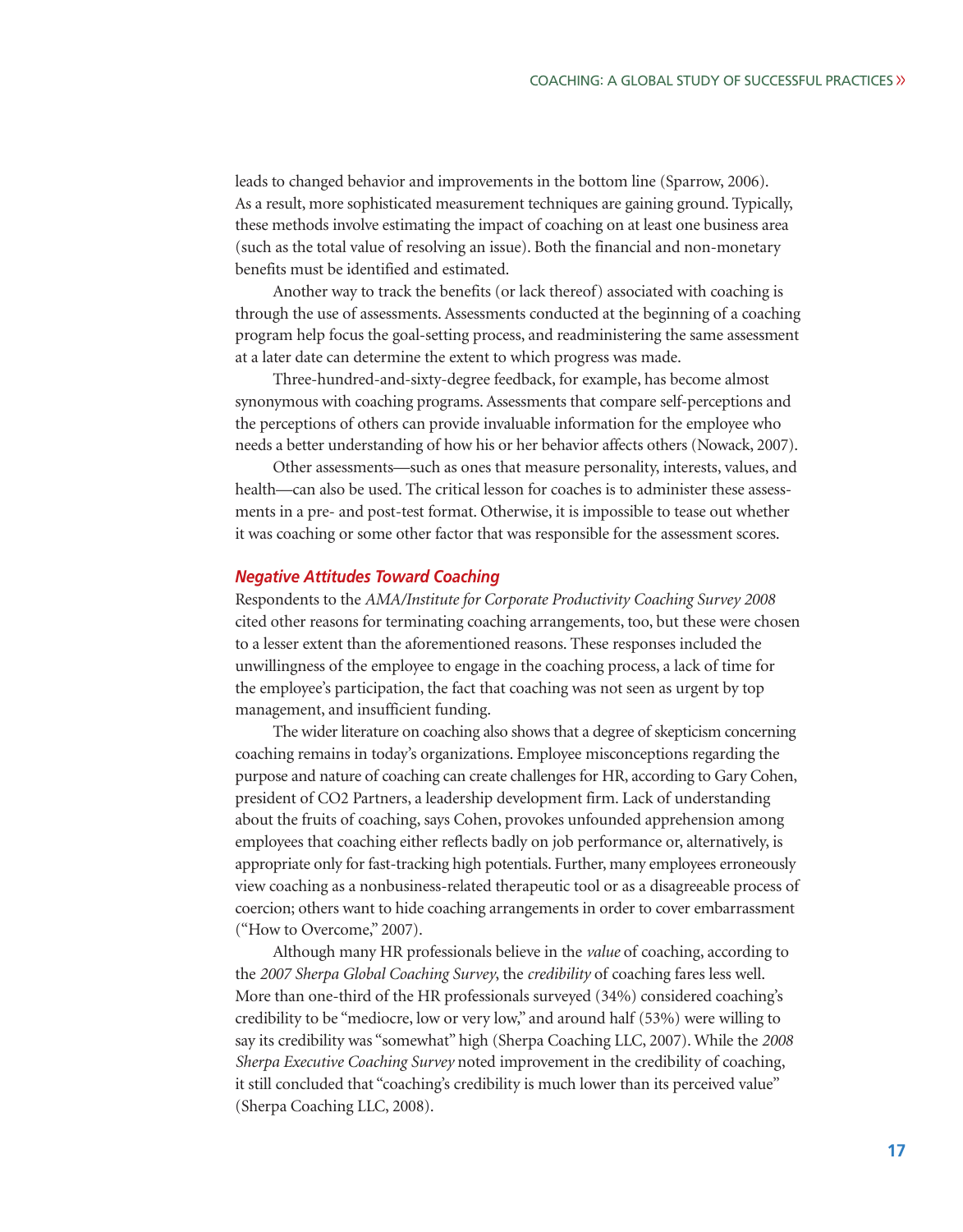leads to changed behavior and improvements in the bottom line (Sparrow, 2006). As a result, more sophisticated measurement techniques are gaining ground. Typically, these methods involve estimating the impact of coaching on at least one business area (such as the total value of resolving an issue). Both the financial and non-monetary benefits must be identified and estimated.

Another way to track the benefits (or lack thereof) associated with coaching is through the use of assessments. Assessments conducted at the beginning of a coaching program help focus the goal-setting process, and readministering the same assessment at a later date can determine the extent to which progress was made.

Three-hundred-and-sixty-degree feedback, for example, has become almost synonymous with coaching programs. Assessments that compare self-perceptions and the perceptions of others can provide invaluable information for the employee who needs a better understanding of how his or her behavior affects others (Nowack, 2007).

Other assessments—such as ones that measure personality, interests, values, and health—can also be used. The critical lesson for coaches is to administer these assessments in a pre- and post-test format. Otherwise, it is impossible to tease out whether it was coaching or some other factor that was responsible for the assessment scores.

### *Negative Attitudes Toward Coaching*

Respondents to the *AMA/Institute for Corporate Productivity Coaching Survey 2008* cited other reasons for terminating coaching arrangements, too, but these were chosen to a lesser extent than the aforementioned reasons. These responses included the unwillingness of the employee to engage in the coaching process, a lack of time for the employee's participation, the fact that coaching was not seen as urgent by top management, and insufficient funding.

The wider literature on coaching also shows that a degree of skepticism concerning coaching remains in today's organizations. Employee misconceptions regarding the purpose and nature of coaching can create challenges for HR, according to Gary Cohen, president of CO2 Partners, a leadership development firm. Lack of understanding about the fruits of coaching, says Cohen, provokes unfounded apprehension among employees that coaching either reflects badly on job performance or, alternatively, is appropriate only for fast-tracking high potentials. Further, many employees erroneously view coaching as a nonbusiness-related therapeutic tool or as a disagreeable process of coercion; others want to hide coaching arrangements in order to cover embarrassment ("How to Overcome," 2007).

Although many HR professionals believe in the *value* of coaching, according to the *2007 Sherpa Global Coaching Survey*, the *credibility* of coaching fares less well. More than one-third of the HR professionals surveyed (34%) considered coaching's credibility to be "mediocre, low or very low," and around half (53%) were willing to say its credibility was "somewhat" high (Sherpa Coaching LLC, 2007). While the *2008 Sherpa Executive Coaching Survey* noted improvement in the credibility of coaching, it still concluded that "coaching's credibility is much lower than its perceived value" (Sherpa Coaching LLC, 2008).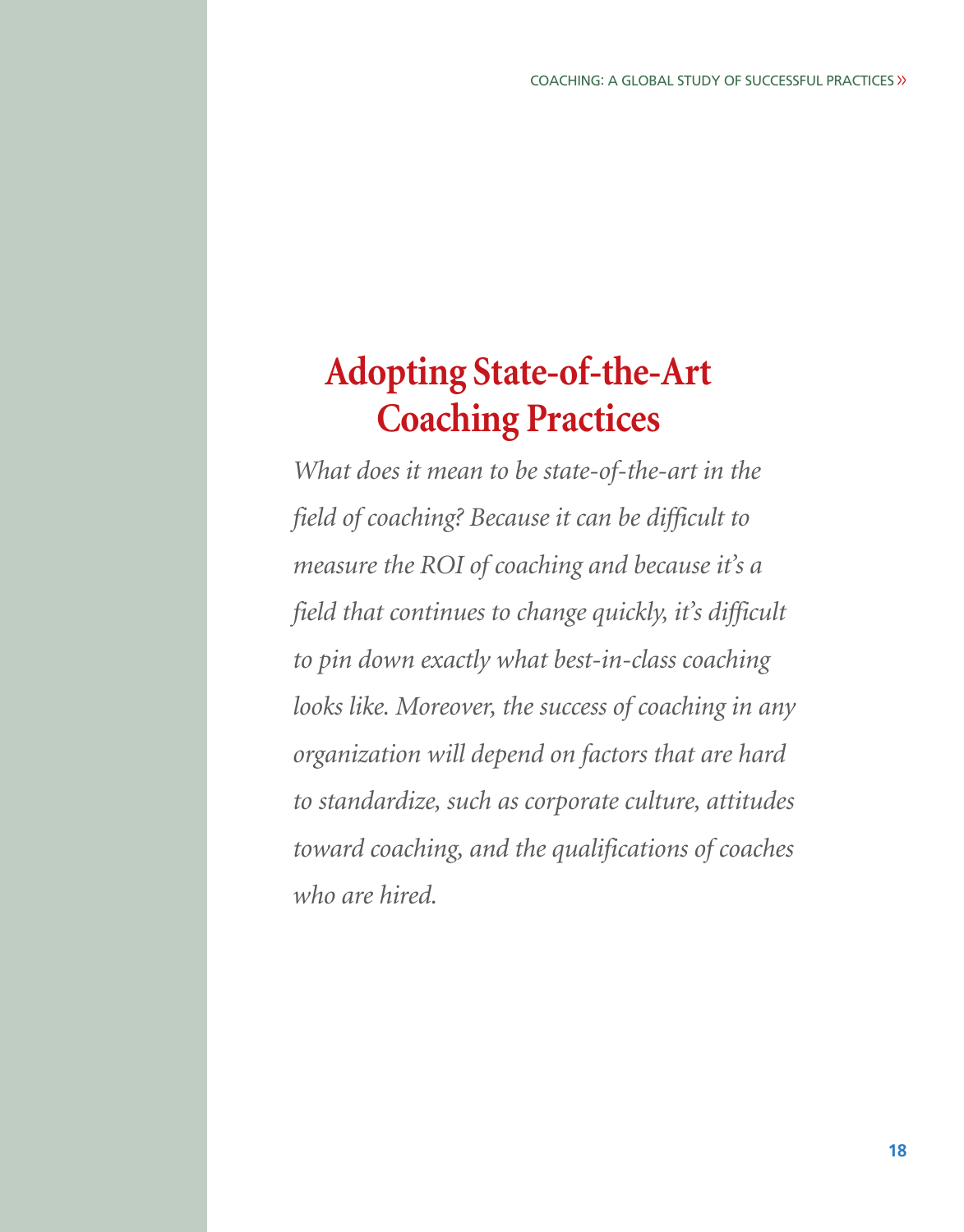# Adopting State-of-the-Art Coaching Practices

*What does it mean to be state-of-the-art in the field of coaching? Because it can be difficult to measure the ROI of coaching and because it's a field that continues to change quickly, it's difficult to pin down exactly what best-in-class coaching looks like. Moreover, the success of coaching in any organization will depend on factors that are hard to standardize, such as corporate culture, attitudes toward coaching, and the qualifications of coaches who are hired.*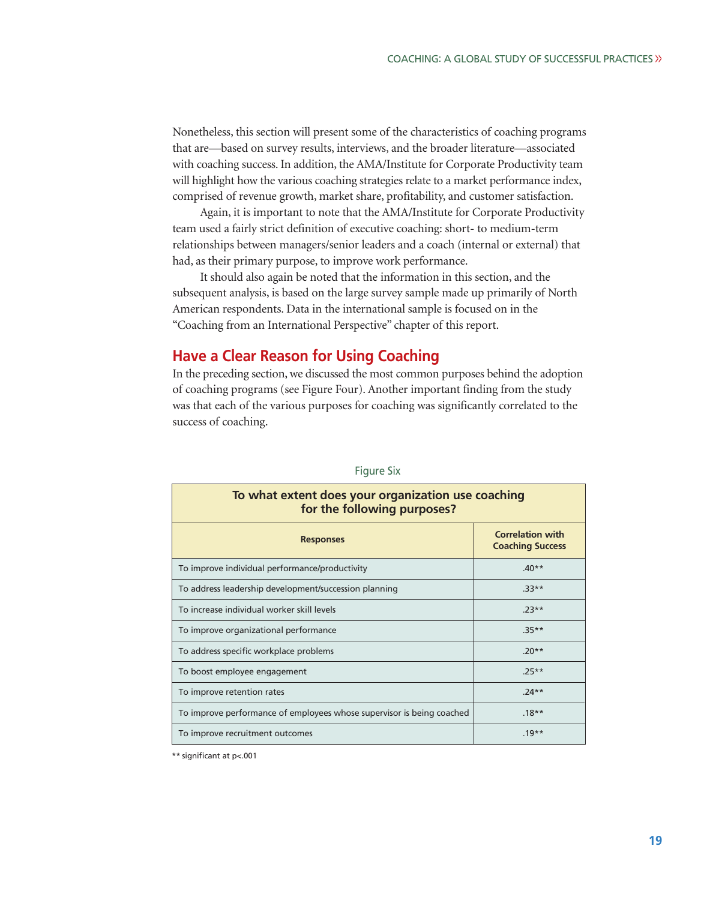Nonetheless, this section will present some of the characteristics of coaching programs that are—based on survey results, interviews, and the broader literature—associated with coaching success. In addition, the AMA/Institute for Corporate Productivity team will highlight how the various coaching strategies relate to a market performance index, comprised of revenue growth, market share, profitability, and customer satisfaction.

Again, it is important to note that the AMA/Institute for Corporate Productivity team used a fairly strict definition of executive coaching: short- to medium-term relationships between managers/senior leaders and a coach (internal or external) that had, as their primary purpose, to improve work performance.

It should also again be noted that the information in this section, and the subsequent analysis, is based on the large survey sample made up primarily of North American respondents. Data in the international sample is focused on in the "Coaching from an International Perspective" chapter of this report.

## Have a Clear Reason for Using Coaching

In the preceding section, we discussed the most common purposes behind the adoption of coaching programs (see Figure Four). Another important finding from the study was that each of the various purposes for coaching was significantly correlated to the success of coaching.

Figure Six

**To what extent does your organization use coaching for the following purposes?**

| Responses | Correlation with Coaching Success |
|---|---|
| To improve individual performance/productivity | .40** |
| To address leadership development/succession planning | .33** |
| To increase individual worker skill levels | .23** |
| To improve organizational performance | .35** |
| To address specific workplace problems | .20** |
| To boost employee engagement | .25** |
| To improve retention rates | .24** |
| To improve performance of employees whose supervisor is being coached | .18** |
| To improve recruitment outcomes | .19** |

** significant at $p<.001$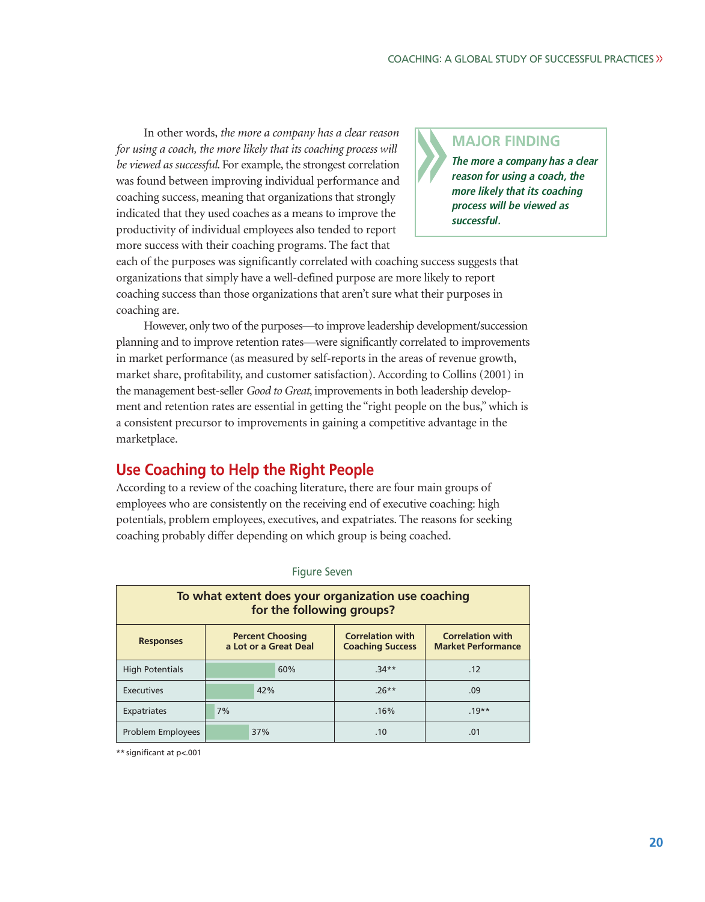In other words, *the more a company has a clear reason for using a coach, the more likely that its coaching process will be viewed as successful*. For example, the strongest correlation was found between improving individual performance and coaching success, meaning that organizations that strongly indicated that they used coaches as a means to improve the productivity of individual employees also tended to report more success with their coaching programs. The fact that each of the purposes was significantly correlated with coaching success suggests that organizations that simply have a well-defined purpose are more likely to report coaching success than those organizations that aren't sure what their purposes in coaching are.

> **MAJOR FINDING**
>
> ***The more a company has a clear reason for using a coach, the more likely that its coaching process will be viewed as successful.***

However, only two of the purposes—to improve leadership development/succession planning and to improve retention rates—were significantly correlated to improvements in market performance (as measured by self-reports in the areas of revenue growth, market share, profitability, and customer satisfaction). According to Collins (2001) in the management best-seller *Good to Great*, improvements in both leadership development and retention rates are essential in getting the "right people on the bus," which is a consistent precursor to improvements in gaining a competitive advantage in the marketplace.

## Use Coaching to Help the Right People

According to a review of the coaching literature, there are four main groups of employees who are consistently on the receiving end of executive coaching: high potentials, problem employees, executives, and expatriates. The reasons for seeking coaching probably differ depending on which group is being coached.

Figure Seven

**To what extent does your organization use coaching for the following groups?**

| Responses | Percent Choosing a Lot or a Great Deal | Correlation with Coaching Success | Correlation with Market Performance |
|---|---|---|---|
| High Potentials | 60% | .34** | .12 |
| Executives | 42% | .26** | .09 |
| Expatriates | 7% | .16% | .19** |
| Problem Employees | 37% | .10 | .01 |

** significant at p<.001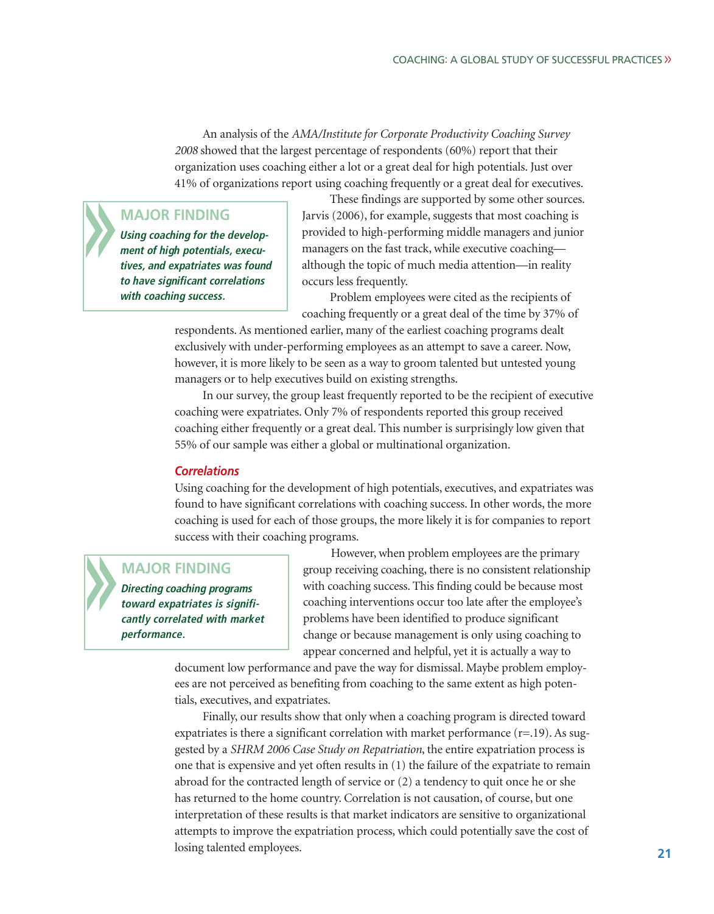An analysis of the *AMA/Institute for Corporate Productivity Coaching Survey 2008* showed that the largest percentage of respondents (60%) report that their organization uses coaching either a lot or a great deal for high potentials. Just over 41% of organizations report using coaching frequently or a great deal for executives.

> **MAJOR FINDING**
>
> ***Using coaching for the development of high potentials, executives, and expatriates was found to have significant correlations with coaching success.***

These findings are supported by some other sources. Jarvis (2006), for example, suggests that most coaching is provided to high-performing middle managers and junior managers on the fast track, while executive coaching—although the topic of much media attention—in reality occurs less frequently.

Problem employees were cited as the recipients of coaching frequently or a great deal of the time by 37% of respondents. As mentioned earlier, many of the earliest coaching programs dealt exclusively with under-performing employees as an attempt to save a career. Now, however, it is more likely to be seen as a way to groom talented but untested young managers or to help executives build on existing strengths.

In our survey, the group least frequently reported to be the recipient of executive coaching were expatriates. Only 7% of respondents reported this group received coaching either frequently or a great deal. This number is surprisingly low given that 55% of our sample was either a global or multinational organization.

### *Correlations*

Using coaching for the development of high potentials, executives, and expatriates was found to have significant correlations with coaching success. In other words, the more coaching is used for each of those groups, the more likely it is for companies to report success with their coaching programs.

> **MAJOR FINDING**
>
> ***Directing coaching programs toward expatriates is significantly correlated with market performance.***

However, when problem employees are the primary group receiving coaching, there is no consistent relationship with coaching success. This finding could be because most coaching interventions occur too late after the employee's problems have been identified to produce significant change or because management is only using coaching to appear concerned and helpful, yet it is actually a way to document low performance and pave the way for dismissal. Maybe problem employees are not perceived as benefiting from coaching to the same extent as high potentials, executives, and expatriates.

Finally, our results show that only when a coaching program is directed toward expatriates is there a significant correlation with market performance ($r = .19$). As suggested by a *SHRM 2006 Case Study on Repatriation*, the entire expatriation process is one that is expensive and yet often results in (1) the failure of the expatriate to remain abroad for the contracted length of service or (2) a tendency to quit once he or she has returned to the home country. Correlation is not causation, of course, but one interpretation of these results is that market indicators are sensitive to organizational attempts to improve the expatriation process, which could potentially save the cost of losing talented employees.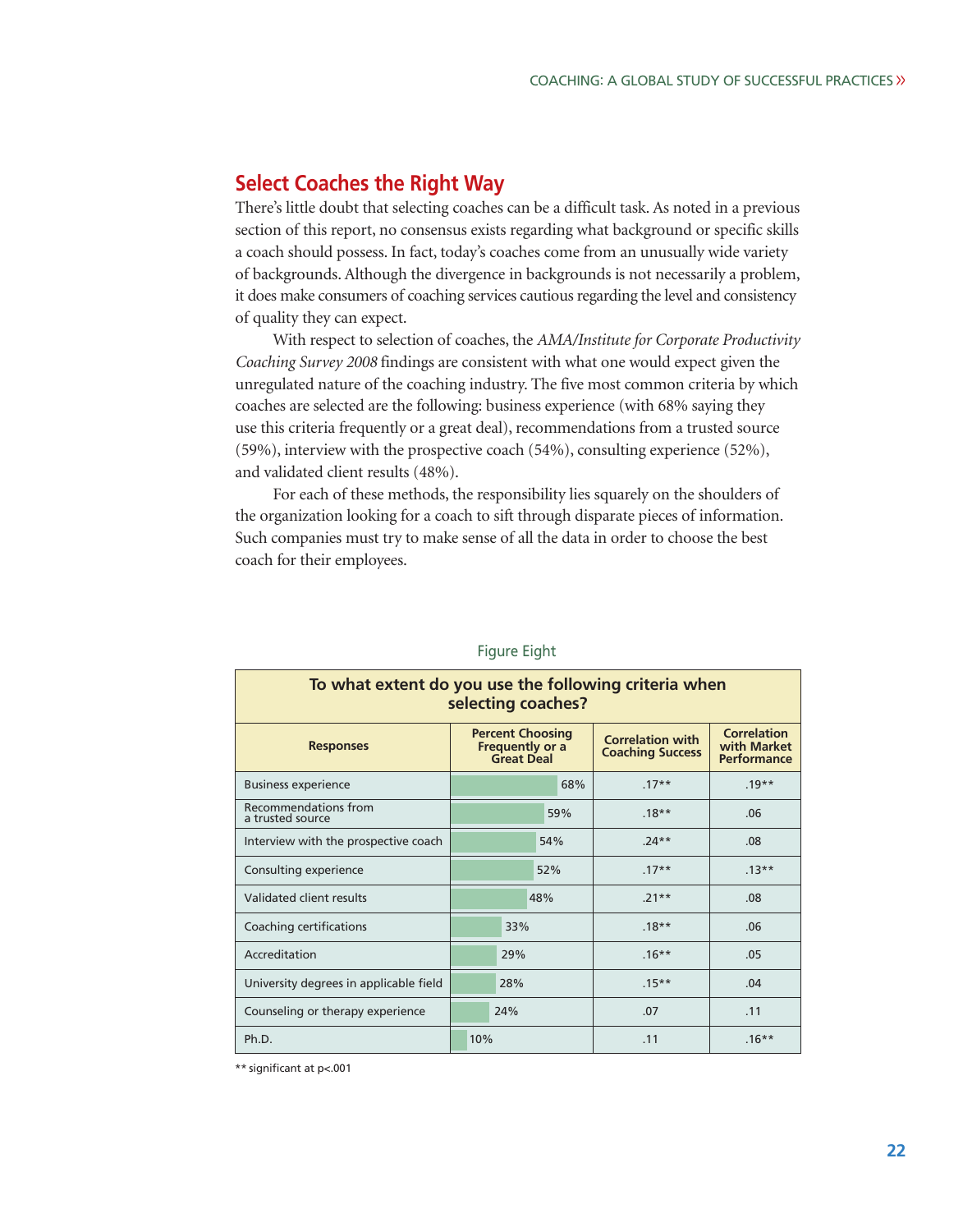## Select Coaches the Right Way

There's little doubt that selecting coaches can be a difficult task. As noted in a previous section of this report, no consensus exists regarding what background or specific skills a coach should possess. In fact, today's coaches come from an unusually wide variety of backgrounds. Although the divergence in backgrounds is not necessarily a problem, it does make consumers of coaching services cautious regarding the level and consistency of quality they can expect.

With respect to selection of coaches, the *AMA/Institute for Corporate Productivity Coaching Survey 2008* findings are consistent with what one would expect given the unregulated nature of the coaching industry. The five most common criteria by which coaches are selected are the following: business experience (with 68% saying they use this criteria frequently or a great deal), recommendations from a trusted source (59%), interview with the prospective coach (54%), consulting experience (52%), and validated client results (48%).

For each of these methods, the responsibility lies squarely on the shoulders of the organization looking for a coach to sift through disparate pieces of information. Such companies must try to make sense of all the data in order to choose the best coach for their employees.

Figure Eight

**To what extent do you use the following criteria when selecting coaches?**

| Responses | Percent Choosing Frequently or a Great Deal | Correlation with Coaching Success | Correlation with Market Performance |
|---|---|---|---|
| Business experience | 68% | .17** | .19** |
| Recommendations from a trusted source | 59% | .18** | .06 |
| Interview with the prospective coach | 54% | .24** | .08 |
| Consulting experience | 52% | .17** | .13** |
| Validated client results | 48% | .21** | .08 |
| Coaching certifications | 33% | .18** | .06 |
| Accreditation | 29% | .16** | .05 |
| University degrees in applicable field | 28% | .15** | .04 |
| Counseling or therapy experience | 24% | .07 | .11 |
| Ph.D. | 10% | .11 | .16** |

** significant at p<.001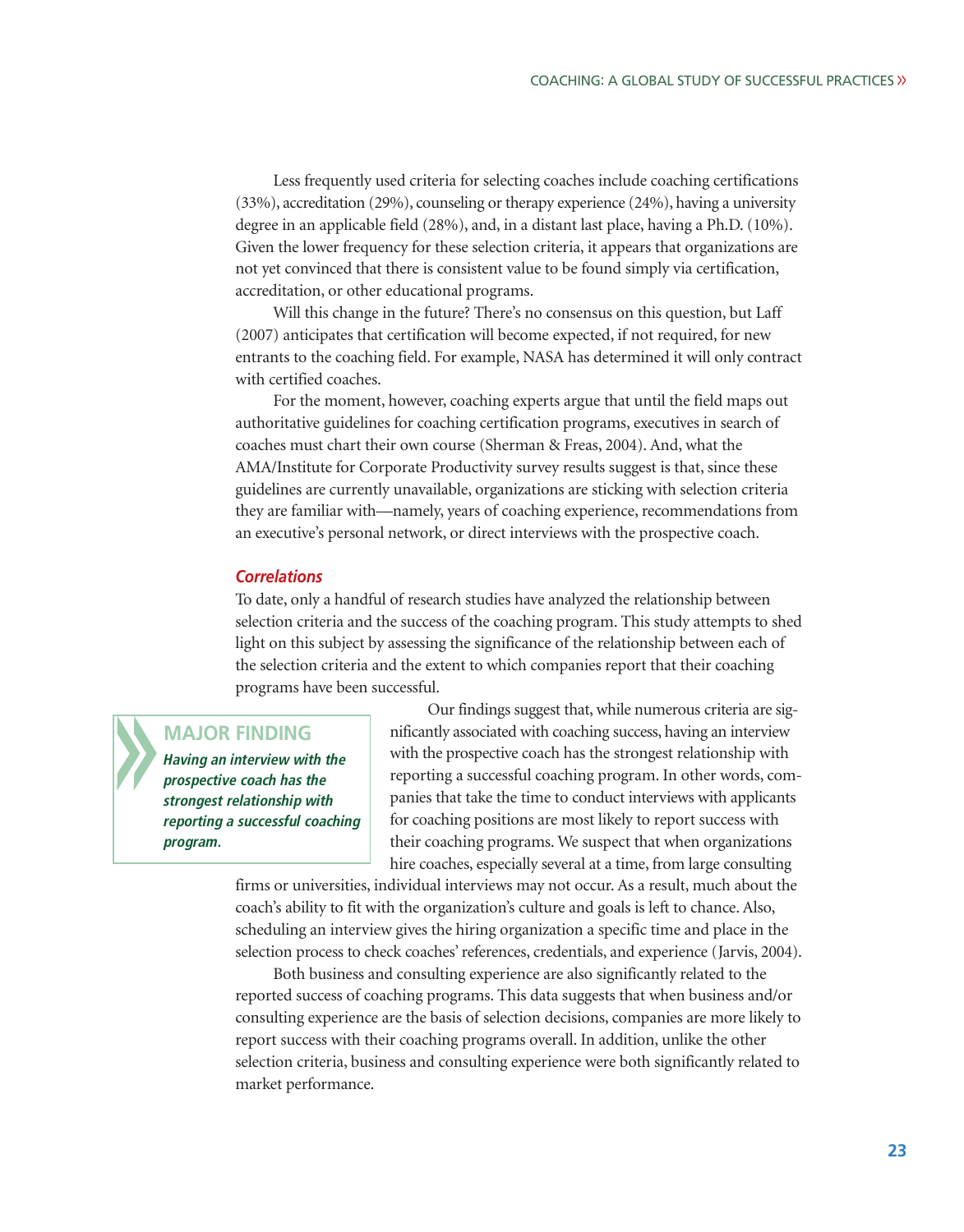Less frequently used criteria for selecting coaches include coaching certifications (33%), accreditation (29%), counseling or therapy experience (24%), having a university degree in an applicable field (28%), and, in a distant last place, having a Ph.D. (10%). Given the lower frequency for these selection criteria, it appears that organizations are not yet convinced that there is consistent value to be found simply via certification, accreditation, or other educational programs.

Will this change in the future? There's no consensus on this question, but Laff (2007) anticipates that certification will become expected, if not required, for new entrants to the coaching field. For example, NASA has determined it will only contract with certified coaches.

For the moment, however, coaching experts argue that until the field maps out authoritative guidelines for coaching certification programs, executives in search of coaches must chart their own course (Sherman & Freas, 2004). And, what the AMA/Institute for Corporate Productivity survey results suggest is that, since these guidelines are currently unavailable, organizations are sticking with selection criteria they are familiar with—namely, years of coaching experience, recommendations from an executive's personal network, or direct interviews with the prospective coach.

### *Correlations*

To date, only a handful of research studies have analyzed the relationship between selection criteria and the success of the coaching program. This study attempts to shed light on this subject by assessing the significance of the relationship between each of the selection criteria and the extent to which companies report that their coaching programs have been successful.

> **MAJOR FINDING**
>
> ***Having an interview with the prospective coach has the strongest relationship with reporting a successful coaching program.***

Our findings suggest that, while numerous criteria are significantly associated with coaching success, having an interview with the prospective coach has the strongest relationship with reporting a successful coaching program. In other words, companies that take the time to conduct interviews with applicants for coaching positions are most likely to report success with their coaching programs. We suspect that when organizations hire coaches, especially several at a time, from large consulting firms or universities, individual interviews may not occur. As a result, much about the coach's ability to fit with the organization's culture and goals is left to chance. Also, scheduling an interview gives the hiring organization a specific time and place in the selection process to check coaches' references, credentials, and experience (Jarvis, 2004).

Both business and consulting experience are also significantly related to the reported success of coaching programs. This data suggests that when business and/or consulting experience are the basis of selection decisions, companies are more likely to report success with their coaching programs overall. In addition, unlike the other selection criteria, business and consulting experience were both significantly related to market performance.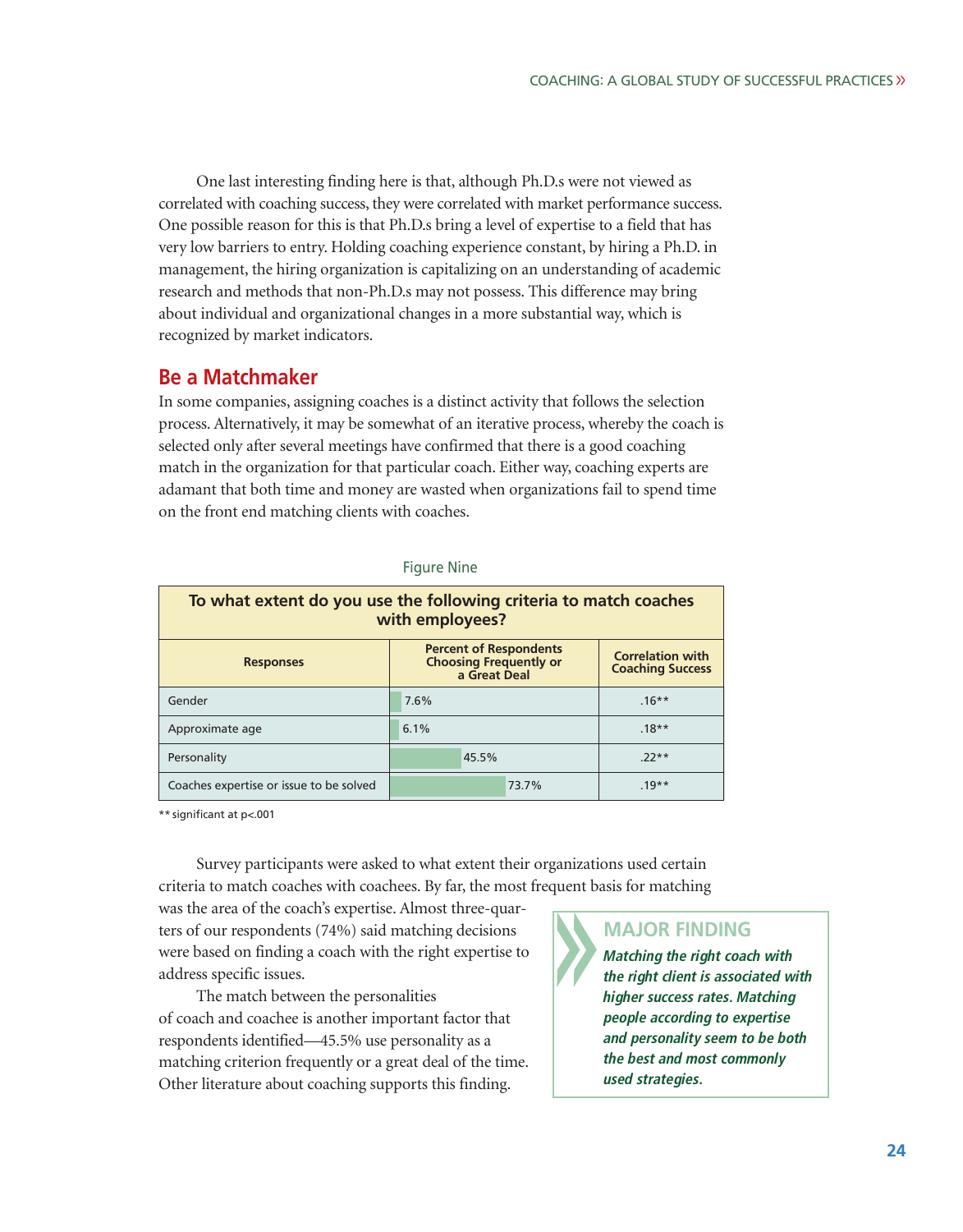One last interesting finding here is that, although Ph.D.s were not viewed as correlated with coaching success, they were correlated with market performance success. One possible reason for this is that Ph.D.s bring a level of expertise to a field that has very low barriers to entry. Holding coaching experience constant, by hiring a Ph.D. in management, the hiring organization is capitalizing on an understanding of academic research and methods that non-Ph.D.s may not possess. This difference may bring about individual and organizational changes in a more substantial way, which is recognized by market indicators.

## Be a Matchmaker

In some companies, assigning coaches is a distinct activity that follows the selection process. Alternatively, it may be somewhat of an iterative process, whereby the coach is selected only after several meetings have confirmed that there is a good coaching match in the organization for that particular coach. Either way, coaching experts are adamant that both time and money are wasted when organizations fail to spend time on the front end matching clients with coaches.

Figure Nine

**To what extent do you use the following criteria to match coaches with employees?**

| Responses | Percent of Respondents Choosing Frequently or a Great Deal | Correlation with Coaching Success |
|---|---|---|
| Gender | 7.6% | .16** |
| Approximate age | 6.1% | .18** |
| Personality | 45.5% | .22** |
| Coaches expertise or issue to be solved | 73.7% | .19** |

** significant at p<.001

Survey participants were asked to what extent their organizations used certain criteria to match coaches with coachees. By far, the most frequent basis for matching was the area of the coach's expertise. Almost three-quarters of our respondents (74%) said matching decisions were based on finding a coach with the right expertise to address specific issues.

The match between the personalities of coach and coachee is another important factor that respondents identified—45.5% use personality as a matching criterion frequently or a great deal of the time. Other literature about coaching supports this finding.

> **MAJOR FINDING**
>
> ***Matching the right coach with the right client is associated with higher success rates. Matching people according to expertise and personality seem to be both the best and most commonly used strategies.***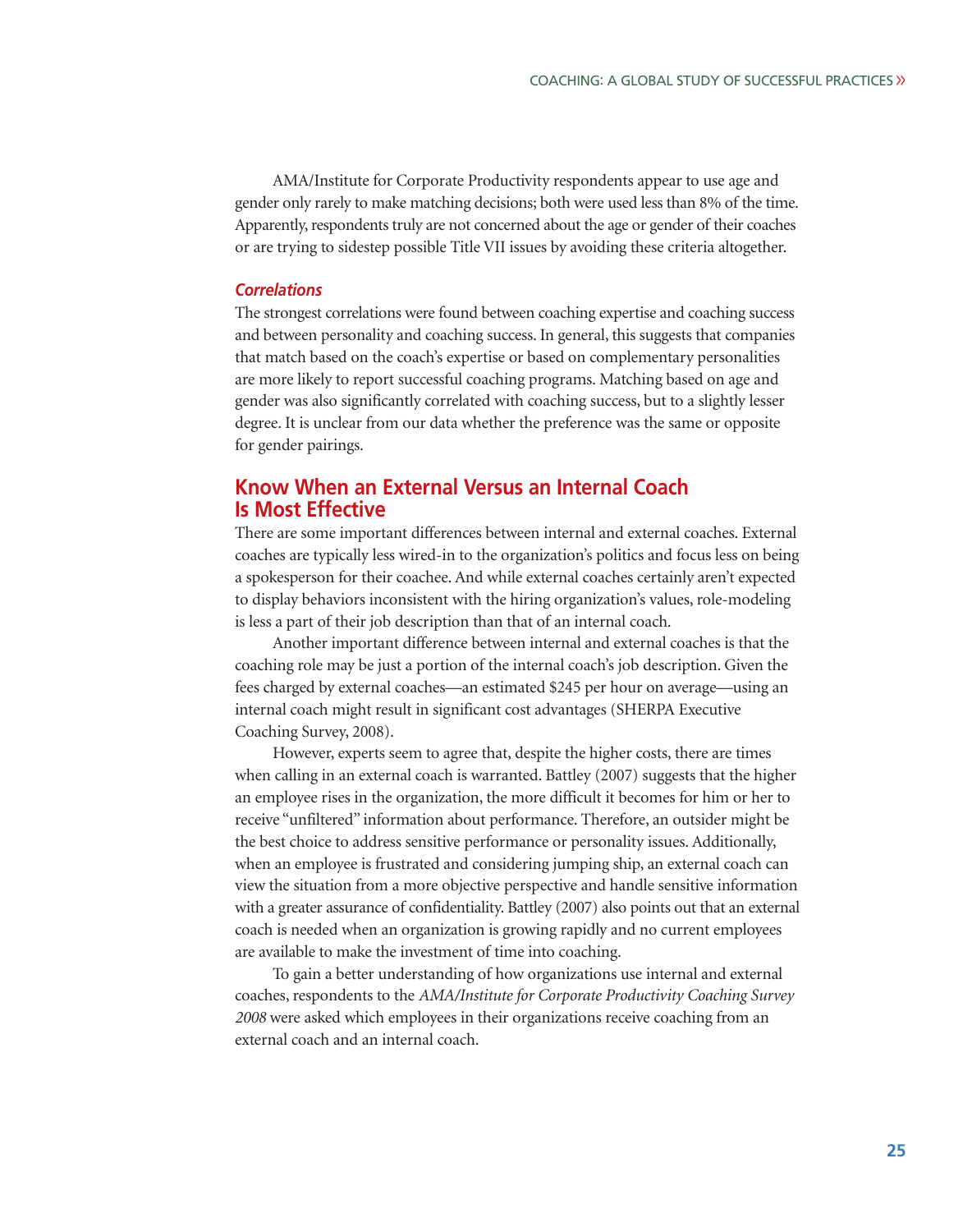AMA/Institute for Corporate Productivity respondents appear to use age and gender only rarely to make matching decisions; both were used less than 8% of the time. Apparently, respondents truly are not concerned about the age or gender of their coaches or are trying to sidestep possible Title VII issues by avoiding these criteria altogether.

### *Correlations*

The strongest correlations were found between coaching expertise and coaching success and between personality and coaching success. In general, this suggests that companies that match based on the coach's expertise or based on complementary personalities are more likely to report successful coaching programs. Matching based on age and gender was also significantly correlated with coaching success, but to a slightly lesser degree. It is unclear from our data whether the preference was the same or opposite for gender pairings.

## Know When an External Versus an Internal Coach Is Most Effective

There are some important differences between internal and external coaches. External coaches are typically less wired-in to the organization's politics and focus less on being a spokesperson for their coachee. And while external coaches certainly aren't expected to display behaviors inconsistent with the hiring organization's values, role-modeling is less a part of their job description than that of an internal coach.

Another important difference between internal and external coaches is that the coaching role may be just a portion of the internal coach's job description. Given the fees charged by external coaches—an estimated $245 per hour on average—using an internal coach might result in significant cost advantages (SHERPA Executive Coaching Survey, 2008).

However, experts seem to agree that, despite the higher costs, there are times when calling in an external coach is warranted. Battley (2007) suggests that the higher an employee rises in the organization, the more difficult it becomes for him or her to receive "unfiltered" information about performance. Therefore, an outsider might be the best choice to address sensitive performance or personality issues. Additionally, when an employee is frustrated and considering jumping ship, an external coach can view the situation from a more objective perspective and handle sensitive information with a greater assurance of confidentiality. Battley (2007) also points out that an external coach is needed when an organization is growing rapidly and no current employees are available to make the investment of time into coaching.

To gain a better understanding of how organizations use internal and external coaches, respondents to the *AMA/Institute for Corporate Productivity Coaching Survey 2008* were asked which employees in their organizations receive coaching from an external coach and an internal coach.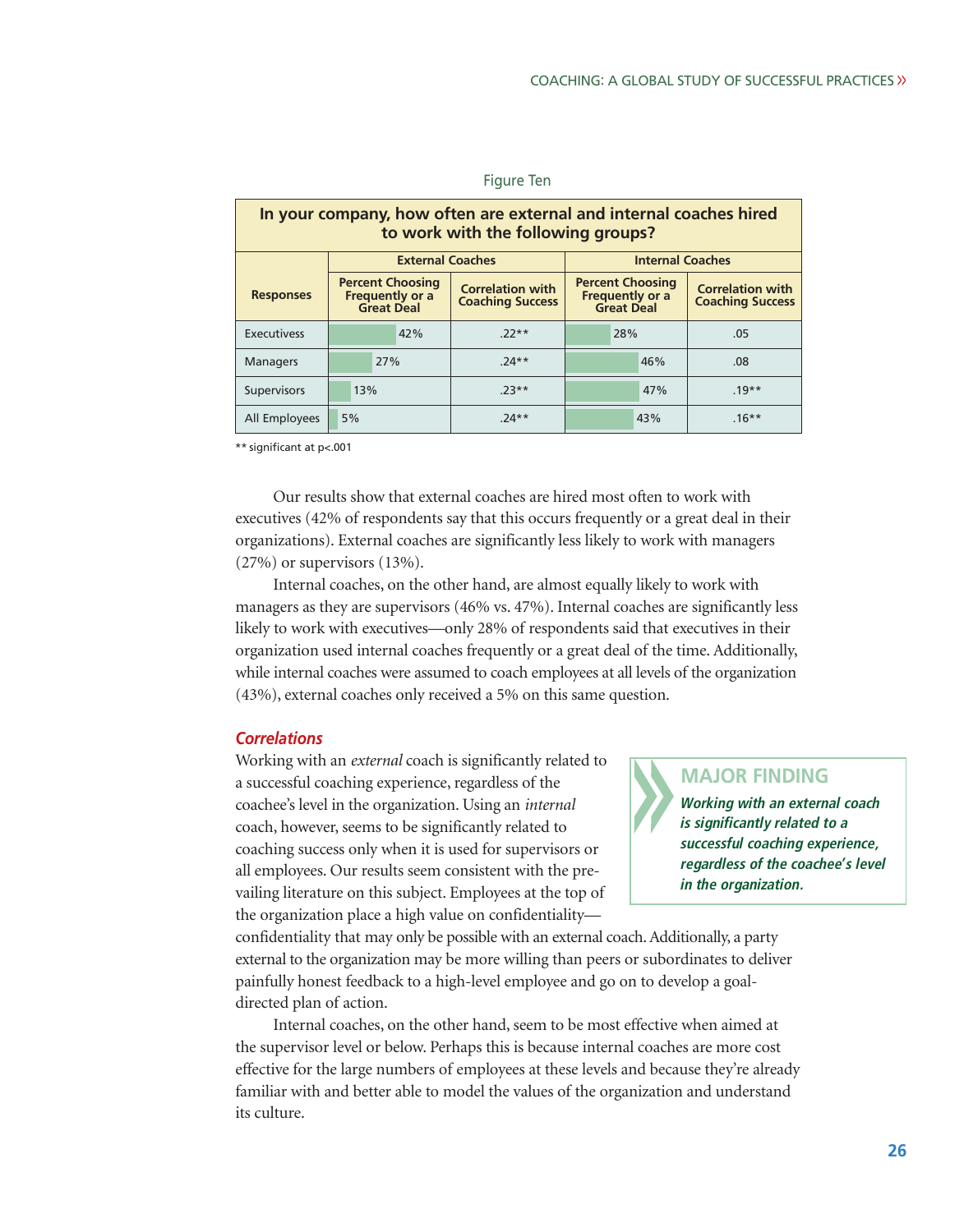Figure Ten

| In your company, how often are external and internal coaches hired to work with the following groups? | | | | |
|---|---|---|---|---|
| | External Coaches | | Internal Coaches | |
| Responses | Percent Choosing Frequently or a Great Deal | Correlation with Coaching Success | Percent Choosing Frequently or a Great Deal | Correlation with Coaching Success |
| Executivess | 42% | .22** | 28% | .05 |
| Managers | 27% | .24** | 46% | .08 |
| Supervisors | 13% | .23** | 47% | .19** |
| All Employees | 5% | .24** | 43% | .16** |

** significant at p<.001

Our results show that external coaches are hired most often to work with executives (42% of respondents say that this occurs frequently or a great deal in their organizations). External coaches are significantly less likely to work with managers (27%) or supervisors (13%).

Internal coaches, on the other hand, are almost equally likely to work with managers as they are supervisors (46% vs. 47%). Internal coaches are significantly less likely to work with executives—only 28% of respondents said that executives in their organization used internal coaches frequently or a great deal of the time. Additionally, while internal coaches were assumed to coach employees at all levels of the organization (43%), external coaches only received a 5% on this same question.

### *Correlations*

Working with an *external* coach is significantly related to a successful coaching experience, regardless of the coachee's level in the organization. Using an *internal* coach, however, seems to be significantly related to coaching success only when it is used for supervisors or all employees. Our results seem consistent with the prevailing literature on this subject. Employees at the top of the organization place a high value on confidentiality—confidentiality that may only be possible with an external coach. Additionally, a party external to the organization may be more willing than peers or subordinates to deliver painfully honest feedback to a high-level employee and go on to develop a goal-directed plan of action.

> **MAJOR FINDING**
>
> ***Working with an external coach is significantly related to a successful coaching experience, regardless of the coachee's level in the organization.***

Internal coaches, on the other hand, seem to be most effective when aimed at the supervisor level or below. Perhaps this is because internal coaches are more cost effective for the large numbers of employees at these levels and because they're already familiar with and better able to model the values of the organization and understand its culture.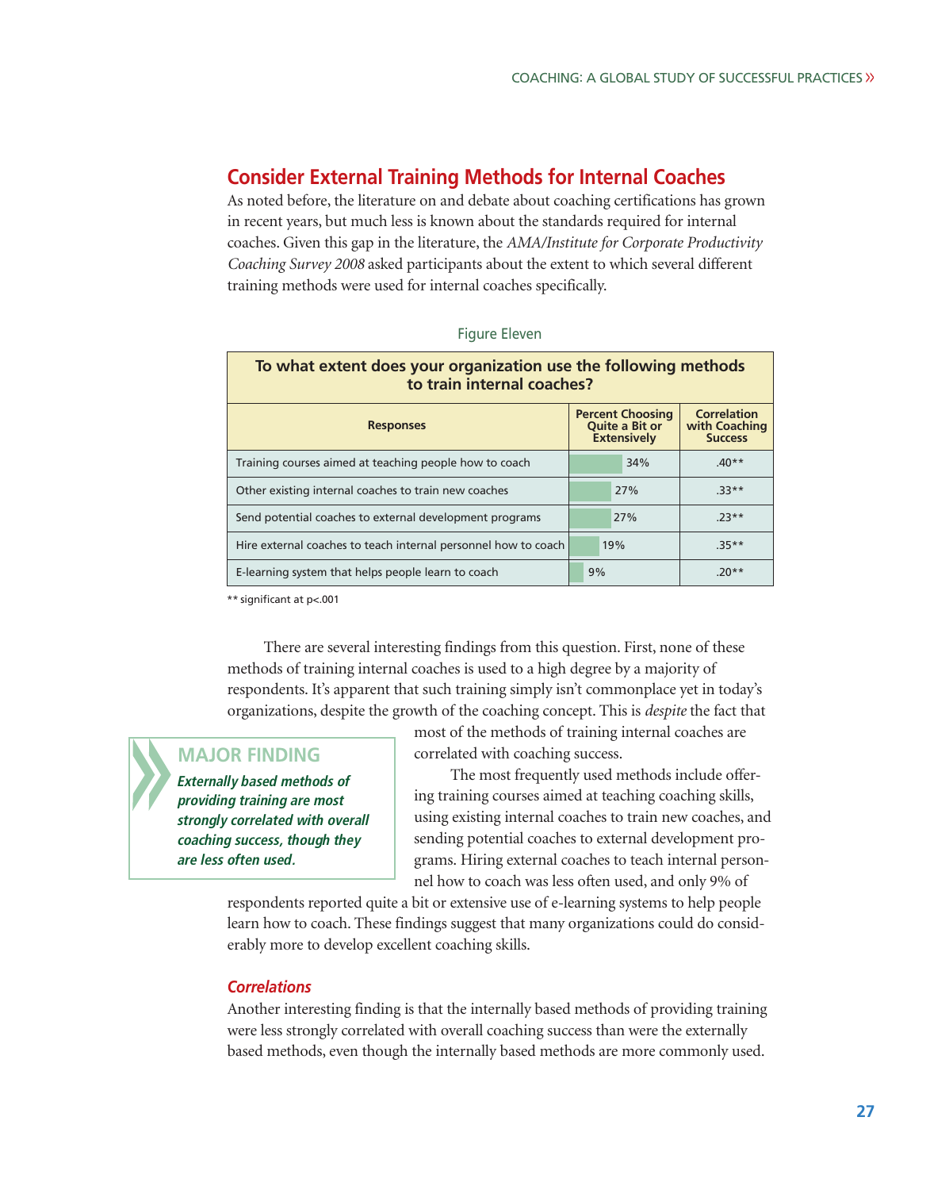## Consider External Training Methods for Internal Coaches

As noted before, the literature on and debate about coaching certifications has grown in recent years, but much less is known about the standards required for internal coaches. Given this gap in the literature, the *AMA/Institute for Corporate Productivity Coaching Survey 2008* asked participants about the extent to which several different training methods were used for internal coaches specifically.

Figure Eleven

**To what extent does your organization use the following methods to train internal coaches?**

| Responses | Percent Choosing Quite a Bit or Extensively | Correlation with Coaching Success |
|---|---|---|
| Training courses aimed at teaching people how to coach | 34% | .40** |
| Other existing internal coaches to train new coaches | 27% | .33** |
| Send potential coaches to external development programs | 27% | .23** |
| Hire external coaches to teach internal personnel how to coach | 19% | .35** |
| E-learning system that helps people learn to coach | 9% | .20** |

** significant at p<.001

There are several interesting findings from this question. First, none of these methods of training internal coaches is used to a high degree by a majority of respondents. It's apparent that such training simply isn't commonplace yet in today's organizations, despite the growth of the coaching concept. This is *despite* the fact that most of the methods of training internal coaches are correlated with coaching success.

> **MAJOR FINDING**
>
> ***Externally based methods of providing training are most strongly correlated with overall coaching success, though they are less often used.***

The most frequently used methods include offering training courses aimed at teaching coaching skills, using existing internal coaches to train new coaches, and sending potential coaches to external development programs. Hiring external coaches to teach internal personnel how to coach was less often used, and only 9% of respondents reported quite a bit or extensive use of e-learning systems to help people learn how to coach. These findings suggest that many organizations could do considerably more to develop excellent coaching skills.

### *Correlations*

Another interesting finding is that the internally based methods of providing training were less strongly correlated with overall coaching success than were the externally based methods, even though the internally based methods are more commonly used.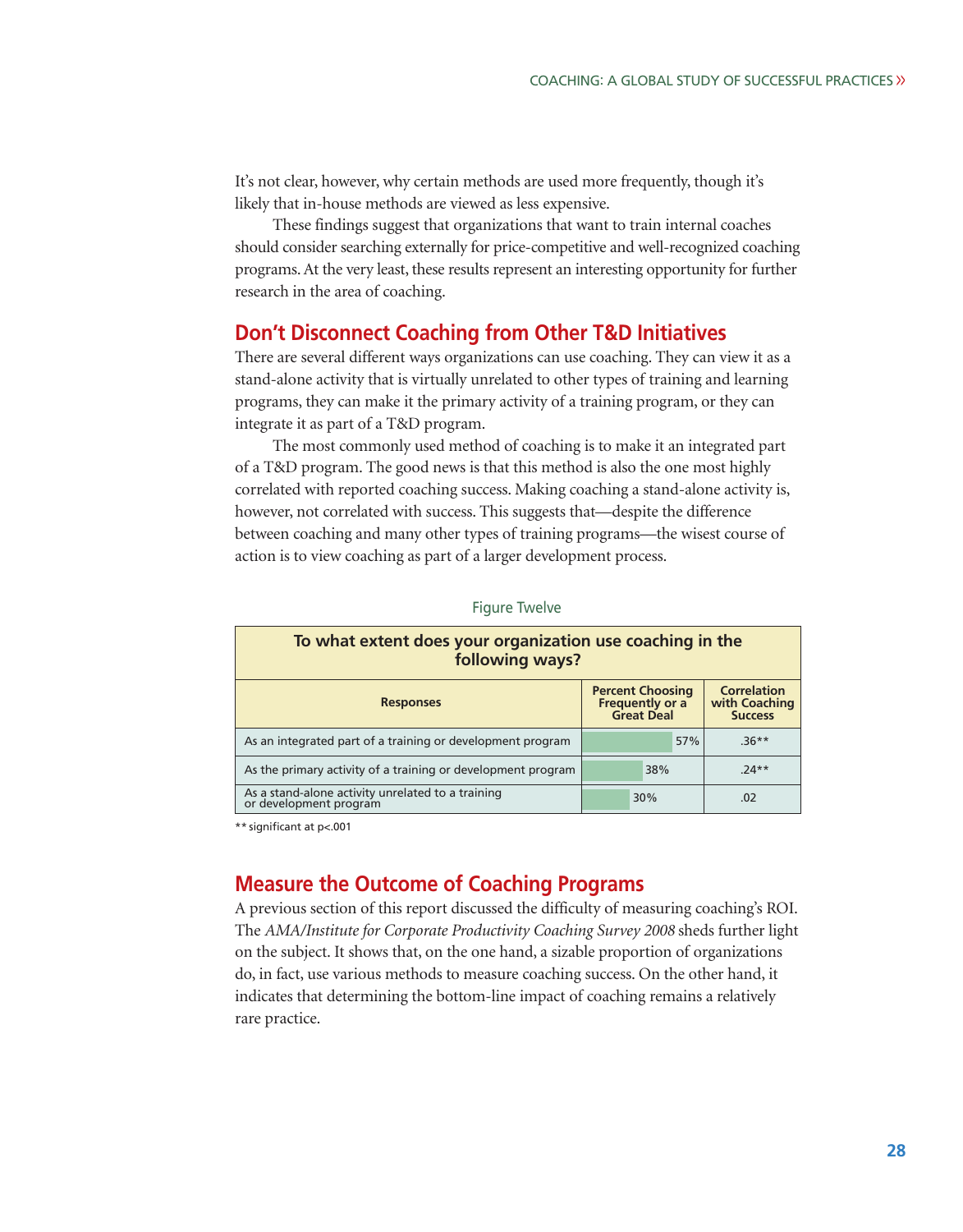It's not clear, however, why certain methods are used more frequently, though it's likely that in-house methods are viewed as less expensive.

These findings suggest that organizations that want to train internal coaches should consider searching externally for price-competitive and well-recognized coaching programs. At the very least, these results represent an interesting opportunity for further research in the area of coaching.

## Don't Disconnect Coaching from Other T&D Initiatives

There are several different ways organizations can use coaching. They can view it as a stand-alone activity that is virtually unrelated to other types of training and learning programs, they can make it the primary activity of a training program, or they can integrate it as part of a T&D program.

The most commonly used method of coaching is to make it an integrated part of a T&D program. The good news is that this method is also the one most highly correlated with reported coaching success. Making coaching a stand-alone activity is, however, not correlated with success. This suggests that—despite the difference between coaching and many other types of training programs—the wisest course of action is to view coaching as part of a larger development process.

Figure Twelve

**To what extent does your organization use coaching in the following ways?**

| Responses | Percent Choosing Frequently or a Great Deal | Correlation with Coaching Success |
|---|---|---|
| As an integrated part of a training or development program | 57% | .36** |
| As the primary activity of a training or development program | 38% | .24** |
| As a stand-alone activity unrelated to a training or development program | 30% | .02 |

** significant at p<.001

## Measure the Outcome of Coaching Programs

A previous section of this report discussed the difficulty of measuring coaching's ROI. The *AMA/Institute for Corporate Productivity Coaching Survey 2008* sheds further light on the subject. It shows that, on the one hand, a sizable proportion of organizations do, in fact, use various methods to measure coaching success. On the other hand, it indicates that determining the bottom-line impact of coaching remains a relatively rare practice.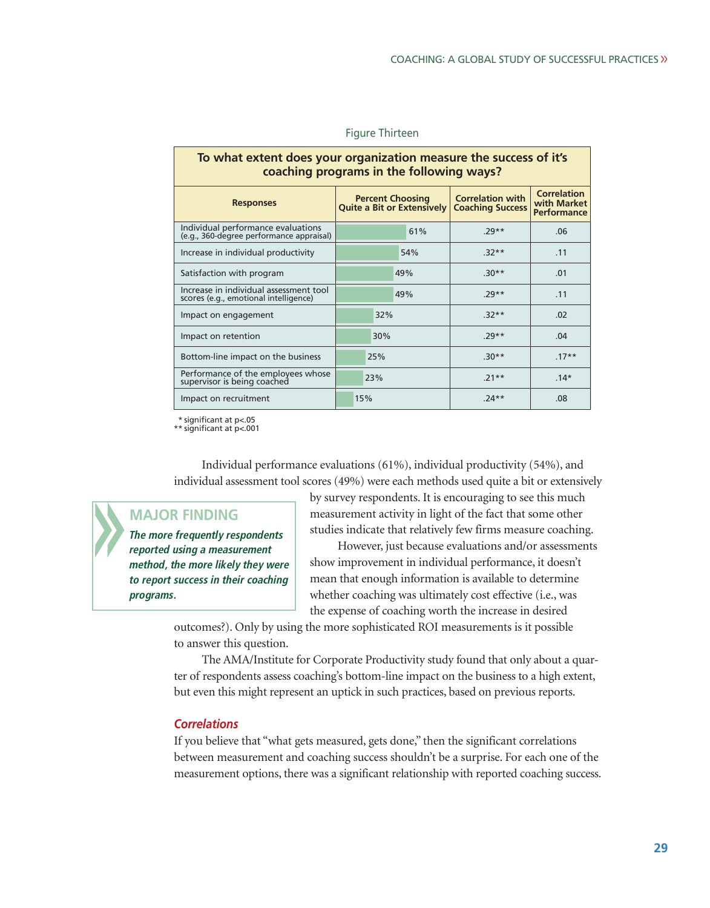Figure Thirteen

| To what extent does your organization measure the success of it's coaching programs in the following ways? | | | |
|---|---|---|---|
| **Responses** | **Percent Choosing Quite a Bit or Extensively** | **Correlation with Coaching Success** | **Correlation with Market Performance** |
| Individual performance evaluations (e.g., 360-degree performance appraisal) | 61% | .29** | .06 |
| Increase in individual productivity | 54% | .32** | .11 |
| Satisfaction with program | 49% | .30** | .01 |
| Increase in individual assessment tool scores (e.g., emotional intelligence) | 49% | .29** | .11 |
| Impact on engagement | 32% | .32** | .02 |
| Impact on retention | 30% | .29** | .04 |
| Bottom-line impact on the business | 25% | .30** | .17** |
| Performance of the employees whose supervisor is being coached | 23% | .21** | .14* |
| Impact on recruitment | 15% | .24** | .08 |

\* significant at $p<.05$
** significant at $p<.001$

Individual performance evaluations (61%), individual productivity (54%), and individual assessment tool scores (49%) were each methods used quite a bit or extensively by survey respondents. It is encouraging to see this much measurement activity in light of the fact that some other studies indicate that relatively few firms measure coaching.

> **MAJOR FINDING**
>
> ***The more frequently respondents reported using a measurement method, the more likely they were to report success in their coaching programs.***

However, just because evaluations and/or assessments show improvement in individual performance, it doesn't mean that enough information is available to determine whether coaching was ultimately cost effective (i.e., was the expense of coaching worth the increase in desired outcomes?). Only by using the more sophisticated ROI measurements is it possible to answer this question.

The AMA/Institute for Corporate Productivity study found that only about a quarter of respondents assess coaching's bottom-line impact on the business to a high extent, but even this might represent an uptick in such practices, based on previous reports.

### *Correlations*

If you believe that "what gets measured, gets done," then the significant correlations between measurement and coaching success shouldn't be a surprise. For each one of the measurement options, there was a significant relationship with reported coaching success.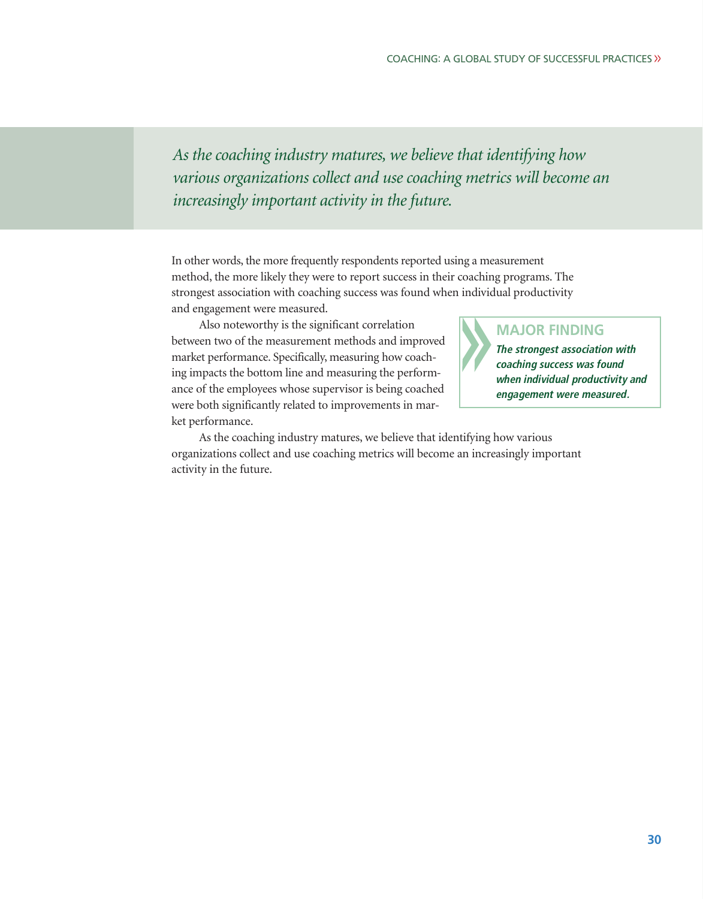*As the coaching industry matures, we believe that identifying how various organizations collect and use coaching metrics will become an increasingly important activity in the future.*

In other words, the more frequently respondents reported using a measurement method, the more likely they were to report success in their coaching programs. The strongest association with coaching success was found when individual productivity and engagement were measured.

Also noteworthy is the significant correlation between two of the measurement methods and improved market performance. Specifically, measuring how coaching impacts the bottom line and measuring the performance of the employees whose supervisor is being coached were both significantly related to improvements in market performance.

> **MAJOR FINDING**
>
> ***The strongest association with coaching success was found when individual productivity and engagement were measured.***

As the coaching industry matures, we believe that identifying how various organizations collect and use coaching metrics will become an increasingly important activity in the future.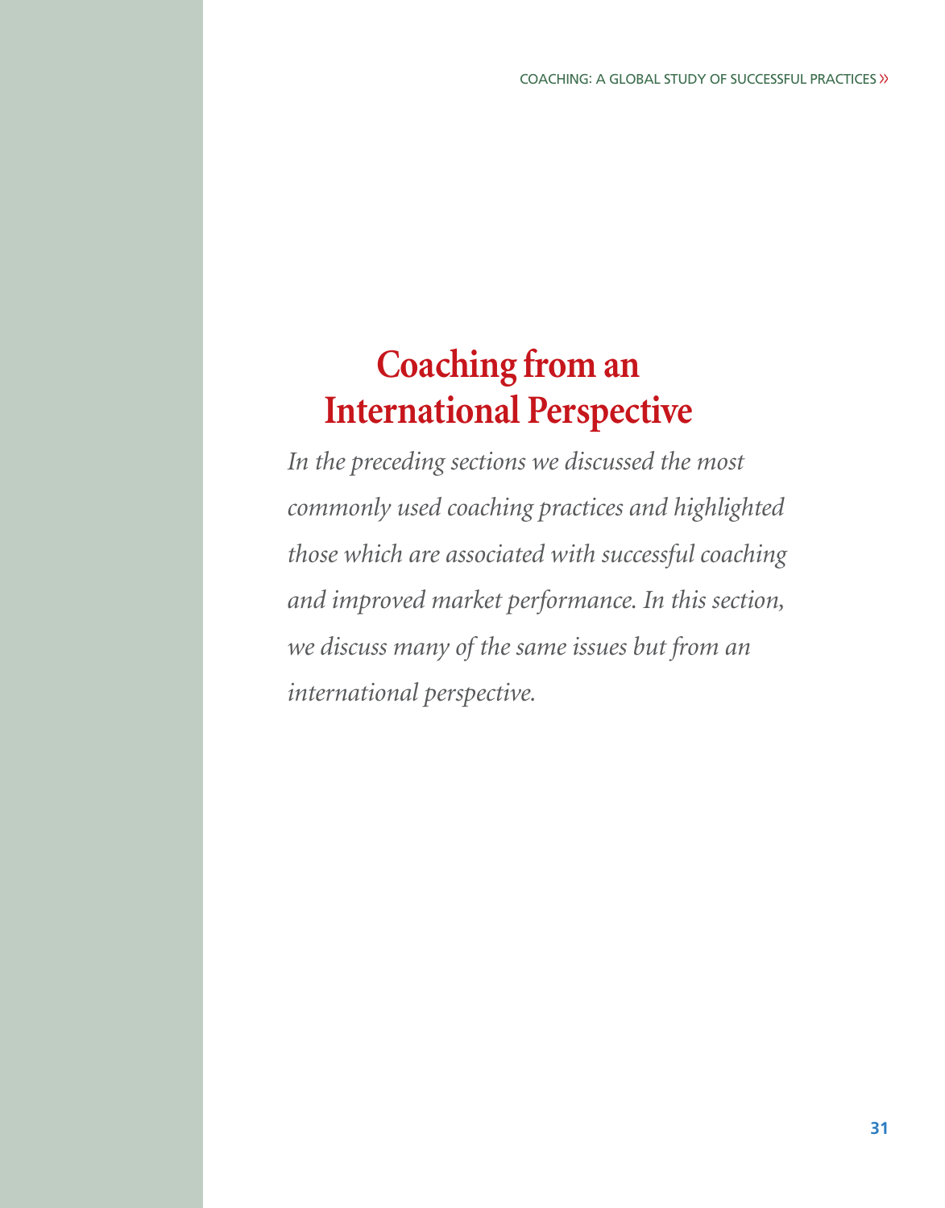# Coaching from an International Perspective

*In the preceding sections we discussed the most commonly used coaching practices and highlighted those which are associated with successful coaching and improved market performance. In this section, we discuss many of the same issues but from an international perspective.*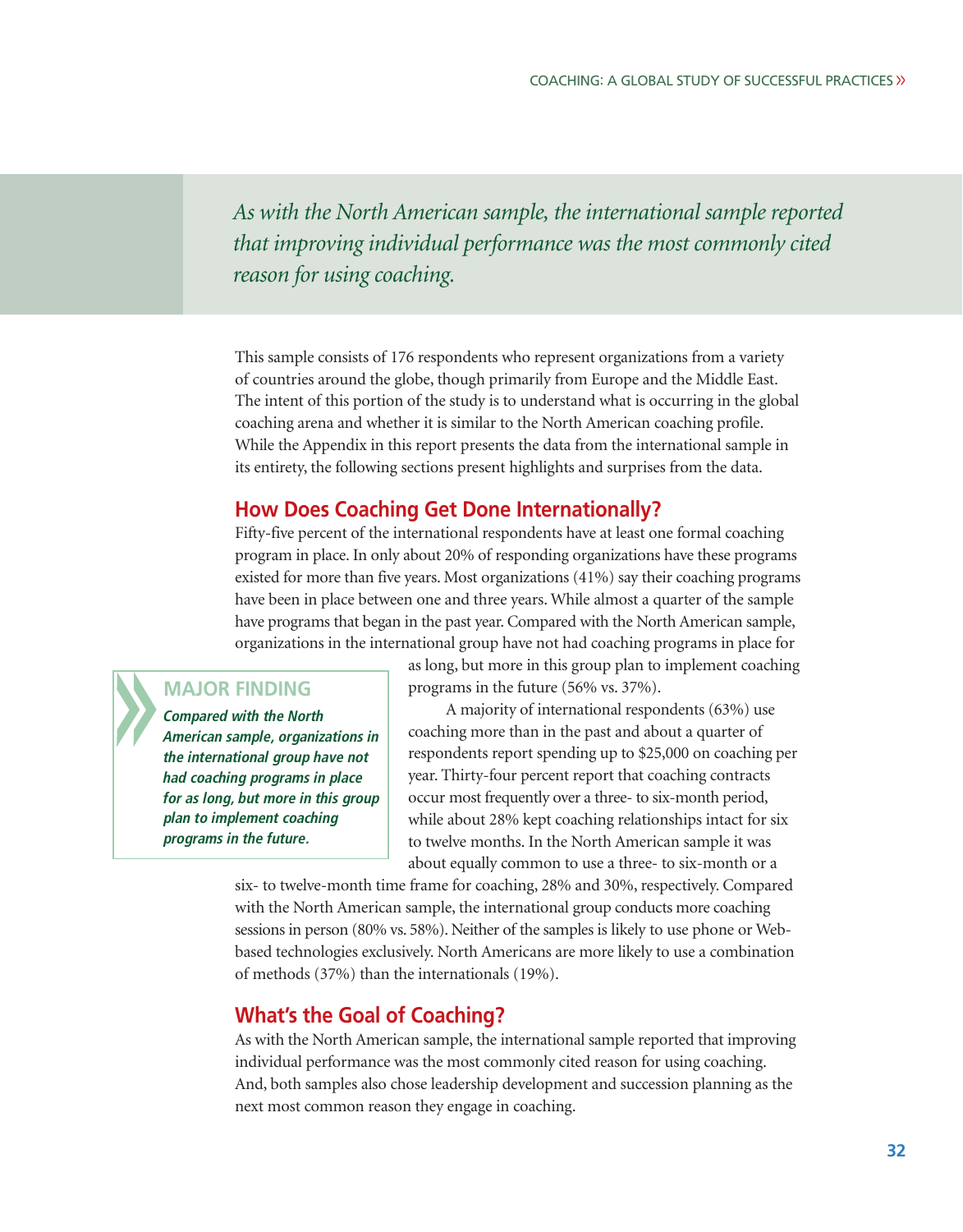*As with the North American sample, the international sample reported that improving individual performance was the most commonly cited reason for using coaching.*

This sample consists of 176 respondents who represent organizations from a variety of countries around the globe, though primarily from Europe and the Middle East. The intent of this portion of the study is to understand what is occurring in the global coaching arena and whether it is similar to the North American coaching profile. While the Appendix in this report presents the data from the international sample in its entirety, the following sections present highlights and surprises from the data.

## How Does Coaching Get Done Internationally?

Fifty-five percent of the international respondents have at least one formal coaching program in place. In only about 20% of responding organizations have these programs existed for more than five years. Most organizations (41%) say their coaching programs have been in place between one and three years. While almost a quarter of the sample have programs that began in the past year. Compared with the North American sample, organizations in the international group have not had coaching programs in place for as long, but more in this group plan to implement coaching programs in the future (56% vs. 37%).

> **MAJOR FINDING**
>
> ***Compared with the North American sample, organizations in the international group have not had coaching programs in place for as long, but more in this group plan to implement coaching programs in the future.***

A majority of international respondents (63%) use coaching more than in the past and about a quarter of respondents report spending up to $25,000 on coaching per year. Thirty-four percent report that coaching contracts occur most frequently over a three- to six-month period, while about 28% kept coaching relationships intact for six to twelve months. In the North American sample it was about equally common to use a three- to six-month or a six- to twelve-month time frame for coaching, 28% and 30%, respectively. Compared with the North American sample, the international group conducts more coaching sessions in person (80% vs. 58%). Neither of the samples is likely to use phone or Web-based technologies exclusively. North Americans are more likely to use a combination of methods (37%) than the internationals (19%).

## What's the Goal of Coaching?

As with the North American sample, the international sample reported that improving individual performance was the most commonly cited reason for using coaching. And, both samples also chose leadership development and succession planning as the next most common reason they engage in coaching.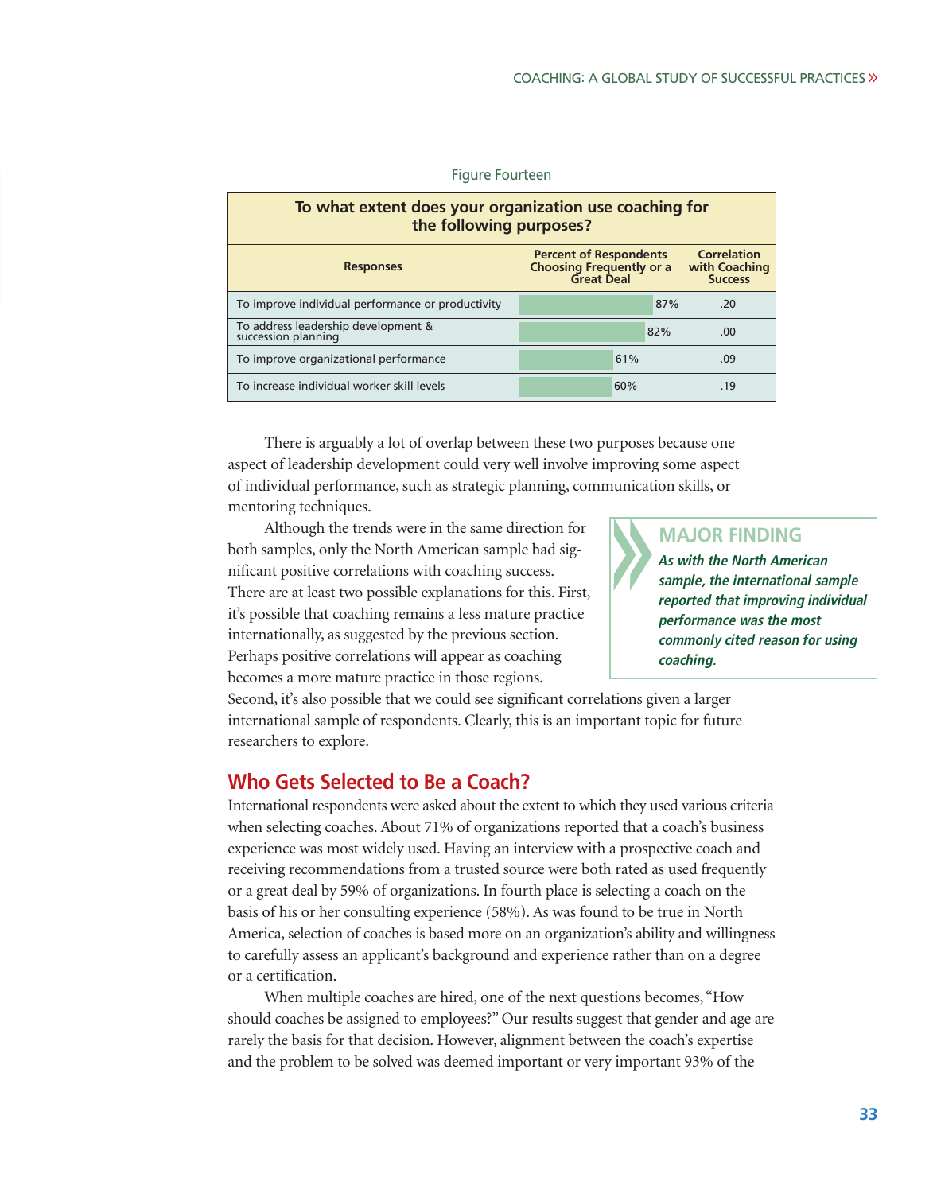Figure Fourteen

| To what extent does your organization use coaching for the following purposes? | | |
|---|---|---|
| **Responses** | **Percent of Respondents Choosing Frequently or a Great Deal** | **Correlation with Coaching Success** |
| To improve individual performance or productivity | 87% | .20 |
| To address leadership development & succession planning | 82% | .00 |
| To improve organizational performance | 61% | .09 |
| To increase individual worker skill levels | 60% | .19 |

There is arguably a lot of overlap between these two purposes because one aspect of leadership development could very well involve improving some aspect of individual performance, such as strategic planning, communication skills, or mentoring techniques.

Although the trends were in the same direction for both samples, only the North American sample had significant positive correlations with coaching success. There are at least two possible explanations for this. First, it's possible that coaching remains a less mature practice internationally, as suggested by the previous section. Perhaps positive correlations will appear as coaching becomes a more mature practice in those regions. Second, it's also possible that we could see significant correlations given a larger international sample of respondents. Clearly, this is an important topic for future researchers to explore.

> **MAJOR FINDING**
>
> ***As with the North American sample, the international sample reported that improving individual performance was the most commonly cited reason for using coaching.***

## Who Gets Selected to Be a Coach?

International respondents were asked about the extent to which they used various criteria when selecting coaches. About 71% of organizations reported that a coach's business experience was most widely used. Having an interview with a prospective coach and receiving recommendations from a trusted source were both rated as used frequently or a great deal by 59% of organizations. In fourth place is selecting a coach on the basis of his or her consulting experience (58%). As was found to be true in North America, selection of coaches is based more on an organization's ability and willingness to carefully assess an applicant's background and experience rather than on a degree or a certification.

When multiple coaches are hired, one of the next questions becomes, "How should coaches be assigned to employees?" Our results suggest that gender and age are rarely the basis for that decision. However, alignment between the coach's expertise and the problem to be solved was deemed important or very important 93% of the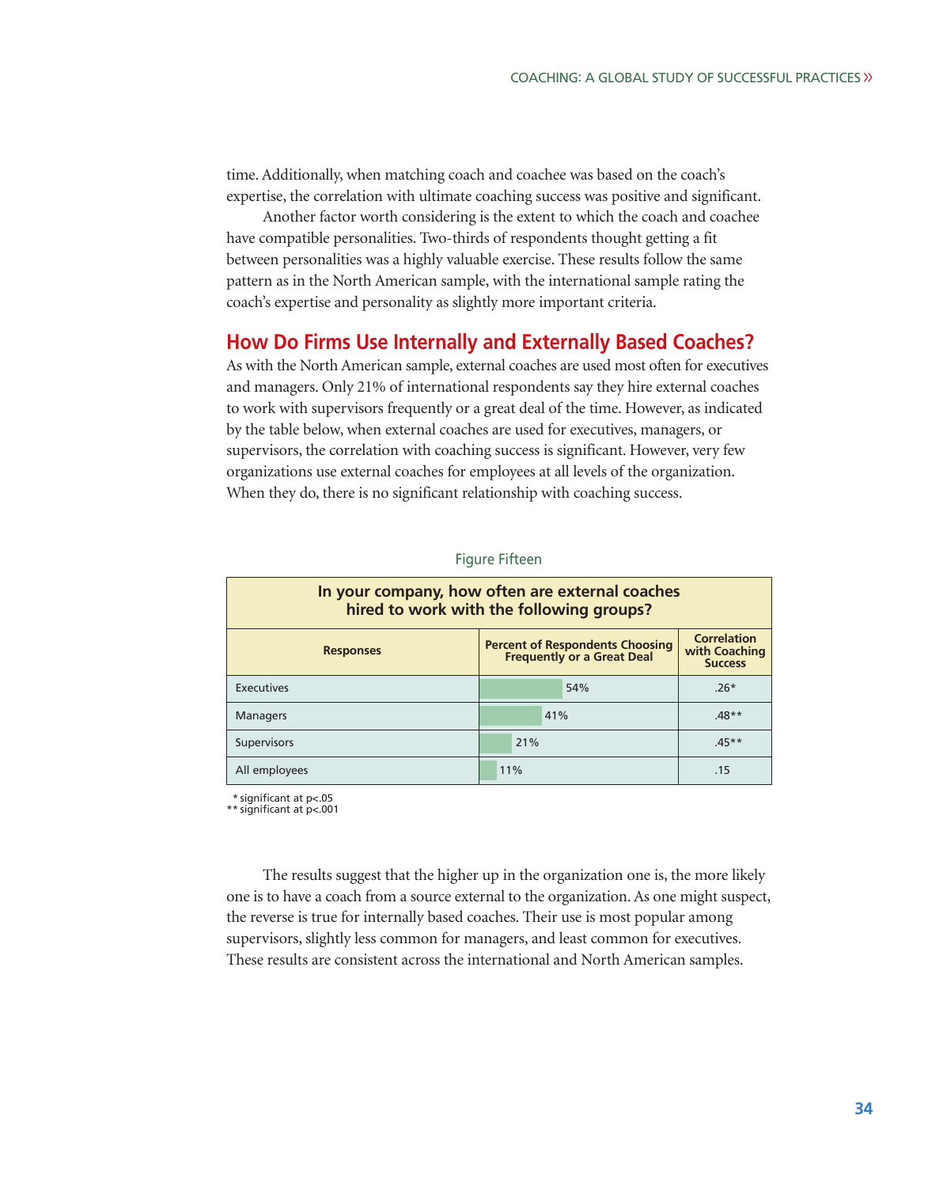time. Additionally, when matching coach and coachee was based on the coach's expertise, the correlation with ultimate coaching success was positive and significant.

Another factor worth considering is the extent to which the coach and coachee have compatible personalities. Two-thirds of respondents thought getting a fit between personalities was a highly valuable exercise. These results follow the same pattern as in the North American sample, with the international sample rating the coach's expertise and personality as slightly more important criteria.

## How Do Firms Use Internally and Externally Based Coaches?

As with the North American sample, external coaches are used most often for executives and managers. Only 21% of international respondents say they hire external coaches to work with supervisors frequently or a great deal of the time. However, as indicated by the table below, when external coaches are used for executives, managers, or supervisors, the correlation with coaching success is significant. However, very few organizations use external coaches for employees at all levels of the organization. When they do, there is no significant relationship with coaching success.

Figure Fifteen

**In your company, how often are external coaches hired to work with the following groups?**

| Responses | Percent of Respondents Choosing Frequently or a Great Deal | Correlation with Coaching Success |
|---|---|---|
| Executives | 54% | .26* |
| Managers | 41% | .48** |
| Supervisors | 21% | .45** |
| All employees | 11% | .15 |

\* significant at p<.05
** significant at p<.001

The results suggest that the higher up in the organization one is, the more likely one is to have a coach from a source external to the organization. As one might suspect, the reverse is true for internally based coaches. Their use is most popular among supervisors, slightly less common for managers, and least common for executives. These results are consistent across the international and North American samples.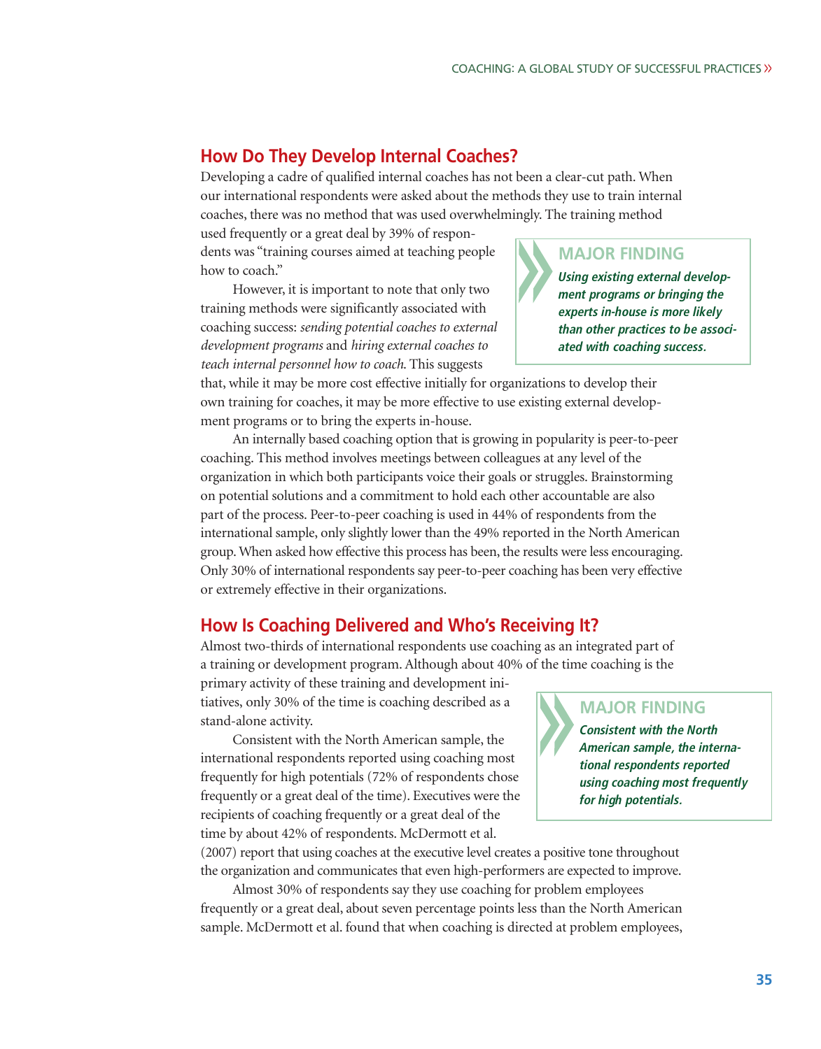## How Do They Develop Internal Coaches?

Developing a cadre of qualified internal coaches has not been a clear-cut path. When our international respondents were asked about the methods they use to train internal coaches, there was no method that was used overwhelmingly. The training method used frequently or a great deal by 39% of respondents was "training courses aimed at teaching people how to coach."

However, it is important to note that only two training methods were significantly associated with coaching success: *sending potential coaches to external development programs* and *hiring external coaches to teach internal personnel how to coach*. This suggests that, while it may be more cost effective initially for organizations to develop their own training for coaches, it may be more effective to use existing external development programs or to bring the experts in-house.

> **MAJOR FINDING**
>
> ***Using existing external development programs or bringing the experts in-house is more likely than other practices to be associated with coaching success.***

An internally based coaching option that is growing in popularity is peer-to-peer coaching. This method involves meetings between colleagues at any level of the organization in which both participants voice their goals or struggles. Brainstorming on potential solutions and a commitment to hold each other accountable are also part of the process. Peer-to-peer coaching is used in 44% of respondents from the international sample, only slightly lower than the 49% reported in the North American group. When asked how effective this process has been, the results were less encouraging. Only 30% of international respondents say peer-to-peer coaching has been very effective or extremely effective in their organizations.

## How Is Coaching Delivered and Who's Receiving It?

Almost two-thirds of international respondents use coaching as an integrated part of a training or development program. Although about 40% of the time coaching is the primary activity of these training and development initiatives, only 30% of the time is coaching described as a stand-alone activity.

Consistent with the North American sample, the international respondents reported using coaching most frequently for high potentials (72% of respondents chose frequently or a great deal of the time). Executives were the recipients of coaching frequently or a great deal of the time by about 42% of respondents. McDermott et al. (2007) report that using coaches at the executive level creates a positive tone throughout the organization and communicates that even high-performers are expected to improve.

> **MAJOR FINDING**
>
> ***Consistent with the North American sample, the international respondents reported using coaching most frequently for high potentials.***

Almost 30% of respondents say they use coaching for problem employees frequently or a great deal, about seven percentage points less than the North American sample. McDermott et al. found that when coaching is directed at problem employees,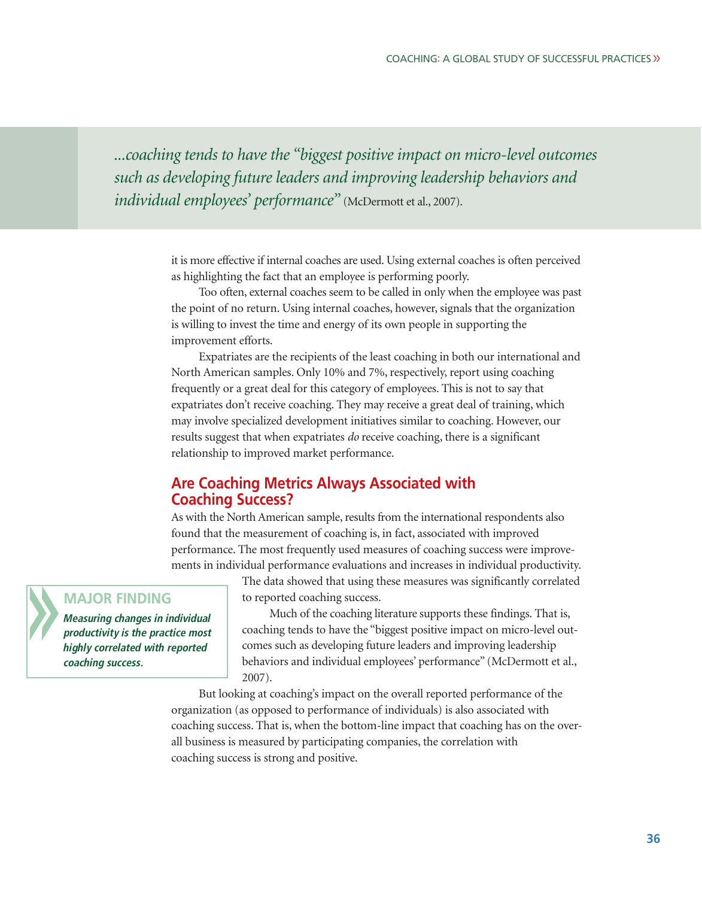*...coaching tends to have the "biggest positive impact on micro-level outcomes such as developing future leaders and improving leadership behaviors and individual employees' performance"* (McDermott et al., 2007).

it is more effective if internal coaches are used. Using external coaches is often perceived as highlighting the fact that an employee is performing poorly.

Too often, external coaches seem to be called in only when the employee was past the point of no return. Using internal coaches, however, signals that the organization is willing to invest the time and energy of its own people in supporting the improvement efforts.

Expatriates are the recipients of the least coaching in both our international and North American samples. Only 10% and 7%, respectively, report using coaching frequently or a great deal for this category of employees. This is not to say that expatriates don't receive coaching. They may receive a great deal of training, which may involve specialized development initiatives similar to coaching. However, our results suggest that when expatriates *do* receive coaching, there is a significant relationship to improved market performance.

## Are Coaching Metrics Always Associated with Coaching Success?

As with the North American sample, results from the international respondents also found that the measurement of coaching is, in fact, associated with improved performance. The most frequently used measures of coaching success were improvements in individual performance evaluations and increases in individual productivity. The data showed that using these measures was significantly correlated to reported coaching success.

> **MAJOR FINDING**
>
> ***Measuring changes in individual productivity is the practice most highly correlated with reported coaching success.***

Much of the coaching literature supports these findings. That is, coaching tends to have the "biggest positive impact on micro-level outcomes such as developing future leaders and improving leadership behaviors and individual employees' performance" (McDermott et al., 2007).

But looking at coaching's impact on the overall reported performance of the organization (as opposed to performance of individuals) is also associated with coaching success. That is, when the bottom-line impact that coaching has on the overall business is measured by participating companies, the correlation with coaching success is strong and positive.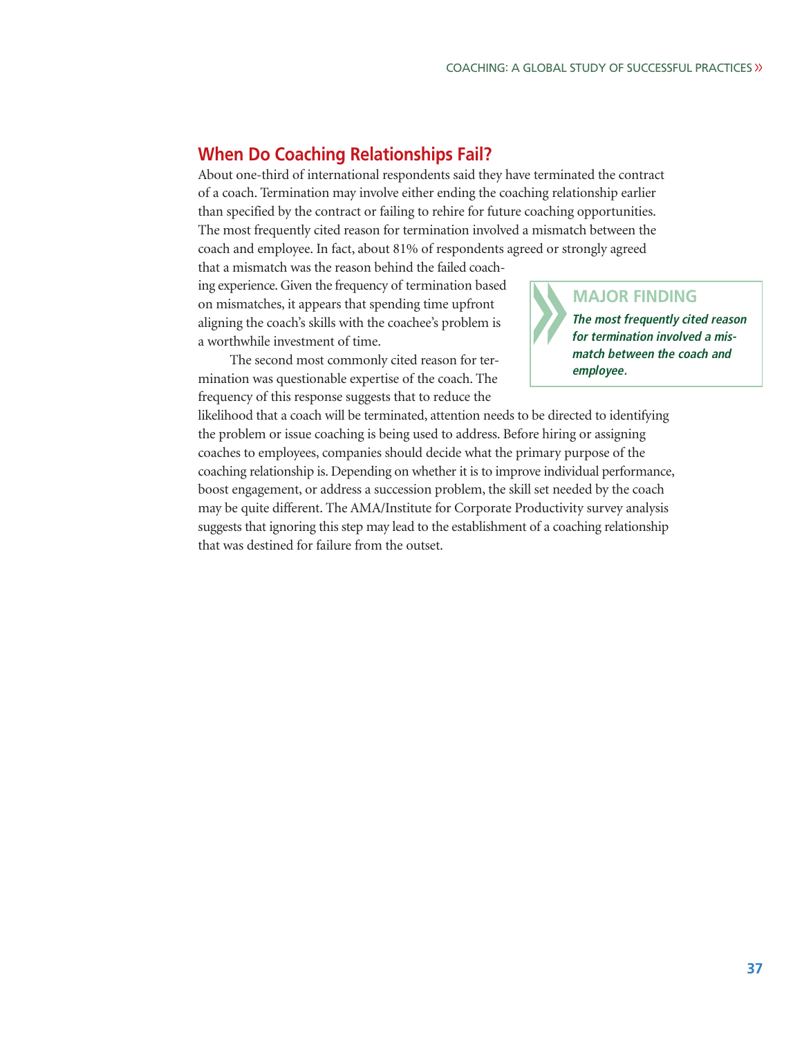## When Do Coaching Relationships Fail?

About one-third of international respondents said they have terminated the contract of a coach. Termination may involve either ending the coaching relationship earlier than specified by the contract or failing to rehire for future coaching opportunities. The most frequently cited reason for termination involved a mismatch between the coach and employee. In fact, about 81% of respondents agreed or strongly agreed that a mismatch was the reason behind the failed coaching experience. Given the frequency of termination based on mismatches, it appears that spending time upfront aligning the coach's skills with the coachee's problem is a worthwhile investment of time.

> **MAJOR FINDING**
>
> ***The most frequently cited reason for termination involved a mismatch between the coach and employee.***

The second most commonly cited reason for termination was questionable expertise of the coach. The frequency of this response suggests that to reduce the likelihood that a coach will be terminated, attention needs to be directed to identifying the problem or issue coaching is being used to address. Before hiring or assigning coaches to employees, companies should decide what the primary purpose of the coaching relationship is. Depending on whether it is to improve individual performance, boost engagement, or address a succession problem, the skill set needed by the coach may be quite different. The AMA/Institute for Corporate Productivity survey analysis suggests that ignoring this step may lead to the establishment of a coaching relationship that was destined for failure from the outset.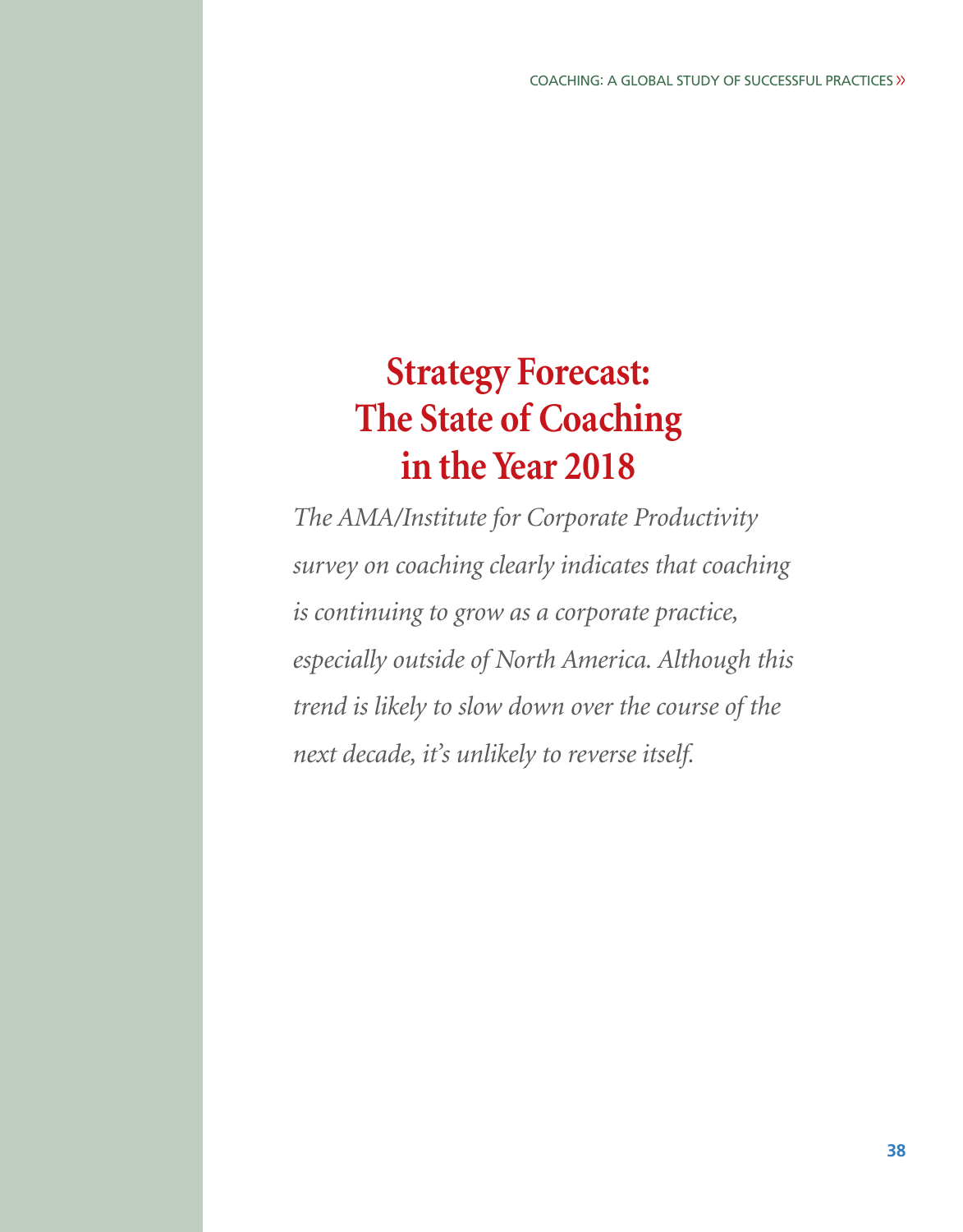# Strategy Forecast: The State of Coaching in the Year 2018

*The AMA/Institute for Corporate Productivity survey on coaching clearly indicates that coaching is continuing to grow as a corporate practice, especially outside of North America. Although this trend is likely to slow down over the course of the next decade, it's unlikely to reverse itself.*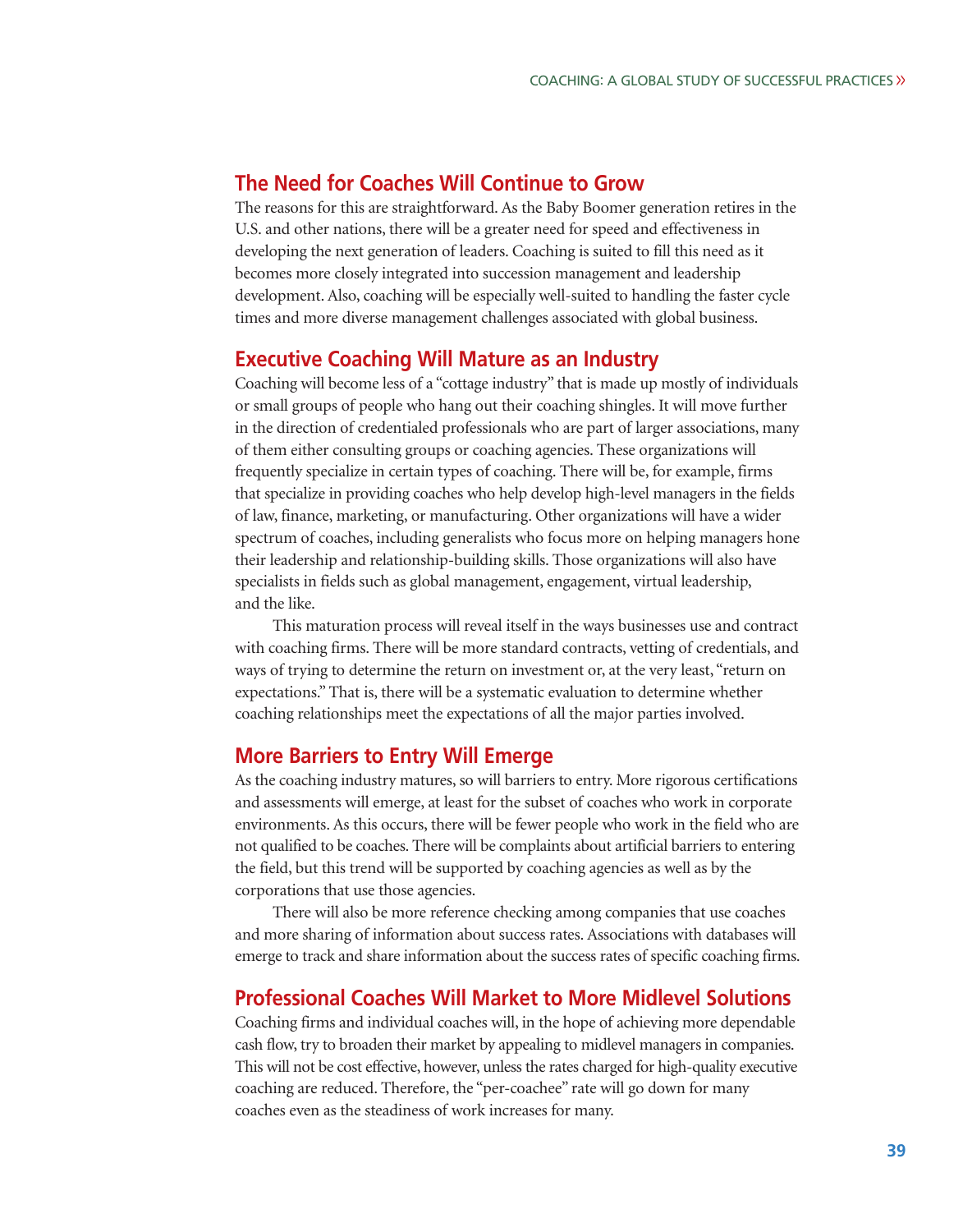## The Need for Coaches Will Continue to Grow

The reasons for this are straightforward. As the Baby Boomer generation retires in the U.S. and other nations, there will be a greater need for speed and effectiveness in developing the next generation of leaders. Coaching is suited to fill this need as it becomes more closely integrated into succession management and leadership development. Also, coaching will be especially well-suited to handling the faster cycle times and more diverse management challenges associated with global business.

## Executive Coaching Will Mature as an Industry

Coaching will become less of a "cottage industry" that is made up mostly of individuals or small groups of people who hang out their coaching shingles. It will move further in the direction of credentialed professionals who are part of larger associations, many of them either consulting groups or coaching agencies. These organizations will frequently specialize in certain types of coaching. There will be, for example, firms that specialize in providing coaches who help develop high-level managers in the fields of law, finance, marketing, or manufacturing. Other organizations will have a wider spectrum of coaches, including generalists who focus more on helping managers hone their leadership and relationship-building skills. Those organizations will also have specialists in fields such as global management, engagement, virtual leadership, and the like.

This maturation process will reveal itself in the ways businesses use and contract with coaching firms. There will be more standard contracts, vetting of credentials, and ways of trying to determine the return on investment or, at the very least, "return on expectations." That is, there will be a systematic evaluation to determine whether coaching relationships meet the expectations of all the major parties involved.

## More Barriers to Entry Will Emerge

As the coaching industry matures, so will barriers to entry. More rigorous certifications and assessments will emerge, at least for the subset of coaches who work in corporate environments. As this occurs, there will be fewer people who work in the field who are not qualified to be coaches. There will be complaints about artificial barriers to entering the field, but this trend will be supported by coaching agencies as well as by the corporations that use those agencies.

There will also be more reference checking among companies that use coaches and more sharing of information about success rates. Associations with databases will emerge to track and share information about the success rates of specific coaching firms.

## Professional Coaches Will Market to More Midlevel Solutions

Coaching firms and individual coaches will, in the hope of achieving more dependable cash flow, try to broaden their market by appealing to midlevel managers in companies. This will not be cost effective, however, unless the rates charged for high-quality executive coaching are reduced. Therefore, the "per-coachee" rate will go down for many coaches even as the steadiness of work increases for many.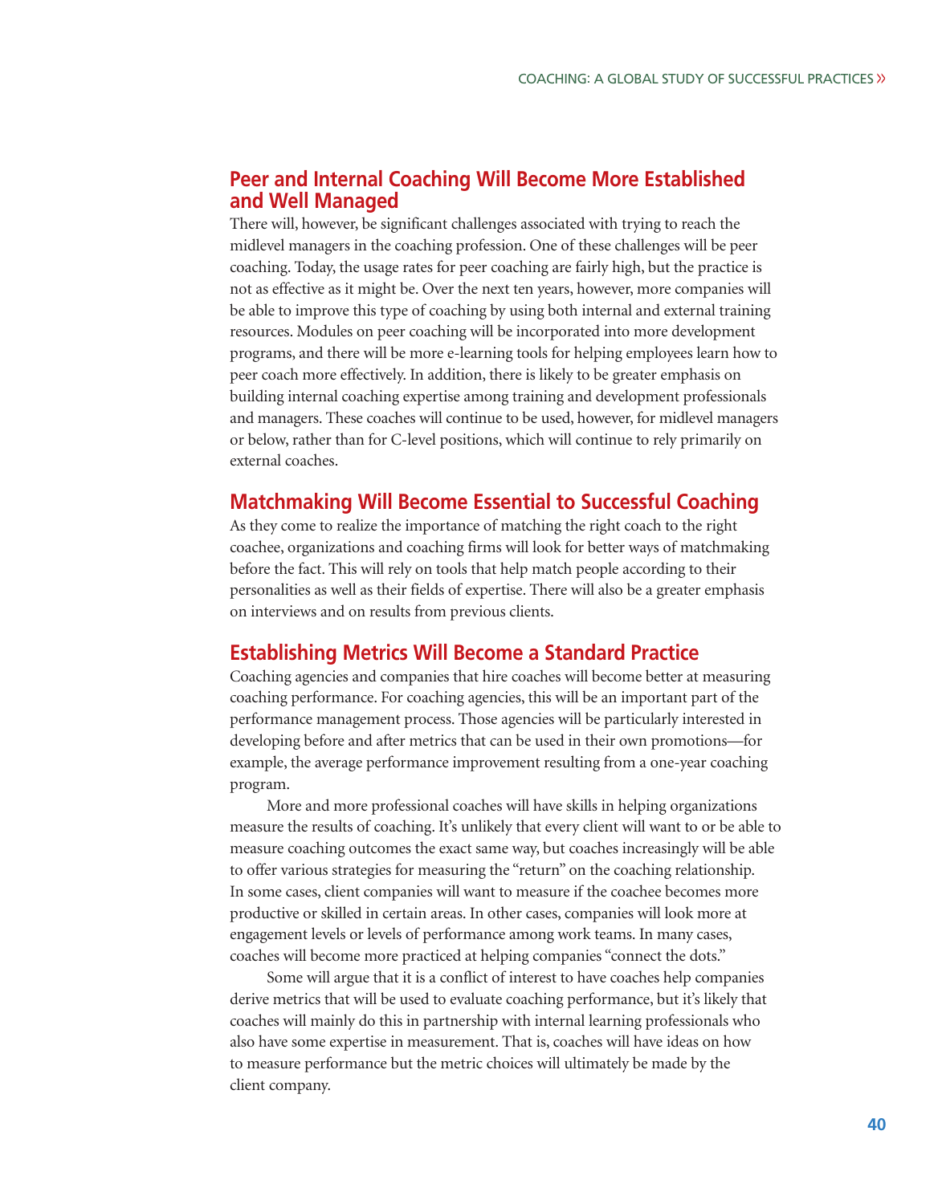## Peer and Internal Coaching Will Become More Established and Well Managed

There will, however, be significant challenges associated with trying to reach the midlevel managers in the coaching profession. One of these challenges will be peer coaching. Today, the usage rates for peer coaching are fairly high, but the practice is not as effective as it might be. Over the next ten years, however, more companies will be able to improve this type of coaching by using both internal and external training resources. Modules on peer coaching will be incorporated into more development programs, and there will be more e-learning tools for helping employees learn how to peer coach more effectively. In addition, there is likely to be greater emphasis on building internal coaching expertise among training and development professionals and managers. These coaches will continue to be used, however, for midlevel managers or below, rather than for C-level positions, which will continue to rely primarily on external coaches.

## Matchmaking Will Become Essential to Successful Coaching

As they come to realize the importance of matching the right coach to the right coachee, organizations and coaching firms will look for better ways of matchmaking before the fact. This will rely on tools that help match people according to their personalities as well as their fields of expertise. There will also be a greater emphasis on interviews and on results from previous clients.

## Establishing Metrics Will Become a Standard Practice

Coaching agencies and companies that hire coaches will become better at measuring coaching performance. For coaching agencies, this will be an important part of the performance management process. Those agencies will be particularly interested in developing before and after metrics that can be used in their own promotions—for example, the average performance improvement resulting from a one-year coaching program.

More and more professional coaches will have skills in helping organizations measure the results of coaching. It's unlikely that every client will want to or be able to measure coaching outcomes the exact same way, but coaches increasingly will be able to offer various strategies for measuring the "return" on the coaching relationship. In some cases, client companies will want to measure if the coachee becomes more productive or skilled in certain areas. In other cases, companies will look more at engagement levels or levels of performance among work teams. In many cases, coaches will become more practiced at helping companies "connect the dots."

Some will argue that it is a conflict of interest to have coaches help companies derive metrics that will be used to evaluate coaching performance, but it's likely that coaches will mainly do this in partnership with internal learning professionals who also have some expertise in measurement. That is, coaches will have ideas on how to measure performance but the metric choices will ultimately be made by the client company.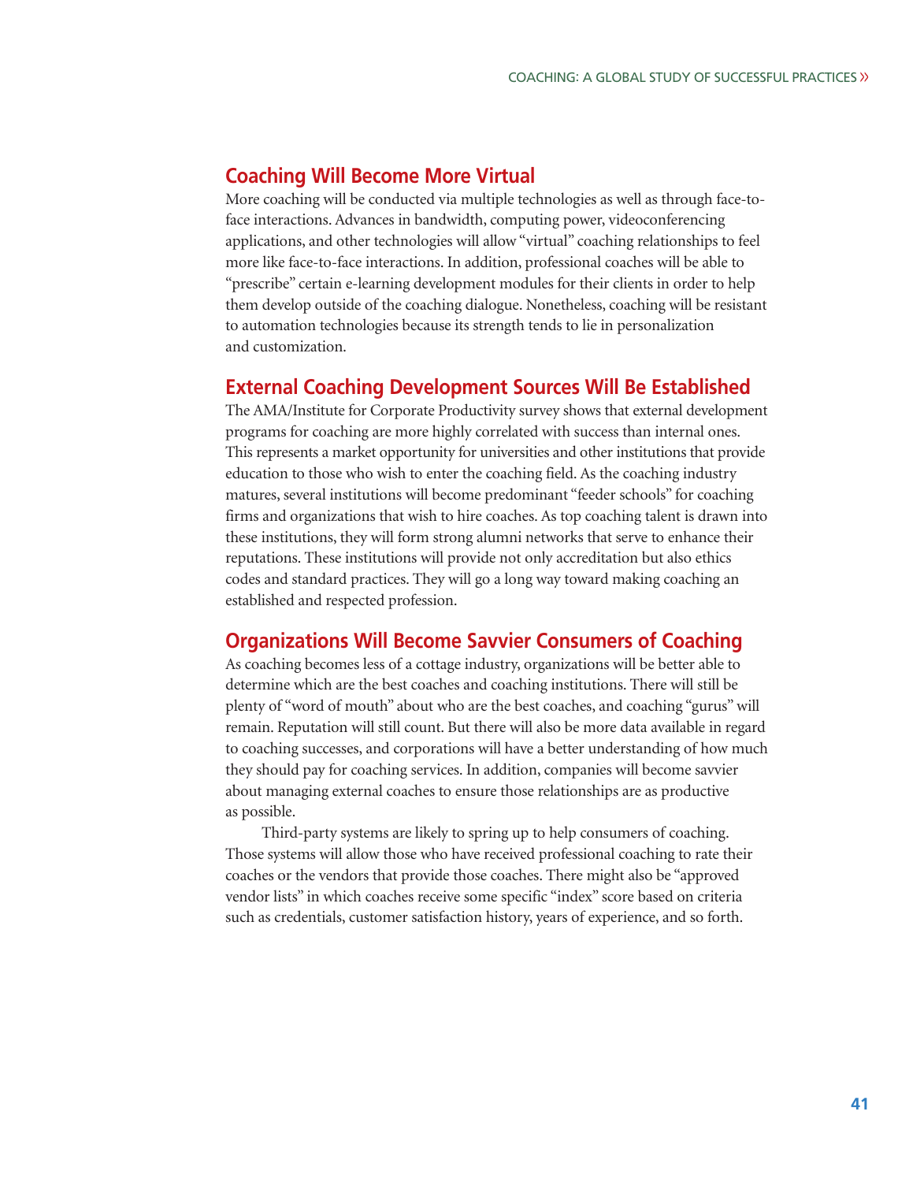## Coaching Will Become More Virtual

More coaching will be conducted via multiple technologies as well as through face-to-face interactions. Advances in bandwidth, computing power, videoconferencing applications, and other technologies will allow "virtual" coaching relationships to feel more like face-to-face interactions. In addition, professional coaches will be able to "prescribe" certain e-learning development modules for their clients in order to help them develop outside of the coaching dialogue. Nonetheless, coaching will be resistant to automation technologies because its strength tends to lie in personalization and customization.

## External Coaching Development Sources Will Be Established

The AMA/Institute for Corporate Productivity survey shows that external development programs for coaching are more highly correlated with success than internal ones. This represents a market opportunity for universities and other institutions that provide education to those who wish to enter the coaching field. As the coaching industry matures, several institutions will become predominant "feeder schools" for coaching firms and organizations that wish to hire coaches. As top coaching talent is drawn into these institutions, they will form strong alumni networks that serve to enhance their reputations. These institutions will provide not only accreditation but also ethics codes and standard practices. They will go a long way toward making coaching an established and respected profession.

## Organizations Will Become Savvier Consumers of Coaching

As coaching becomes less of a cottage industry, organizations will be better able to determine which are the best coaches and coaching institutions. There will still be plenty of "word of mouth" about who are the best coaches, and coaching "gurus" will remain. Reputation will still count. But there will also be more data available in regard to coaching successes, and corporations will have a better understanding of how much they should pay for coaching services. In addition, companies will become savvier about managing external coaches to ensure those relationships are as productive as possible.

Third-party systems are likely to spring up to help consumers of coaching. Those systems will allow those who have received professional coaching to rate their coaches or the vendors that provide those coaches. There might also be "approved vendor lists" in which coaches receive some specific "index" score based on criteria such as credentials, customer satisfaction history, years of experience, and so forth.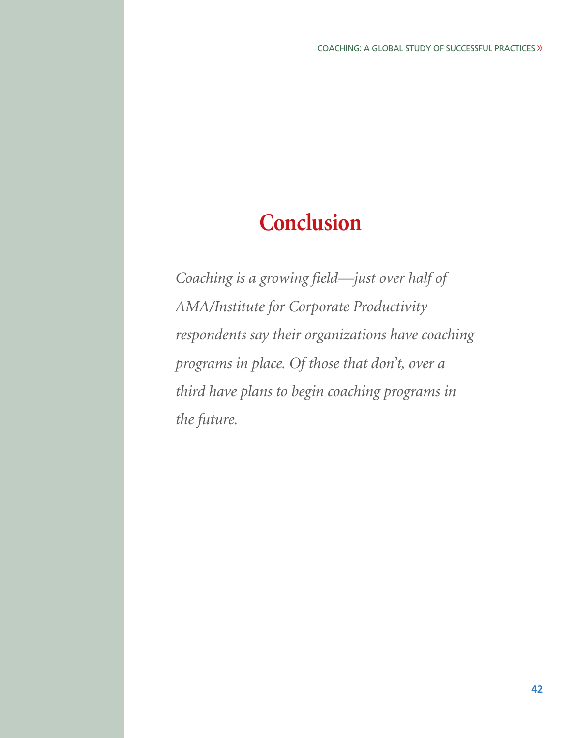# Conclusion

*Coaching is a growing field—just over half of AMA/Institute for Corporate Productivity respondents say their organizations have coaching programs in place. Of those that don't, over a third have plans to begin coaching programs in the future.*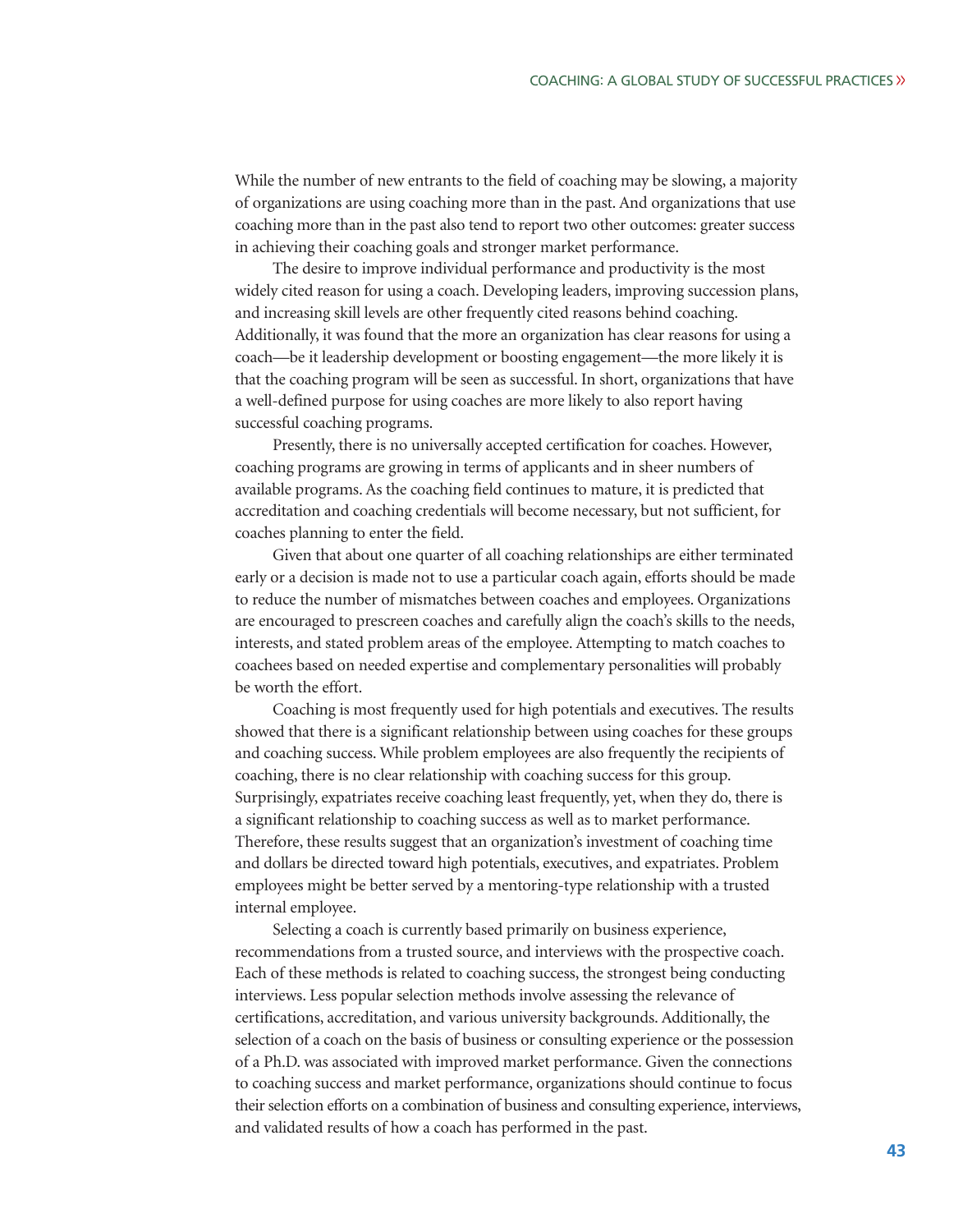While the number of new entrants to the field of coaching may be slowing, a majority of organizations are using coaching more than in the past. And organizations that use coaching more than in the past also tend to report two other outcomes: greater success in achieving their coaching goals and stronger market performance.

The desire to improve individual performance and productivity is the most widely cited reason for using a coach. Developing leaders, improving succession plans, and increasing skill levels are other frequently cited reasons behind coaching. Additionally, it was found that the more an organization has clear reasons for using a coach—be it leadership development or boosting engagement—the more likely it is that the coaching program will be seen as successful. In short, organizations that have a well-defined purpose for using coaches are more likely to also report having successful coaching programs.

Presently, there is no universally accepted certification for coaches. However, coaching programs are growing in terms of applicants and in sheer numbers of available programs. As the coaching field continues to mature, it is predicted that accreditation and coaching credentials will become necessary, but not sufficient, for coaches planning to enter the field.

Given that about one quarter of all coaching relationships are either terminated early or a decision is made not to use a particular coach again, efforts should be made to reduce the number of mismatches between coaches and employees. Organizations are encouraged to prescreen coaches and carefully align the coach's skills to the needs, interests, and stated problem areas of the employee. Attempting to match coaches to coachees based on needed expertise and complementary personalities will probably be worth the effort.

Coaching is most frequently used for high potentials and executives. The results showed that there is a significant relationship between using coaches for these groups and coaching success. While problem employees are also frequently the recipients of coaching, there is no clear relationship with coaching success for this group. Surprisingly, expatriates receive coaching least frequently, yet, when they do, there is a significant relationship to coaching success as well as to market performance. Therefore, these results suggest that an organization's investment of coaching time and dollars be directed toward high potentials, executives, and expatriates. Problem employees might be better served by a mentoring-type relationship with a trusted internal employee.

Selecting a coach is currently based primarily on business experience, recommendations from a trusted source, and interviews with the prospective coach. Each of these methods is related to coaching success, the strongest being conducting interviews. Less popular selection methods involve assessing the relevance of certifications, accreditation, and various university backgrounds. Additionally, the selection of a coach on the basis of business or consulting experience or the possession of a Ph.D. was associated with improved market performance. Given the connections to coaching success and market performance, organizations should continue to focus their selection efforts on a combination of business and consulting experience, interviews, and validated results of how a coach has performed in the past.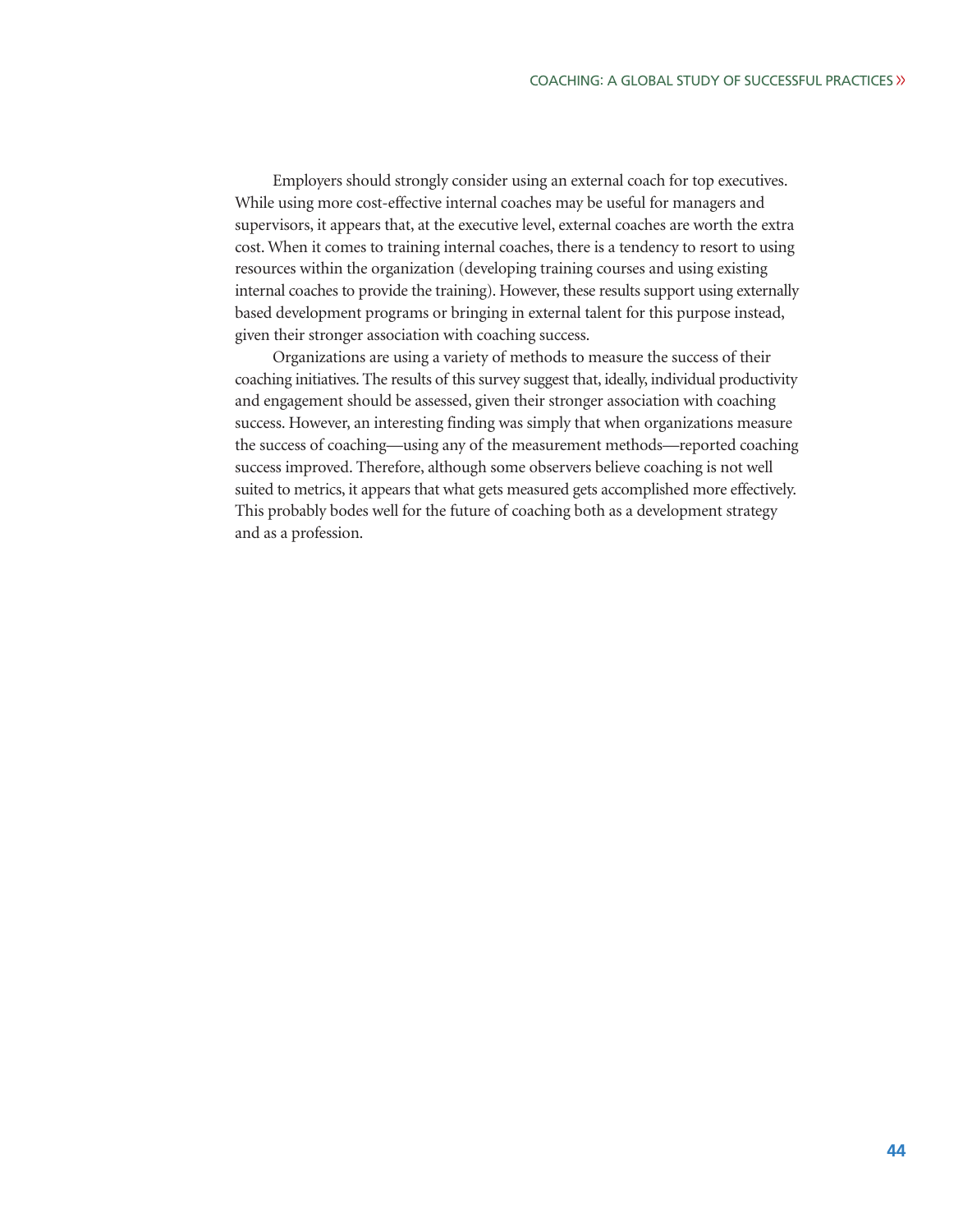Employers should strongly consider using an external coach for top executives. While using more cost-effective internal coaches may be useful for managers and supervisors, it appears that, at the executive level, external coaches are worth the extra cost. When it comes to training internal coaches, there is a tendency to resort to using resources within the organization (developing training courses and using existing internal coaches to provide the training). However, these results support using externally based development programs or bringing in external talent for this purpose instead, given their stronger association with coaching success.

Organizations are using a variety of methods to measure the success of their coaching initiatives. The results of this survey suggest that, ideally, individual productivity and engagement should be assessed, given their stronger association with coaching success. However, an interesting finding was simply that when organizations measure the success of coaching—using any of the measurement methods—reported coaching success improved. Therefore, although some observers believe coaching is not well suited to metrics, it appears that what gets measured gets accomplished more effectively. This probably bodes well for the future of coaching both as a development strategy and as a profession.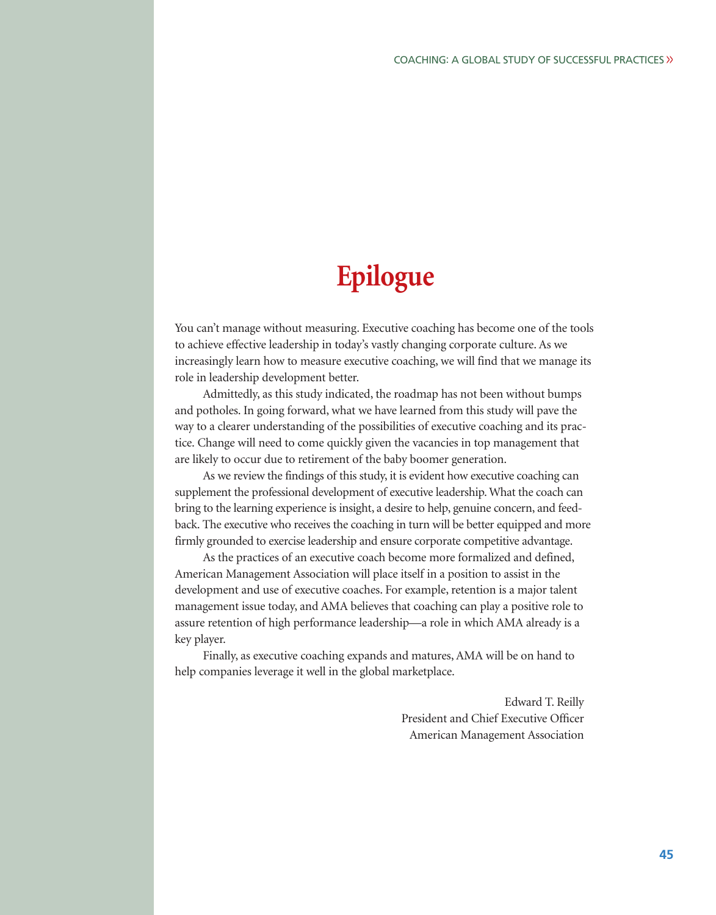# Epilogue

You can't manage without measuring. Executive coaching has become one of the tools to achieve effective leadership in today's vastly changing corporate culture. As we increasingly learn how to measure executive coaching, we will find that we manage its role in leadership development better.

Admittedly, as this study indicated, the roadmap has not been without bumps and potholes. In going forward, what we have learned from this study will pave the way to a clearer understanding of the possibilities of executive coaching and its practice. Change will need to come quickly given the vacancies in top management that are likely to occur due to retirement of the baby boomer generation.

As we review the findings of this study, it is evident how executive coaching can supplement the professional development of executive leadership. What the coach can bring to the learning experience is insight, a desire to help, genuine concern, and feedback. The executive who receives the coaching in turn will be better equipped and more firmly grounded to exercise leadership and ensure corporate competitive advantage.

As the practices of an executive coach become more formalized and defined, American Management Association will place itself in a position to assist in the development and use of executive coaches. For example, retention is a major talent management issue today, and AMA believes that coaching can play a positive role to assure retention of high performance leadership—a role in which AMA already is a key player.

Finally, as executive coaching expands and matures, AMA will be on hand to help companies leverage it well in the global marketplace.

Edward T. Reilly
President and Chief Executive Officer
American Management Association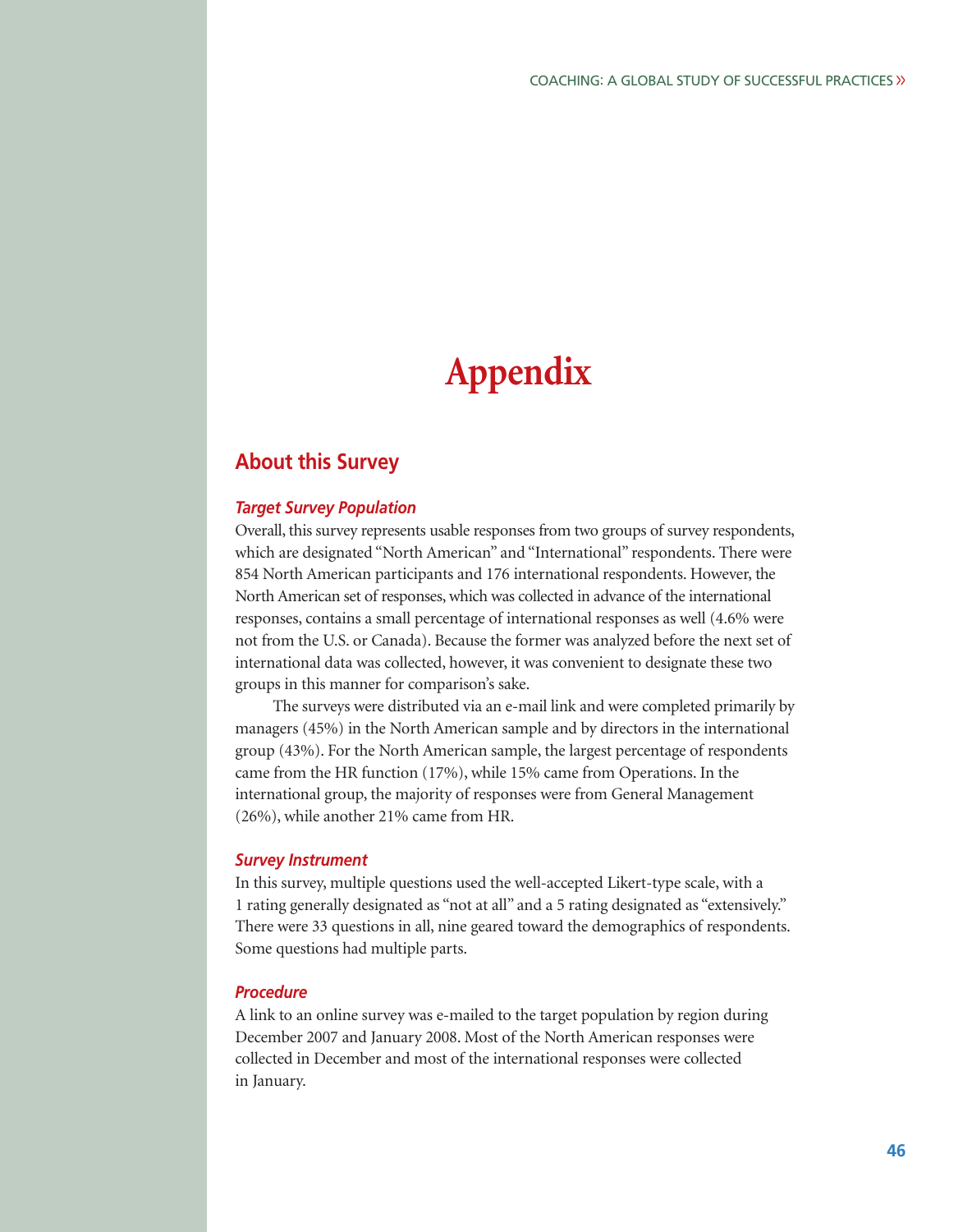# Appendix

## About this Survey

### *Target Survey Population*

Overall, this survey represents usable responses from two groups of survey respondents, which are designated "North American" and "International" respondents. There were 854 North American participants and 176 international respondents. However, the North American set of responses, which was collected in advance of the international responses, contains a small percentage of international responses as well (4.6% were not from the U.S. or Canada). Because the former was analyzed before the next set of international data was collected, however, it was convenient to designate these two groups in this manner for comparison's sake.

The surveys were distributed via an e-mail link and were completed primarily by managers (45%) in the North American sample and by directors in the international group (43%). For the North American sample, the largest percentage of respondents came from the HR function (17%), while 15% came from Operations. In the international group, the majority of responses were from General Management (26%), while another 21% came from HR.

### *Survey Instrument*

In this survey, multiple questions used the well-accepted Likert-type scale, with a 1 rating generally designated as "not at all" and a 5 rating designated as "extensively." There were 33 questions in all, nine geared toward the demographics of respondents. Some questions had multiple parts.

### *Procedure*

A link to an online survey was e-mailed to the target population by region during December 2007 and January 2008. Most of the North American responses were collected in December and most of the international responses were collected in January.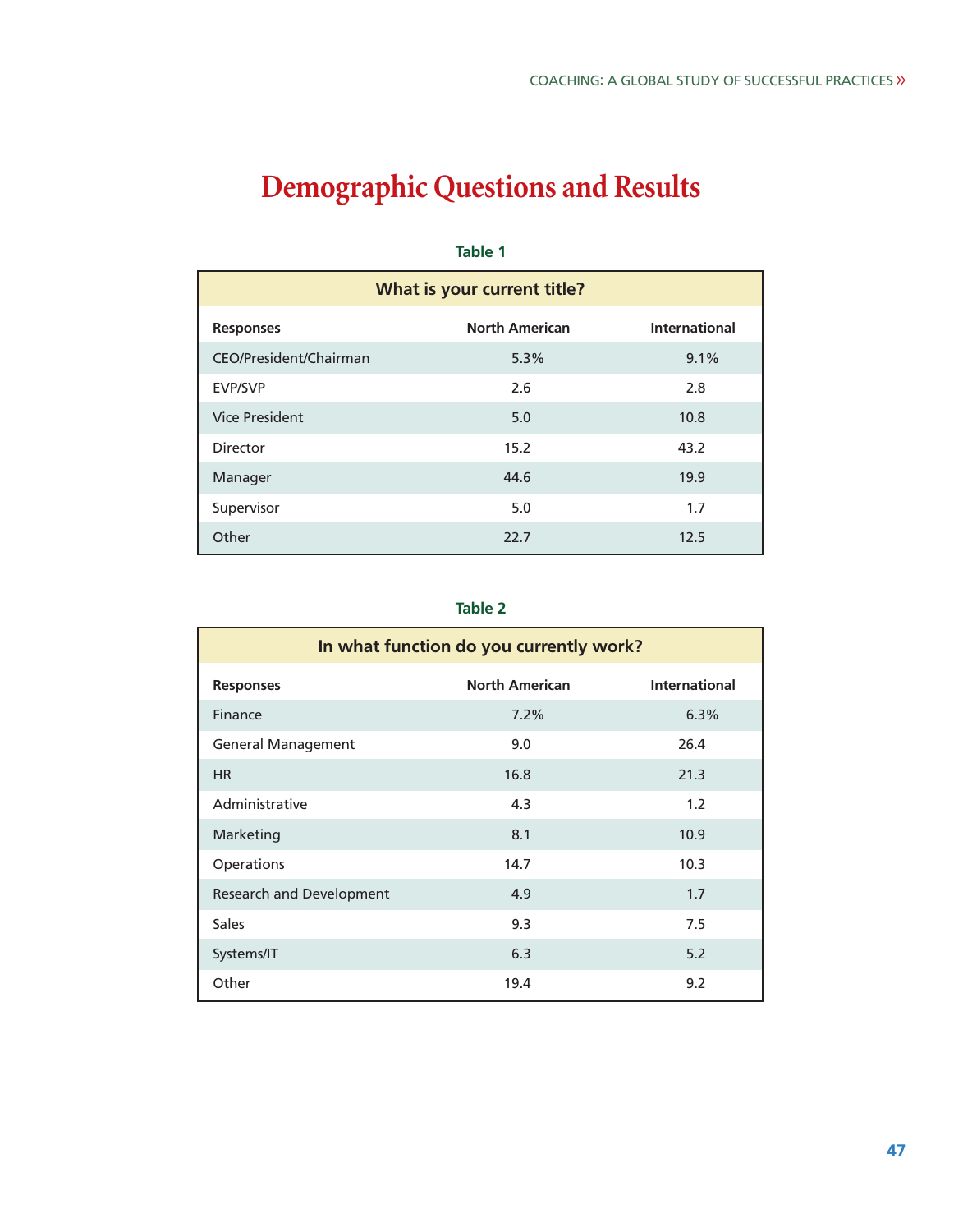# Demographic Questions and Results

**Table 1**

| What is your current title? | | |
|---|---|---|
| **Responses** | **North American** | **International** |
| CEO/President/Chairman | 5.3% | 9.1% |
| EVP/SVP | 2.6 | 2.8 |
| Vice President | 5.0 | 10.8 |
| Director | 15.2 | 43.2 |
| Manager | 44.6 | 19.9 |
| Supervisor | 5.0 | 1.7 |
| Other | 22.7 | 12.5 |

**Table 2**

| In what function do you currently work? | | |
|---|---|---|
| **Responses** | **North American** | **International** |
| Finance | 7.2% | 6.3% |
| General Management | 9.0 | 26.4 |
| HR | 16.8 | 21.3 |
| Administrative | 4.3 | 1.2 |
| Marketing | 8.1 | 10.9 |
| Operations | 14.7 | 10.3 |
| Research and Development | 4.9 | 1.7 |
| Sales | 9.3 | 7.5 |
| Systems/IT | 6.3 | 5.2 |
| Other | 19.4 | 9.2 |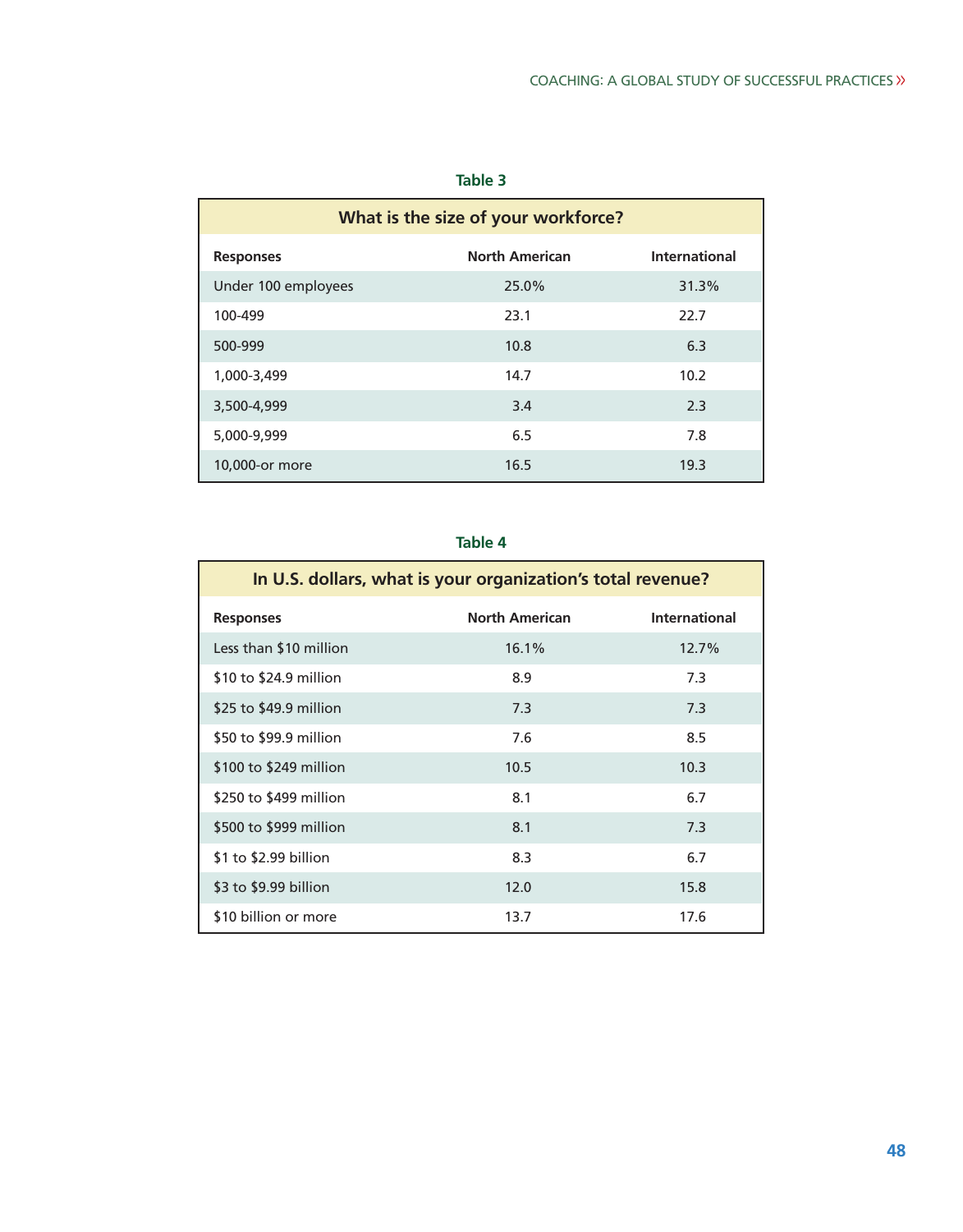**Table 3**

| What is the size of your workforce? | | |
|---|---|---|
| **Responses** | **North American** | **International** |
| Under 100 employees | 25.0% | 31.3% |
| 100-499 | 23.1 | 22.7 |
| 500-999 | 10.8 | 6.3 |
| 1,000-3,499 | 14.7 | 10.2 |
| 3,500-4,999 | 3.4 | 2.3 |
| 5,000-9,999 | 6.5 | 7.8 |
| 10,000-or more | 16.5 | 19.3 |

**Table 4**

| In U.S. dollars, what is your organization's total revenue? | | |
|---|---|---|
| **Responses** | **North American** | **International** |
| Less than $10 million | 16.1% | 12.7% |
| $10 to $24.9 million | 8.9 | 7.3 |
| $25 to $49.9 million | 7.3 | 7.3 |
| $50 to $99.9 million | 7.6 | 8.5 |
| $100 to $249 million | 10.5 | 10.3 |
| $250 to $499 million | 8.1 | 6.7 |
| $500 to $999 million | 8.1 | 7.3 |
| $1 to $2.99 billion | 8.3 | 6.7 |
| $3 to $9.99 billion | 12.0 | 15.8 |
| $10 billion or more | 13.7 | 17.6 |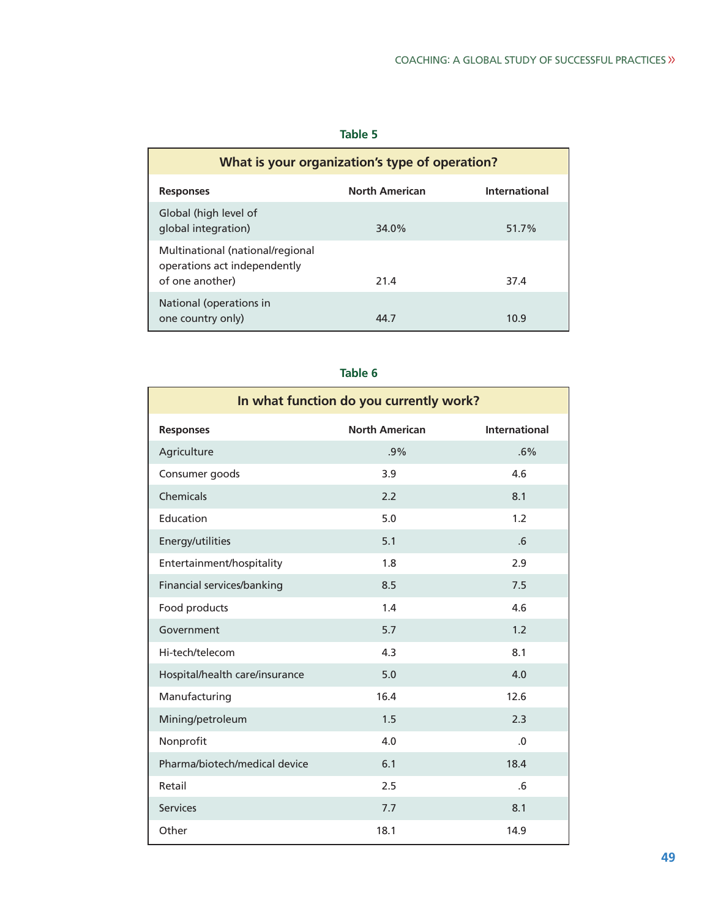**Table 5**

| What is your organization's type of operation? | | |
|---|---|---|
| **Responses** | **North American** | **International** |
| Global (high level of global integration) | 34.0% | 51.7% |
| Multinational (national/regional operations act independently of one another) | 21.4 | 37.4 |
| National (operations in one country only) | 44.7 | 10.9 |

**Table 6**

| In what function do you currently work? | | |
|---|---|---|
| **Responses** | **North American** | **International** |
| Agriculture | .9% | .6% |
| Consumer goods | 3.9 | 4.6 |
| Chemicals | 2.2 | 8.1 |
| Education | 5.0 | 1.2 |
| Energy/utilities | 5.1 | .6 |
| Entertainment/hospitality | 1.8 | 2.9 |
| Financial services/banking | 8.5 | 7.5 |
| Food products | 1.4 | 4.6 |
| Government | 5.7 | 1.2 |
| Hi-tech/telecom | 4.3 | 8.1 |
| Hospital/health care/insurance | 5.0 | 4.0 |
| Manufacturing | 16.4 | 12.6 |
| Mining/petroleum | 1.5 | 2.3 |
| Nonprofit | 4.0 | .0 |
| Pharma/biotech/medical device | 6.1 | 18.4 |
| Retail | 2.5 | .6 |
| Services | 7.7 | 8.1 |
| Other | 18.1 | 14.9 |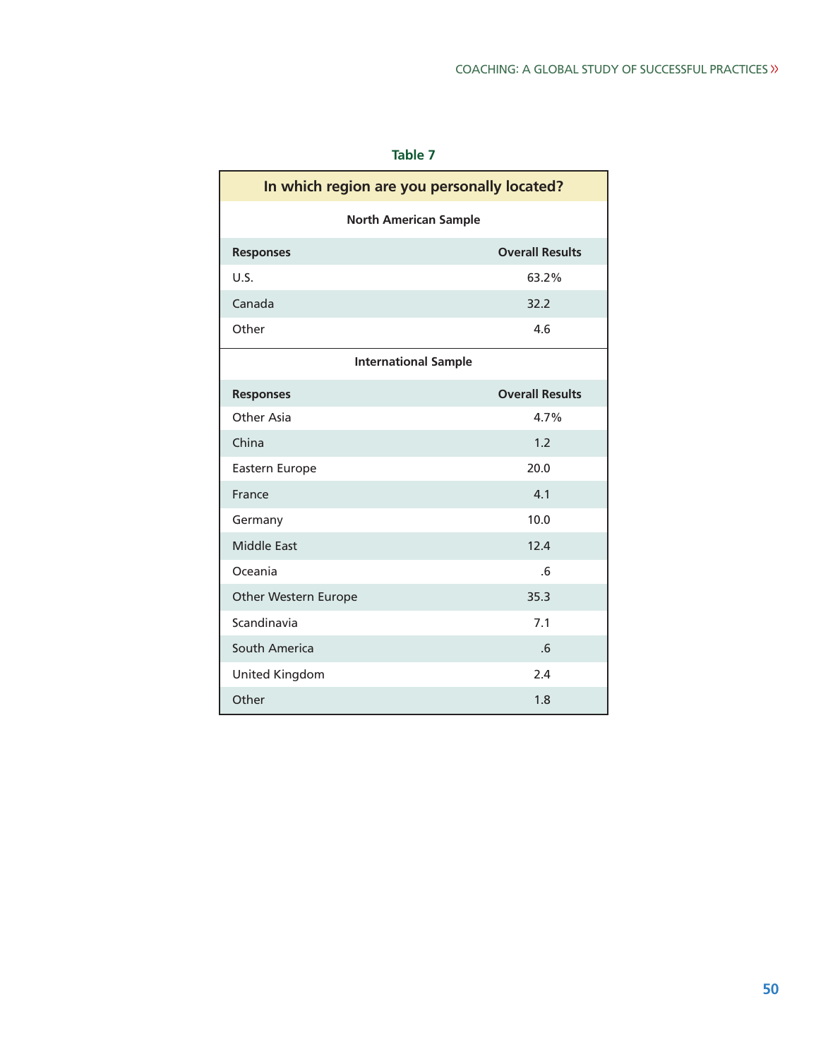**Table 7**

| In which region are you personally located? | |
|---|---|
| **North American Sample** | |
| **Responses** | **Overall Results** |
| U.S. | 63.2% |
| Canada | 32.2 |
| Other | 4.6 |
| **International Sample** | |
| **Responses** | **Overall Results** |
| Other Asia | 4.7% |
| China | 1.2 |
| Eastern Europe | 20.0 |
| France | 4.1 |
| Germany | 10.0 |
| Middle East | 12.4 |
| Oceania | .6 |
| Other Western Europe | 35.3 |
| Scandinavia | 7.1 |
| South America | .6 |
| United Kingdom | 2.4 |
| Other | 1.8 |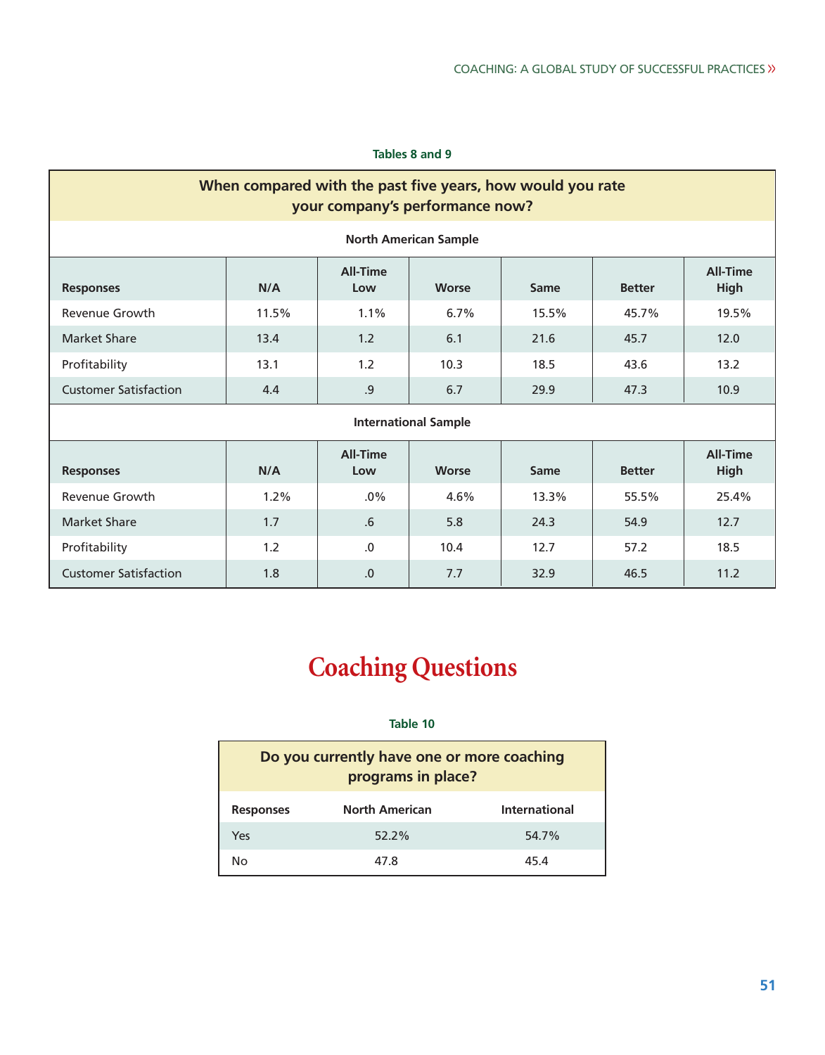Tables 8 and 9

| When compared with the past five years, how would you rate your company's performance now? | | | | | | |
|---|---|---|---|---|---|---|
| **North American Sample** | | | | | | |
| **Responses** | **N/A** | **All-Time Low** | **Worse** | **Same** | **Better** | **All-Time High** |
| Revenue Growth | 11.5% | 1.1% | 6.7% | 15.5% | 45.7% | 19.5% |
| Market Share | 13.4 | 1.2 | 6.1 | 21.6 | 45.7 | 12.0 |
| Profitability | 13.1 | 1.2 | 10.3 | 18.5 | 43.6 | 13.2 |
| Customer Satisfaction | 4.4 | .9 | 6.7 | 29.9 | 47.3 | 10.9 |
| **International Sample** | | | | | | |
| **Responses** | **N/A** | **All-Time Low** | **Worse** | **Same** | **Better** | **All-Time High** |
| Revenue Growth | 1.2% | .0% | 4.6% | 13.3% | 55.5% | 25.4% |
| Market Share | 1.7 | .6 | 5.8 | 24.3 | 54.9 | 12.7 |
| Profitability | 1.2 | .0 | 10.4 | 12.7 | 57.2 | 18.5 |
| Customer Satisfaction | 1.8 | .0 | 7.7 | 32.9 | 46.5 | 11.2 |

# Coaching Questions

Table 10

| Do you currently have one or more coaching programs in place? | | |
|---|---|---|
| **Responses** | **North American** | **International** |
| Yes | 52.2% | 54.7% |
| No | 47.8 | 45.4 |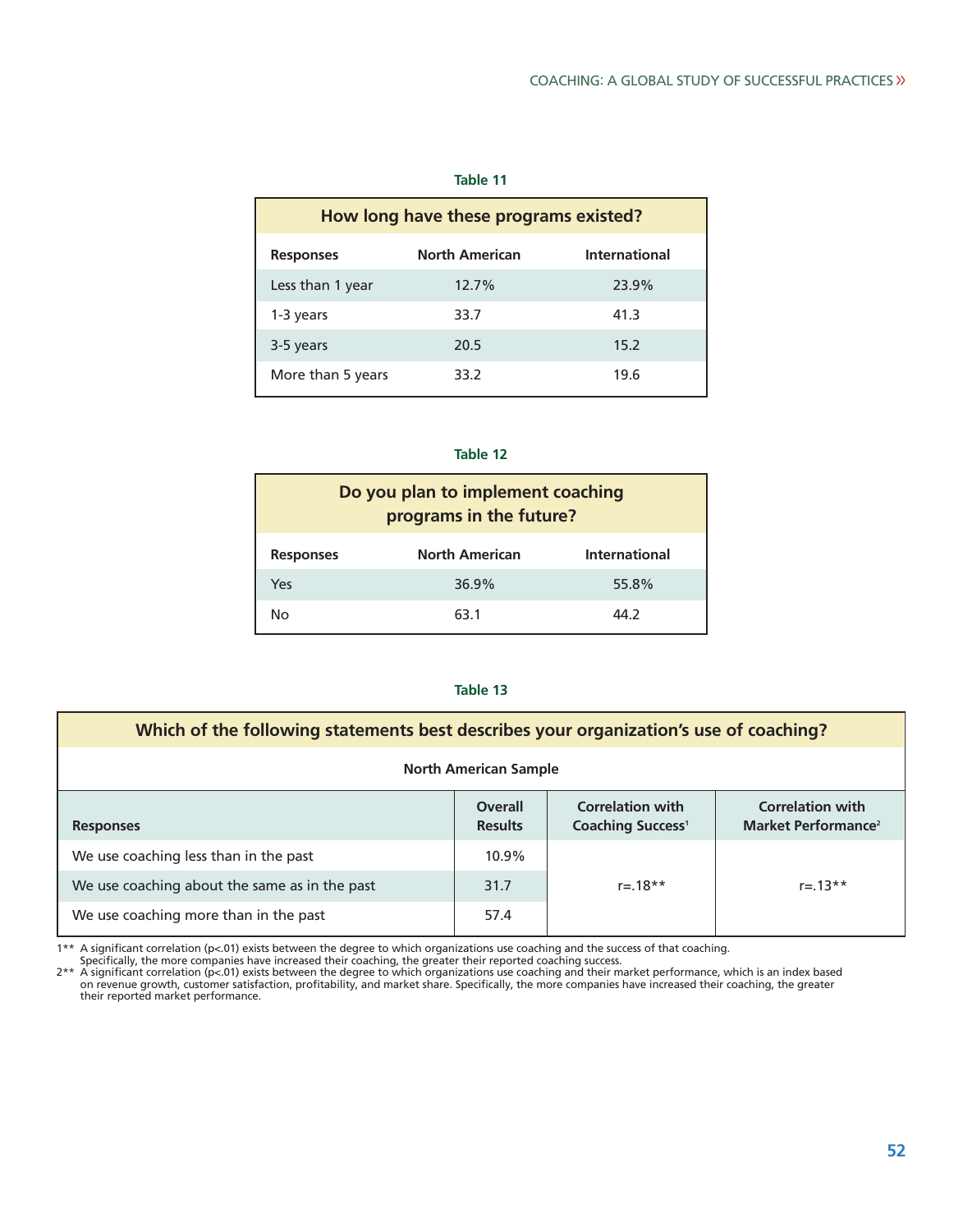**Table 11**

| How long have these programs existed? | | |
|---|---|---|
| **Responses** | **North American** | **International** |
| Less than 1 year | 12.7% | 23.9% |
| 1-3 years | 33.7 | 41.3 |
| 3-5 years | 20.5 | 15.2 |
| More than 5 years | 33.2 | 19.6 |

**Table 12**

| Do you plan to implement coaching programs in the future? | | |
|---|---|---|
| **Responses** | **North American** | **International** |
| Yes | 36.9% | 55.8% |
| No | 63.1 | 44.2 |

**Table 13**

| Which of the following statements best describes your organization's use of coaching? | | | |
|---|---|---|---|
| **North American Sample** | | | |
| **Responses** | **Overall Results** | **Correlation with Coaching Success**[1] | **Correlation with Market Performance**[2] |
| We use coaching less than in the past | 10.9% | r=.18** | r=.13** |
| We use coaching about the same as in the past | 31.7 | | |
| We use coaching more than in the past | 57.4 | | |

1** A significant correlation ($p<.01$) exists between the degree to which organizations use coaching and the success of that coaching. Specifically, the more companies have increased their coaching, the greater their reported coaching success.

2** A significant correlation ($p<.01$) exists between the degree to which organizations use coaching and their market performance, which is an index based on revenue growth, customer satisfaction, profitability, and market share. Specifically, the more companies have increased their coaching, the greater their reported market performance.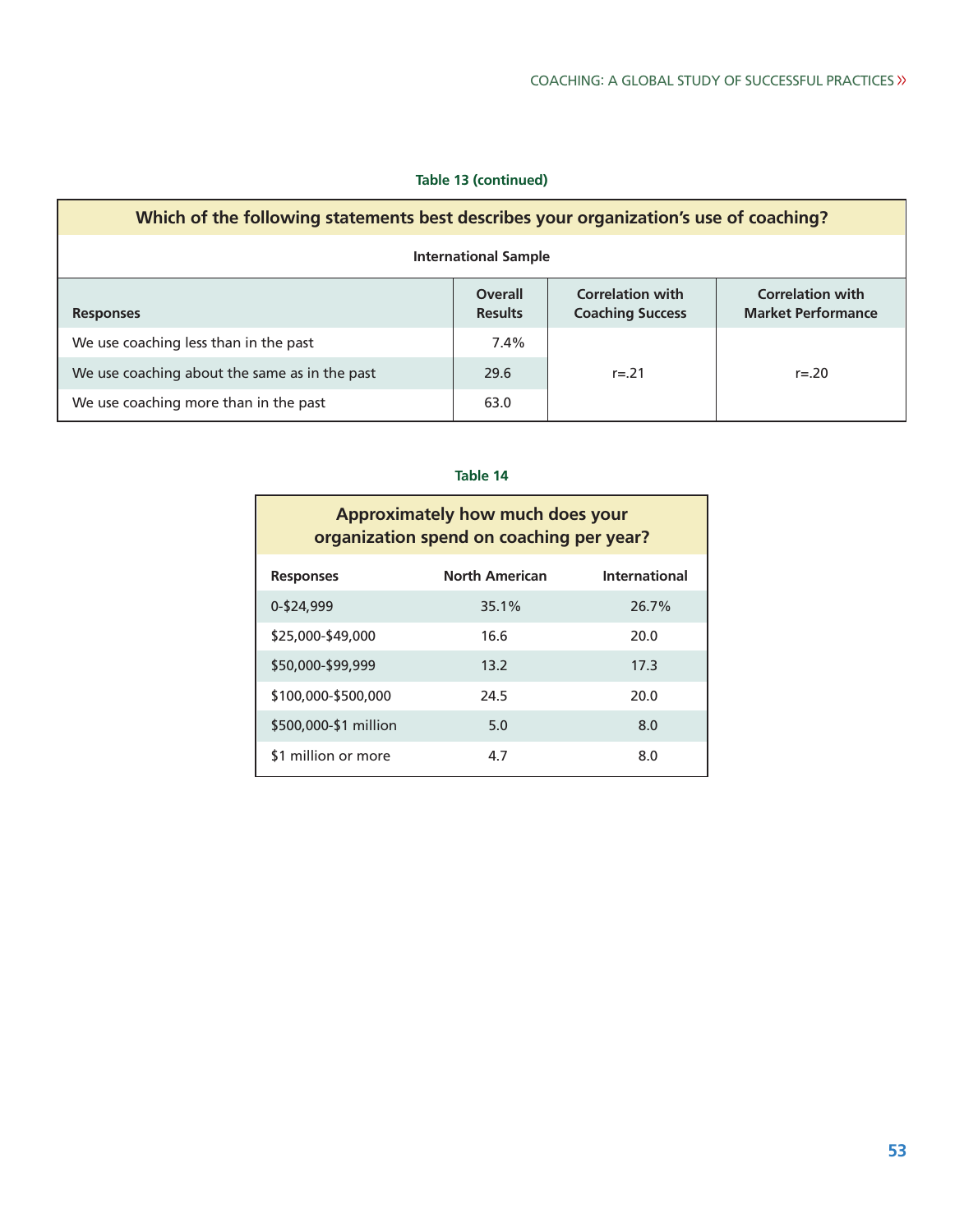**Table 13 (continued)**

| Which of the following statements best describes your organization's use of coaching? | | | |
|---|---|---|---|
| **International Sample** | | | |
| **Responses** | **Overall Results** | **Correlation with Coaching Success** | **Correlation with Market Performance** |
| We use coaching less than in the past | 7.4% | | |
| We use coaching about the same as in the past | 29.6 | r=.21 | r=.20 |
| We use coaching more than in the past | 63.0 | | |

**Table 14**

| Approximately how much does your organization spend on coaching per year? | | |
|---|---|---|
| **Responses** | **North American** | **International** |
| 0-$24,999 | 35.1% | 26.7% |
| $25,000-$49,000 | 16.6 | 20.0 |
| $50,000-$99,999 | 13.2 | 17.3 |
| $100,000-$500,000 | 24.5 | 20.0 |
| $500,000-$1 million | 5.0 | 8.0 |
| $1 million or more | 4.7 | 8.0 |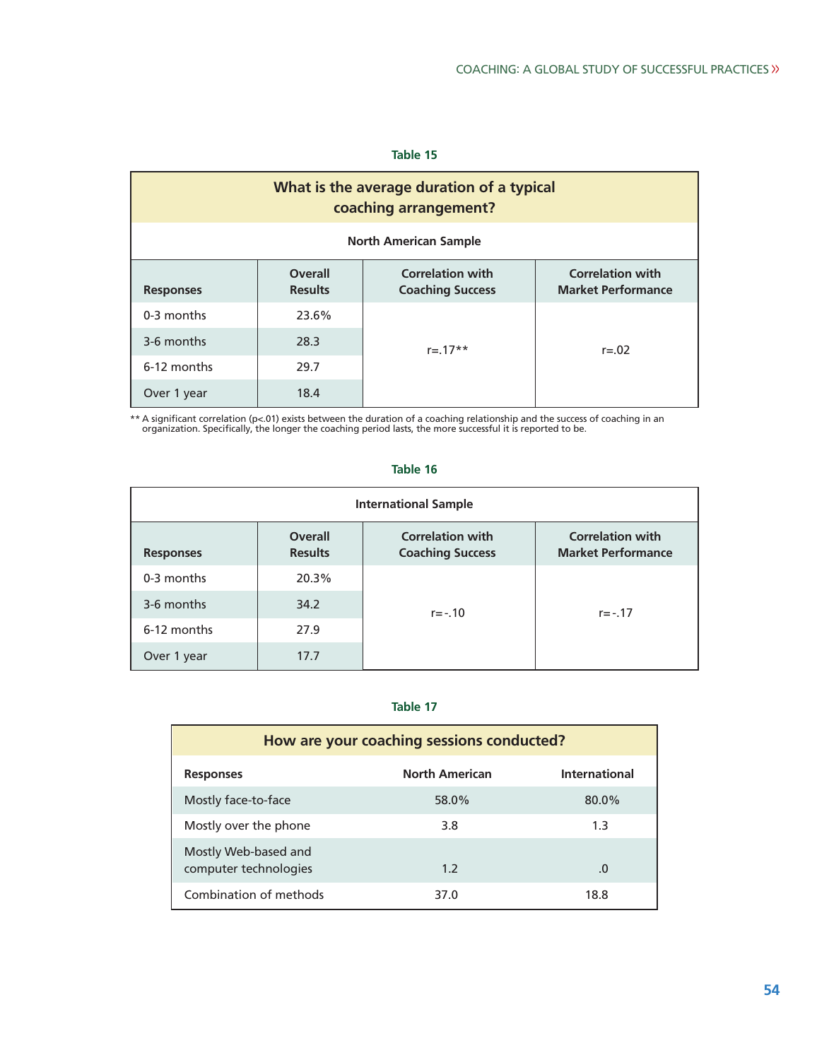**Table 15**

| What is the average duration of a typical coaching arrangement? | | | |
|---|---|---|---|
| **North American Sample** | | | |
| **Responses** | **Overall Results** | **Correlation with Coaching Success** | **Correlation with Market Performance** |
| 0-3 months | 23.6% | r=.17** | r=.02 |
| 3-6 months | 28.3 | | |
| 6-12 months | 29.7 | | |
| Over 1 year | 18.4 | | |

** A significant correlation ($p<.01$) exists between the duration of a coaching relationship and the success of coaching in an organization. Specifically, the longer the coaching period lasts, the more successful it is reported to be.

**Table 16**

| International Sample | | | |
|---|---|---|---|
| **Responses** | **Overall Results** | **Correlation with Coaching Success** | **Correlation with Market Performance** |
| 0-3 months | 20.3% | r=-.10 | r=-.17 |
| 3-6 months | 34.2 | | |
| 6-12 months | 27.9 | | |
| Over 1 year | 17.7 | | |

**Table 17**

| How are your coaching sessions conducted? | | |
|---|---|---|
| **Responses** | **North American** | **International** |
| Mostly face-to-face | 58.0% | 80.0% |
| Mostly over the phone | 3.8 | 1.3 |
| Mostly Web-based and computer technologies | 1.2 | .0 |
| Combination of methods | 37.0 | 18.8 |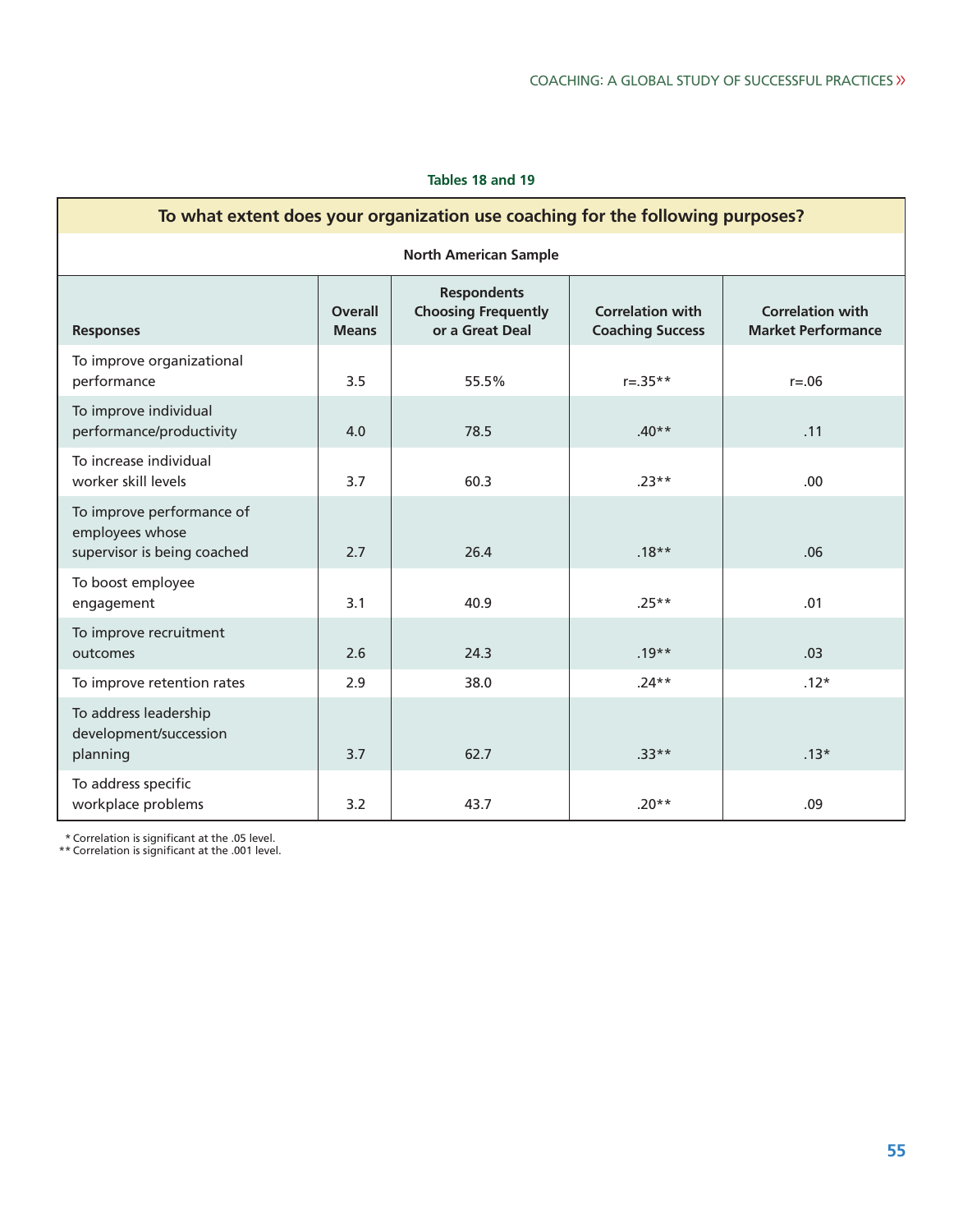**Tables 18 and 19**

**To what extent does your organization use coaching for the following purposes?**

**North American Sample**

| Responses | Overall Means | Respondents Choosing Frequently or a Great Deal | Correlation with Coaching Success | Correlation with Market Performance |
|---|---|---|---|---|
| To improve organizational performance | 3.5 | 55.5% | r=.35** | r=.06 |
| To improve individual performance/productivity | 4.0 | 78.5 | .40** | .11 |
| To increase individual worker skill levels | 3.7 | 60.3 | .23** | .00 |
| To improve performance of employees whose supervisor is being coached | 2.7 | 26.4 | .18** | .06 |
| To boost employee engagement | 3.1 | 40.9 | .25** | .01 |
| To improve recruitment outcomes | 2.6 | 24.3 | .19** | .03 |
| To improve retention rates | 2.9 | 38.0 | .24** | .12* |
| To address leadership development/succession planning | 3.7 | 62.7 | .33** | .13* |
| To address specific workplace problems | 3.2 | 43.7 | .20** | .09 |

\* Correlation is significant at the .05 level.
\** Correlation is significant at the .001 level.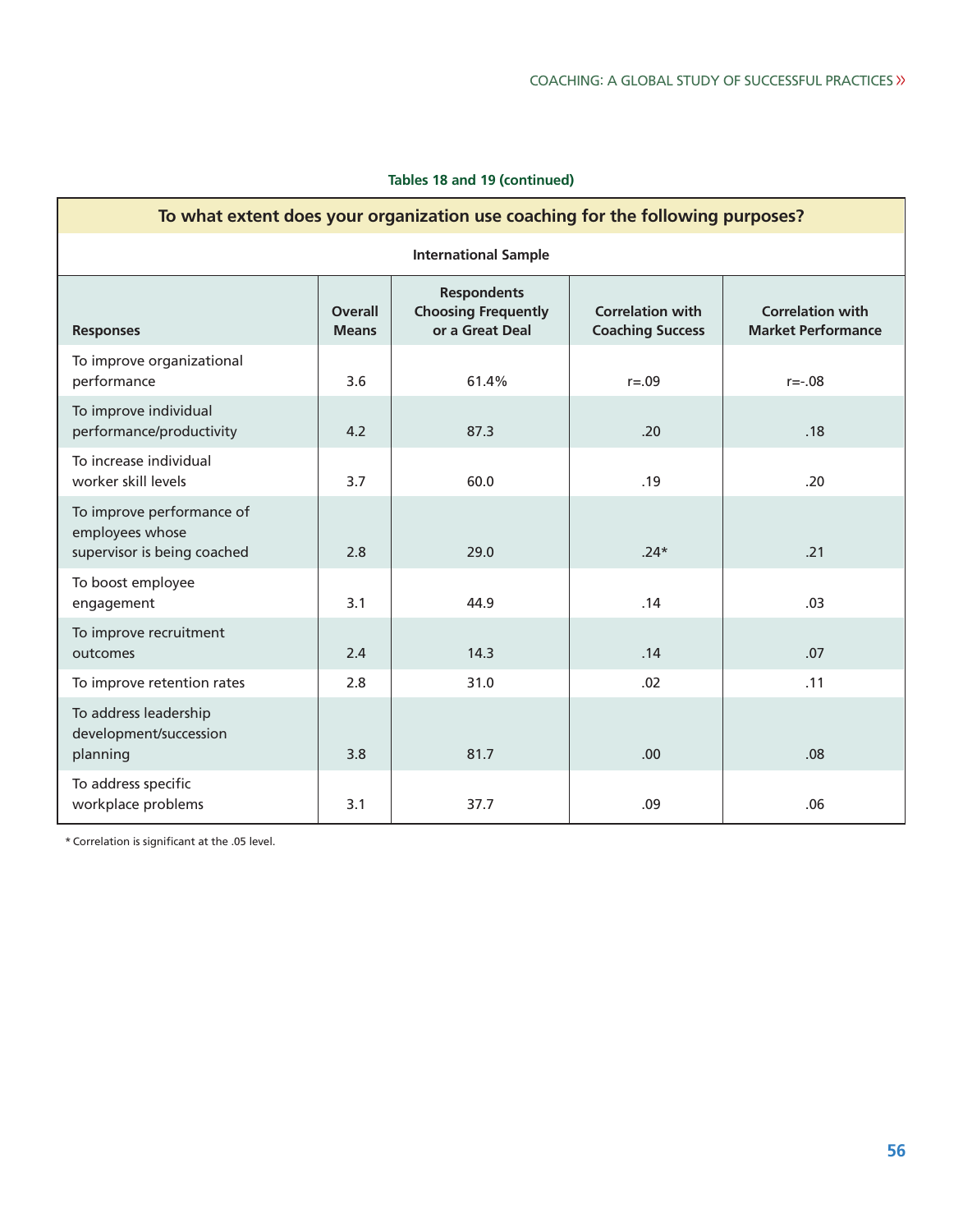**Tables 18 and 19 (continued)**

| To what extent does your organization use coaching for the following purposes? | | | | |
|---|---|---|---|---|
| **International Sample** | | | | |
| **Responses** | **Overall Means** | **Respondents Choosing Frequently or a Great Deal** | **Correlation with Coaching Success** | **Correlation with Market Performance** |
| To improve organizational performance | 3.6 | 61.4% | r=.09 | r=-.08 |
| To improve individual performance/productivity | 4.2 | 87.3 | .20 | .18 |
| To increase individual worker skill levels | 3.7 | 60.0 | .19 | .20 |
| To improve performance of employees whose supervisor is being coached | 2.8 | 29.0 | .24* | .21 |
| To boost employee engagement | 3.1 | 44.9 | .14 | .03 |
| To improve recruitment outcomes | 2.4 | 14.3 | .14 | .07 |
| To improve retention rates | 2.8 | 31.0 | .02 | .11 |
| To address leadership development/succession planning | 3.8 | 81.7 | .00 | .08 |
| To address specific workplace problems | 3.1 | 37.7 | .09 | .06 |

\* Correlation is significant at the .05 level.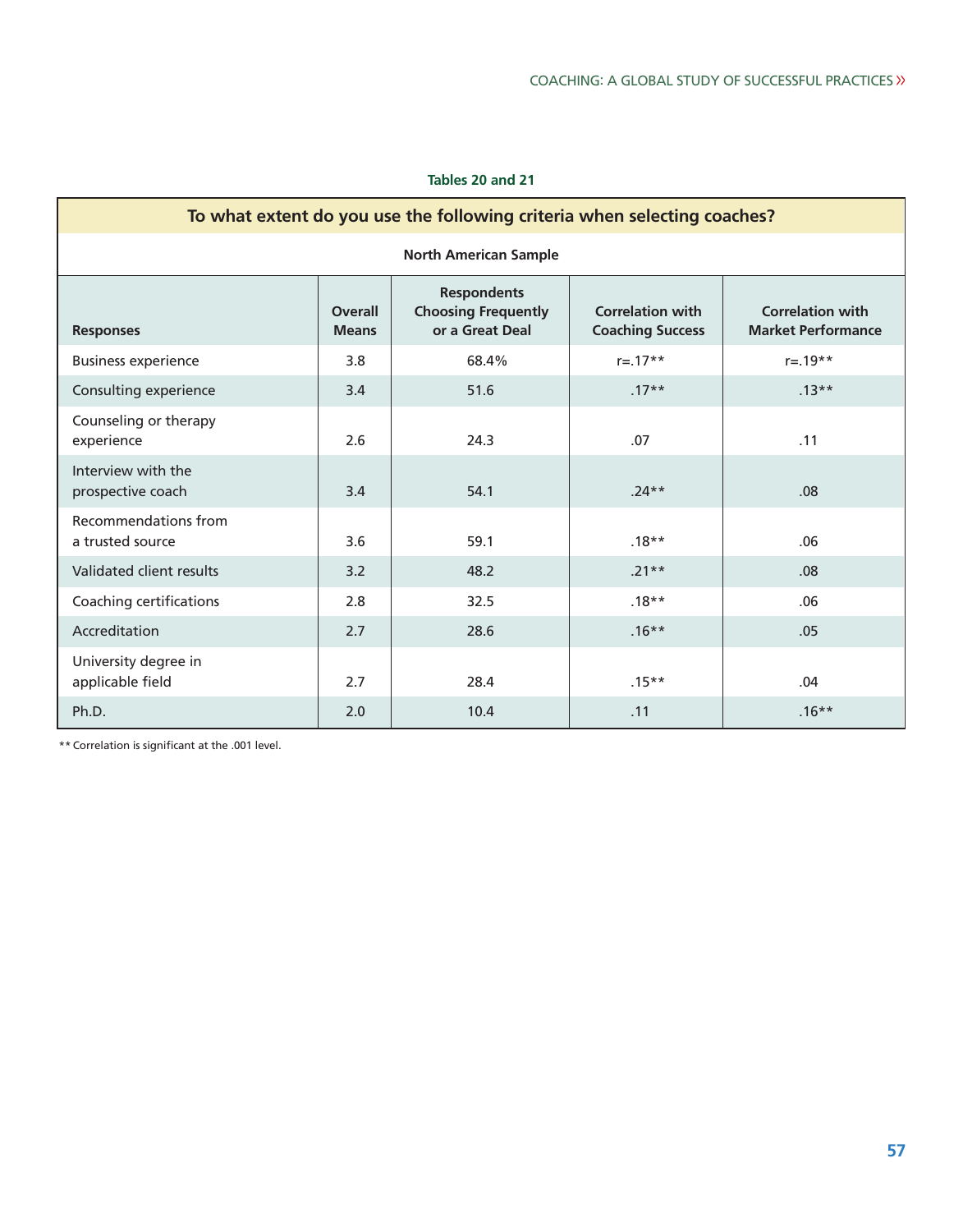**Tables 20 and 21**

| To what extent do you use the following criteria when selecting coaches? | | | | |
|---|---|---|---|---|
| **North American Sample** | | | | |
| **Responses** | **Overall Means** | **Respondents Choosing Frequently or a Great Deal** | **Correlation with Coaching Success** | **Correlation with Market Performance** |
| Business experience | 3.8 | 68.4% | r=.17** | r=.19** |
| Consulting experience | 3.4 | 51.6 | .17** | .13** |
| Counseling or therapy experience | 2.6 | 24.3 | .07 | .11 |
| Interview with the prospective coach | 3.4 | 54.1 | .24** | .08 |
| Recommendations from a trusted source | 3.6 | 59.1 | .18** | .06 |
| Validated client results | 3.2 | 48.2 | .21** | .08 |
| Coaching certifications | 2.8 | 32.5 | .18** | .06 |
| Accreditation | 2.7 | 28.6 | .16** | .05 |
| University degree in applicable field | 2.7 | 28.4 | .15** | .04 |
| Ph.D. | 2.0 | 10.4 | .11 | .16** |

** Correlation is significant at the .001 level.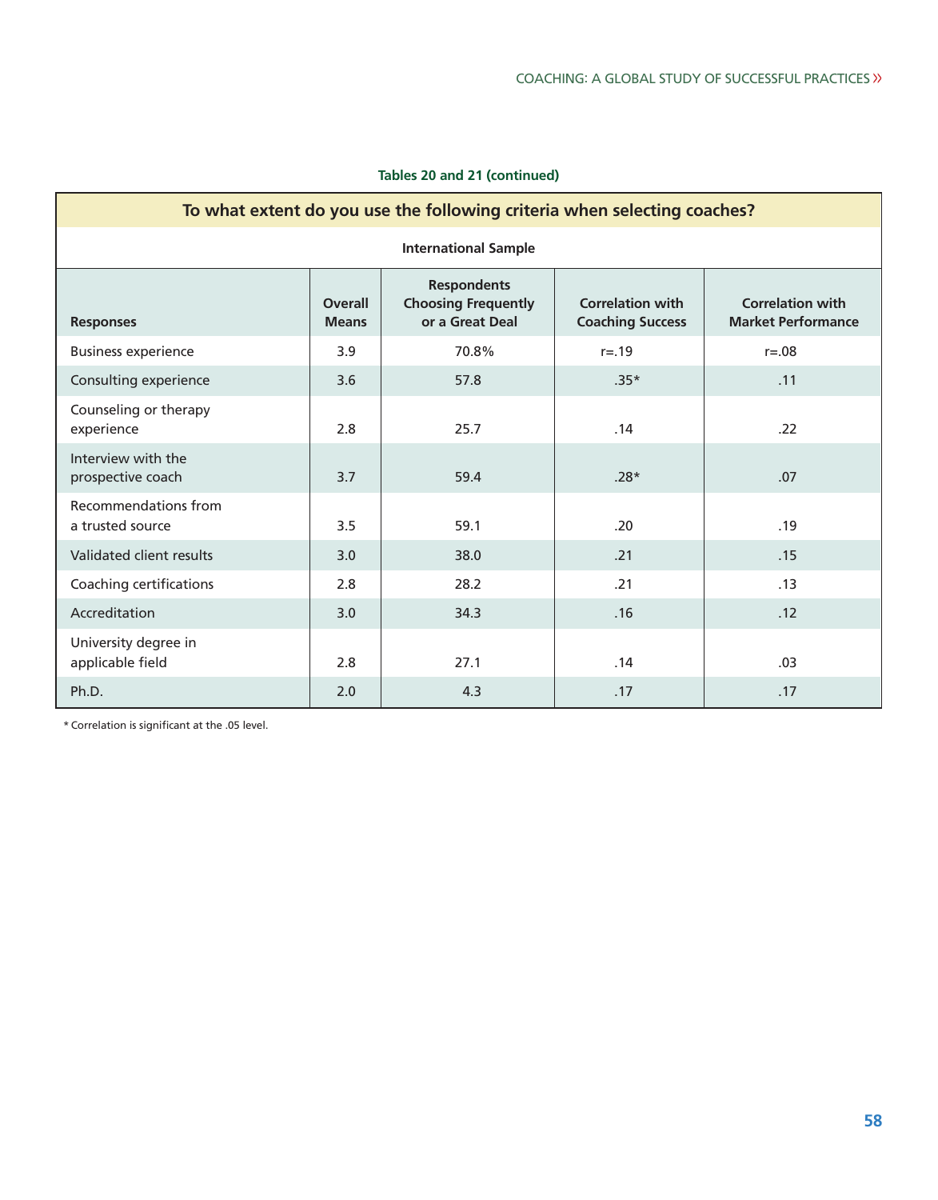**Tables 20 and 21 (continued)**

| To what extent do you use the following criteria when selecting coaches? | | | | |
|---|---|---|---|---|
| **International Sample** | | | | |
| **Responses** | **Overall Means** | **Respondents Choosing Frequently or a Great Deal** | **Correlation with Coaching Success** | **Correlation with Market Performance** |
| Business experience | 3.9 | 70.8% | r=.19 | r=.08 |
| Consulting experience | 3.6 | 57.8 | .35* | .11 |
| Counseling or therapy experience | 2.8 | 25.7 | .14 | .22 |
| Interview with the prospective coach | 3.7 | 59.4 | .28* | .07 |
| Recommendations from a trusted source | 3.5 | 59.1 | .20 | .19 |
| Validated client results | 3.0 | 38.0 | .21 | .15 |
| Coaching certifications | 2.8 | 28.2 | .21 | .13 |
| Accreditation | 3.0 | 34.3 | .16 | .12 |
| University degree in applicable field | 2.8 | 27.1 | .14 | .03 |
| Ph.D. | 2.0 | 4.3 | .17 | .17 |

* Correlation is significant at the .05 level.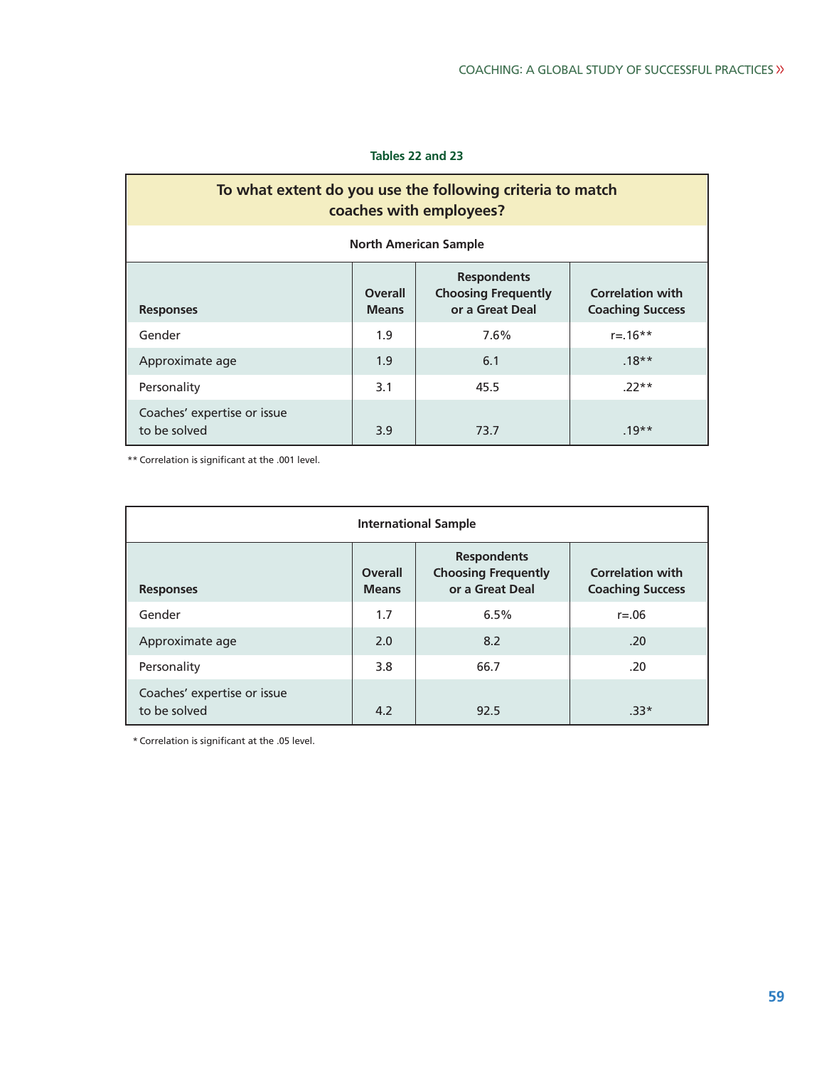**Tables 22 and 23**

**To what extent do you use the following criteria to match coaches with employees?**

**North American Sample**

| Responses | Overall Means | Respondents Choosing Frequently or a Great Deal | Correlation with Coaching Success |
|---|---|---|---|
| Gender | 1.9 | 7.6% | r=.16** |
| Approximate age | 1.9 | 6.1 | .18** |
| Personality | 3.1 | 45.5 | .22** |
| Coaches' expertise or issue to be solved | 3.9 | 73.7 | .19** |

** Correlation is significant at the .001 level.

**International Sample**

| Responses | Overall Means | Respondents Choosing Frequently or a Great Deal | Correlation with Coaching Success |
|---|---|---|---|
| Gender | 1.7 | 6.5% | r=.06 |
| Approximate age | 2.0 | 8.2 | .20 |
| Personality | 3.8 | 66.7 | .20 |
| Coaches' expertise or issue to be solved | 4.2 | 92.5 | .33* |

* Correlation is significant at the .05 level.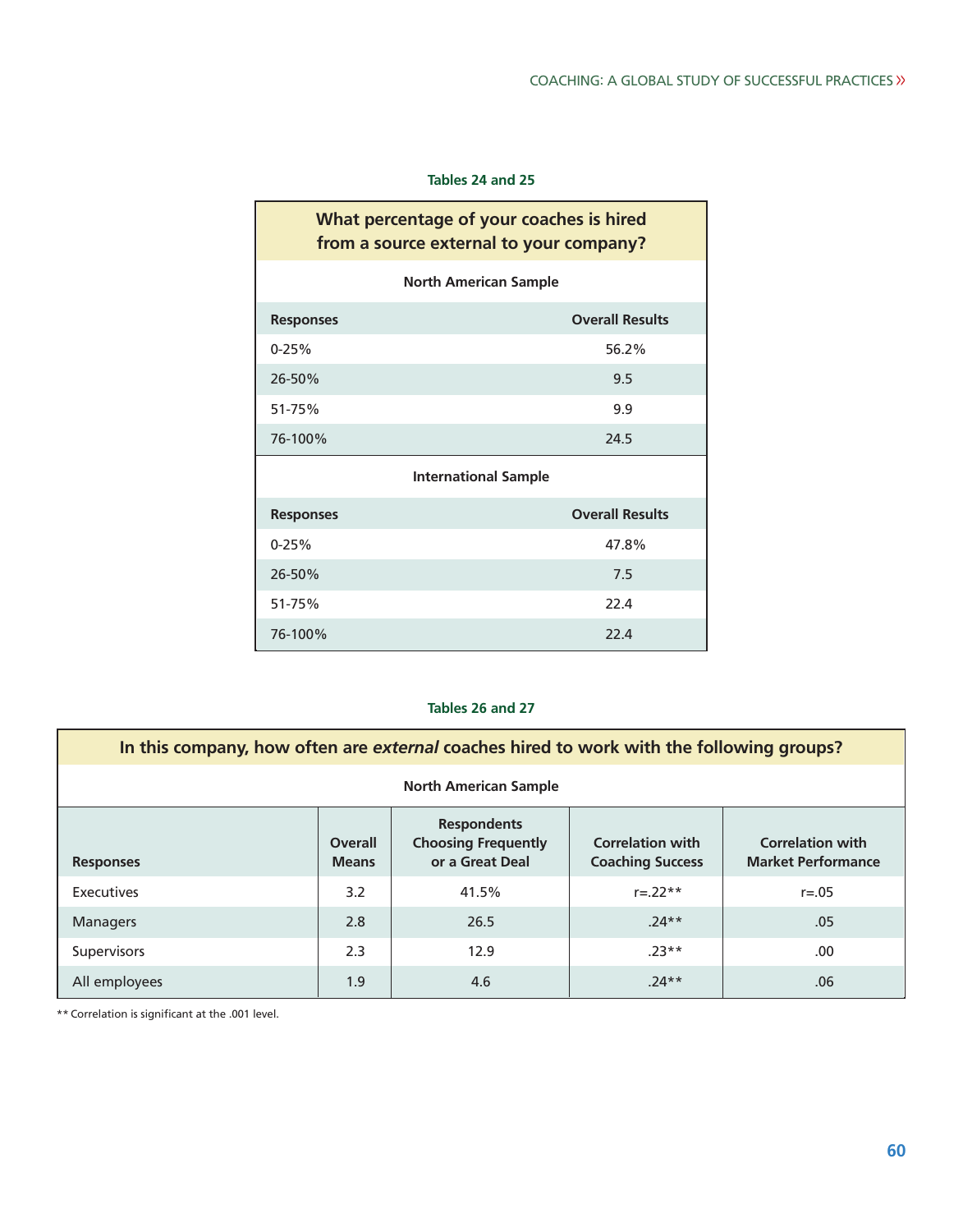**Tables 24 and 25**

| What percentage of your coaches is hired from a source external to your company? | |
|---|---|
| **North American Sample** | |
| **Responses** | **Overall Results** |
| 0-25% | 56.2% |
| 26-50% | 9.5 |
| 51-75% | 9.9 |
| 76-100% | 24.5 |
| **International Sample** | |
| **Responses** | **Overall Results** |
| 0-25% | 47.8% |
| 26-50% | 7.5 |
| 51-75% | 22.4 |
| 76-100% | 22.4 |

**Tables 26 and 27**

| In this company, how often are *external* coaches hired to work with the following groups? | | | | |
|---|---|---|---|---|
| **North American Sample** | | | | |
| **Responses** | **Overall Means** | **Respondents Choosing Frequently or a Great Deal** | **Correlation with Coaching Success** | **Correlation with Market Performance** |
| Executives | 3.2 | 41.5% | r=.22** | r=.05 |
| Managers | 2.8 | 26.5 | .24** | .05 |
| Supervisors | 2.3 | 12.9 | .23** | .00 |
| All employees | 1.9 | 4.6 | .24** | .06 |

** Correlation is significant at the .001 level.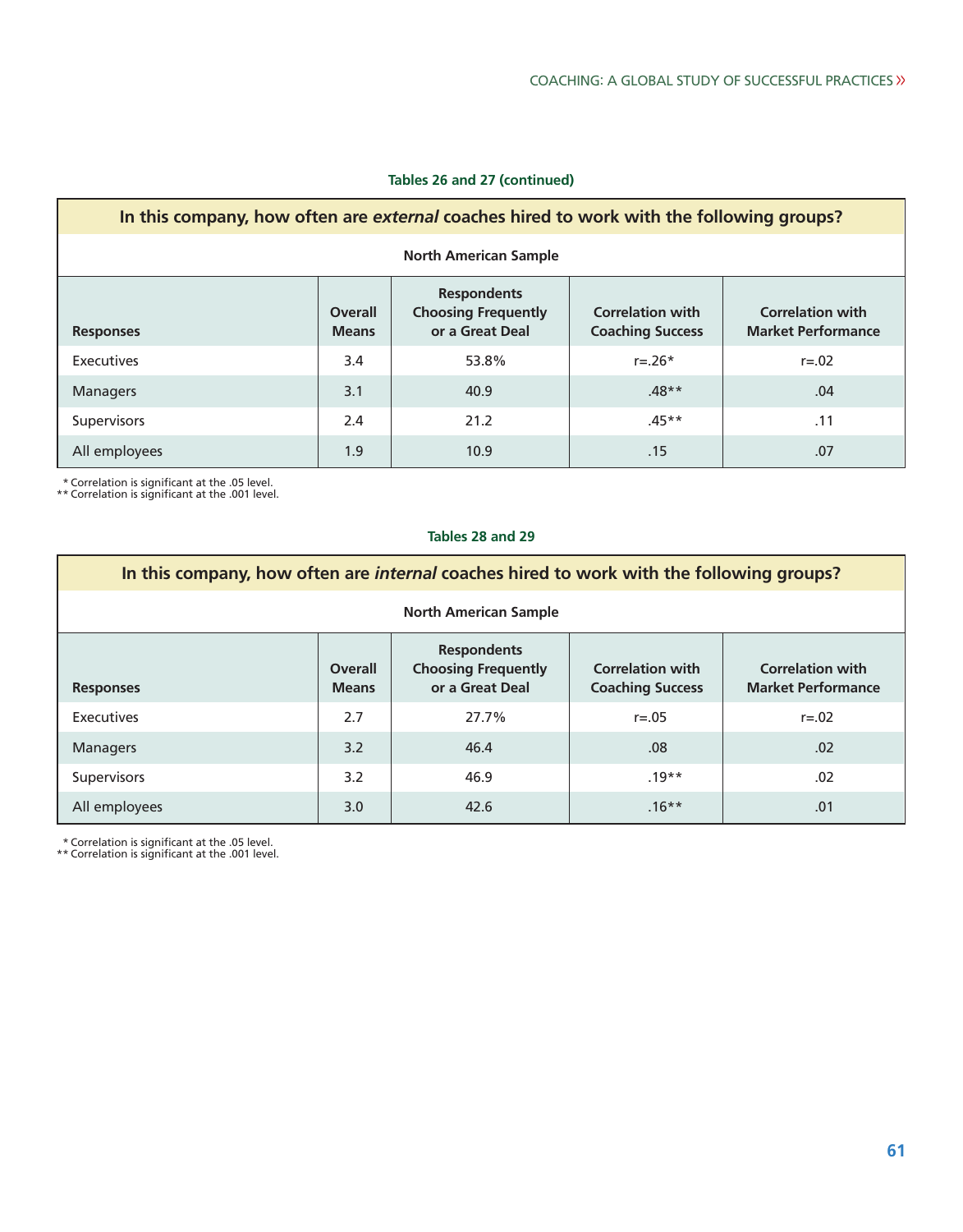**Tables 26 and 27 (continued)**

| In this company, how often are *external* coaches hired to work with the following groups? | | | | |
|---|---|---|---|---|
| **North American Sample** | | | | |
| **Responses** | **Overall Means** | **Respondents Choosing Frequently or a Great Deal** | **Correlation with Coaching Success** | **Correlation with Market Performance** |
| Executives | 3.4 | 53.8% | r=.26* | r=.02 |
| Managers | 3.1 | 40.9 | .48** | .04 |
| Supervisors | 2.4 | 21.2 | .45** | .11 |
| All employees | 1.9 | 10.9 | .15 | .07 |

\* Correlation is significant at the .05 level.
** Correlation is significant at the .001 level.

**Tables 28 and 29**

| In this company, how often are *internal* coaches hired to work with the following groups? | | | | |
|---|---|---|---|---|
| **North American Sample** | | | | |
| **Responses** | **Overall Means** | **Respondents Choosing Frequently or a Great Deal** | **Correlation with Coaching Success** | **Correlation with Market Performance** |
| Executives | 2.7 | 27.7% | r=.05 | r=.02 |
| Managers | 3.2 | 46.4 | .08 | .02 |
| Supervisors | 3.2 | 46.9 | .19** | .02 |
| All employees | 3.0 | 42.6 | .16** | .01 |

\* Correlation is significant at the .05 level.
** Correlation is significant at the .001 level.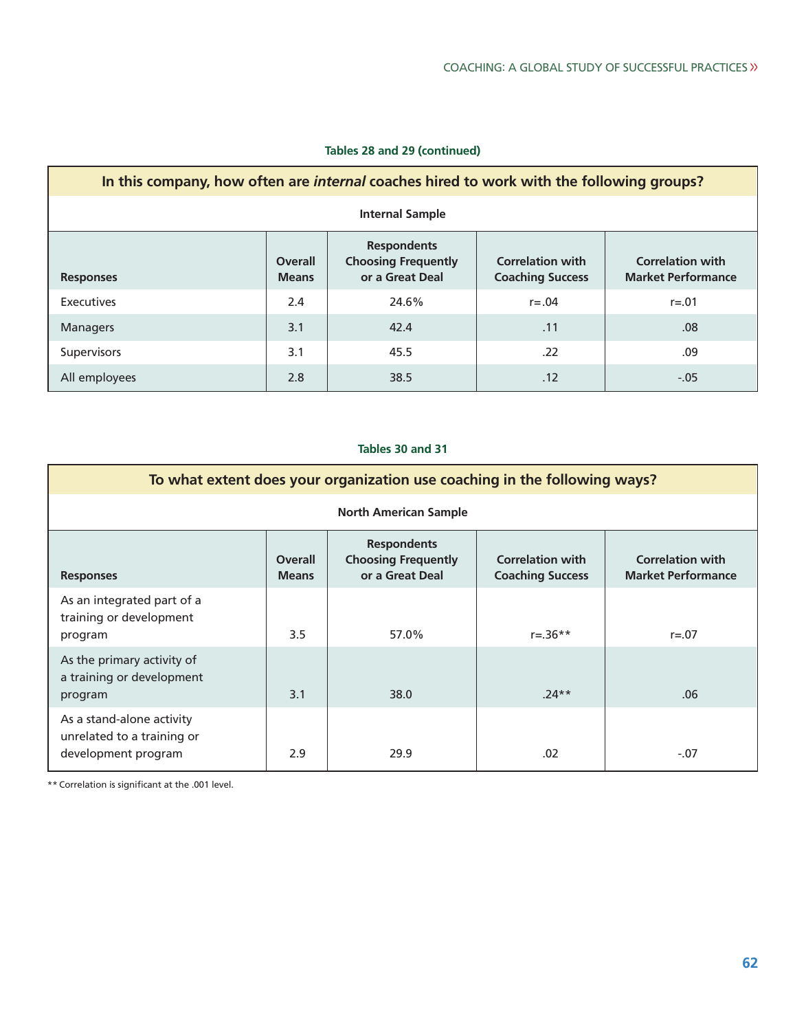**Tables 28 and 29 (continued)**

| In this company, how often are *internal* coaches hired to work with the following groups? | | | | |
|---|---|---|---|---|
| **Internal Sample** | | | | |
| **Responses** | **Overall Means** | **Respondents Choosing Frequently or a Great Deal** | **Correlation with Coaching Success** | **Correlation with Market Performance** |
| Executives | 2.4 | 24.6% | r=.04 | r=.01 |
| Managers | 3.1 | 42.4 | .11 | .08 |
| Supervisors | 3.1 | 45.5 | .22 | .09 |
| All employees | 2.8 | 38.5 | .12 | -.05 |

**Tables 30 and 31**

| To what extent does your organization use coaching in the following ways? | | | | |
|---|---|---|---|---|
| **North American Sample** | | | | |
| **Responses** | **Overall Means** | **Respondents Choosing Frequently or a Great Deal** | **Correlation with Coaching Success** | **Correlation with Market Performance** |
| As an integrated part of a training or development program | 3.5 | 57.0% | r=.36** | r=.07 |
| As the primary activity of a training or development program | 3.1 | 38.0 | .24** | .06 |
| As a stand-alone activity unrelated to a training or development program | 2.9 | 29.9 | .02 | -.07 |

** Correlation is significant at the .001 level.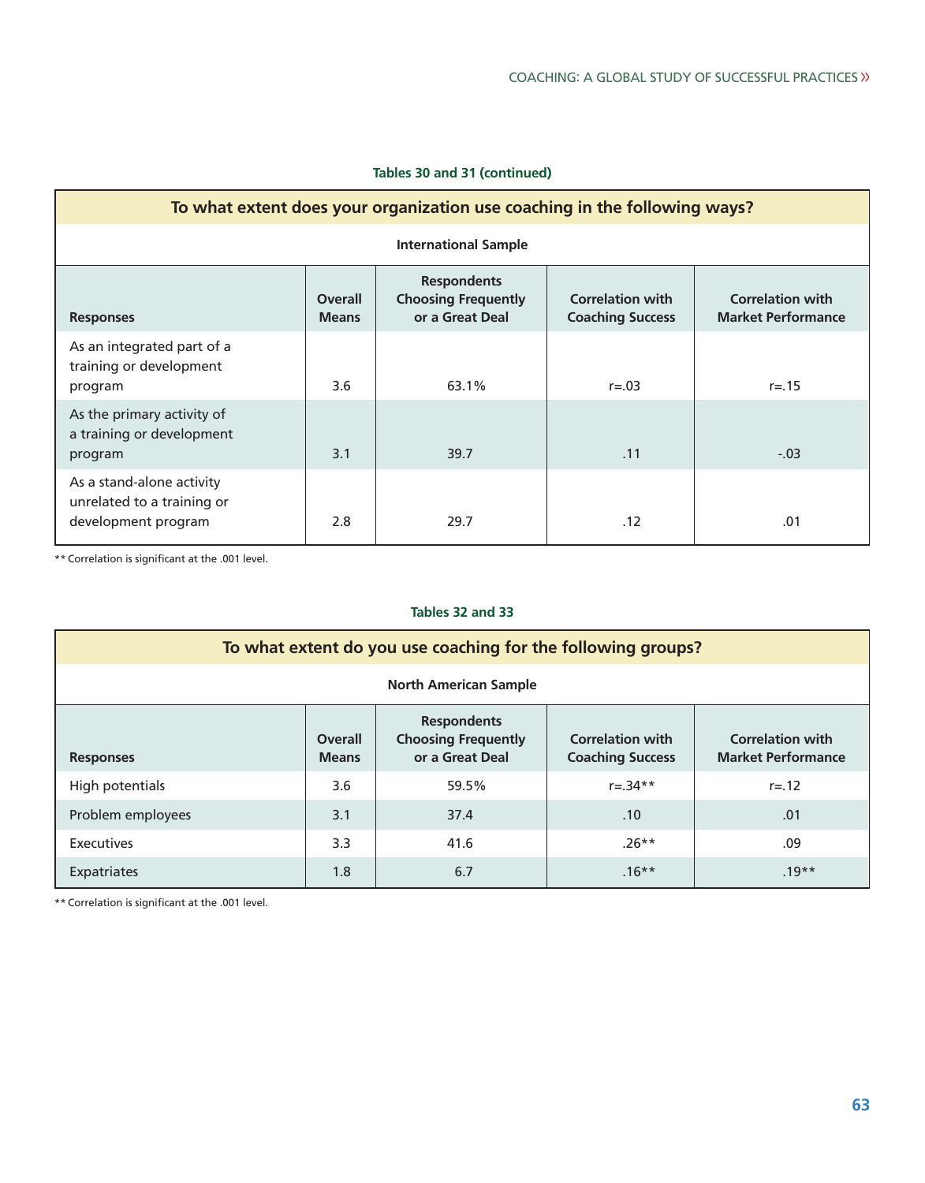**Tables 30 and 31 (continued)**

| To what extent does your organization use coaching in the following ways? | | | | |
|---|---|---|---|---|
| **International Sample** | | | | |
| **Responses** | **Overall Means** | **Respondents Choosing Frequently or a Great Deal** | **Correlation with Coaching Success** | **Correlation with Market Performance** |
| As an integrated part of a training or development program | 3.6 | 63.1% | r=.03 | r=.15 |
| As the primary activity of a training or development program | 3.1 | 39.7 | .11 | -.03 |
| As a stand-alone activity unrelated to a training or development program | 2.8 | 29.7 | .12 | .01 |

** Correlation is significant at the .001 level.

**Tables 32 and 33**

| To what extent do you use coaching for the following groups? | | | | |
|---|---|---|---|---|
| **North American Sample** | | | | |
| **Responses** | **Overall Means** | **Respondents Choosing Frequently or a Great Deal** | **Correlation with Coaching Success** | **Correlation with Market Performance** |
| High potentials | 3.6 | 59.5% | r=.34** | r=.12 |
| Problem employees | 3.1 | 37.4 | .10 | .01 |
| Executives | 3.3 | 41.6 | .26** | .09 |
| Expatriates | 1.8 | 6.7 | .16** | .19** |

** Correlation is significant at the .001 level.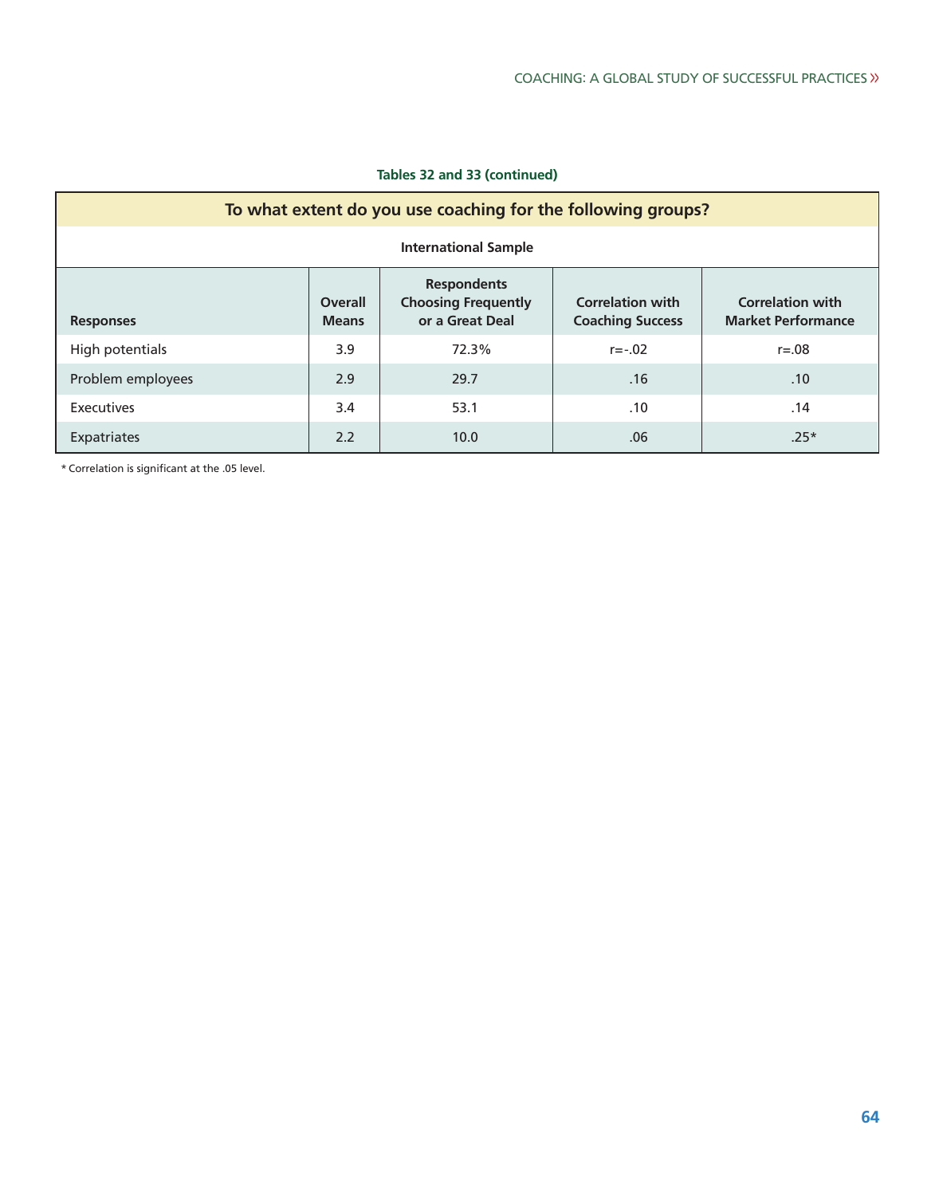**Tables 32 and 33 (continued)**

| To what extent do you use coaching for the following groups? | | | | |
|---|---|---|---|---|
| **International Sample** | | | | |
| **Responses** | **Overall Means** | **Respondents Choosing Frequently or a Great Deal** | **Correlation with Coaching Success** | **Correlation with Market Performance** |
| High potentials | 3.9 | 72.3% | r=-.02 | r=.08 |
| Problem employees | 2.9 | 29.7 | .16 | .10 |
| Executives | 3.4 | 53.1 | .10 | .14 |
| Expatriates | 2.2 | 10.0 | .06 | .25* |

* Correlation is significant at the .05 level.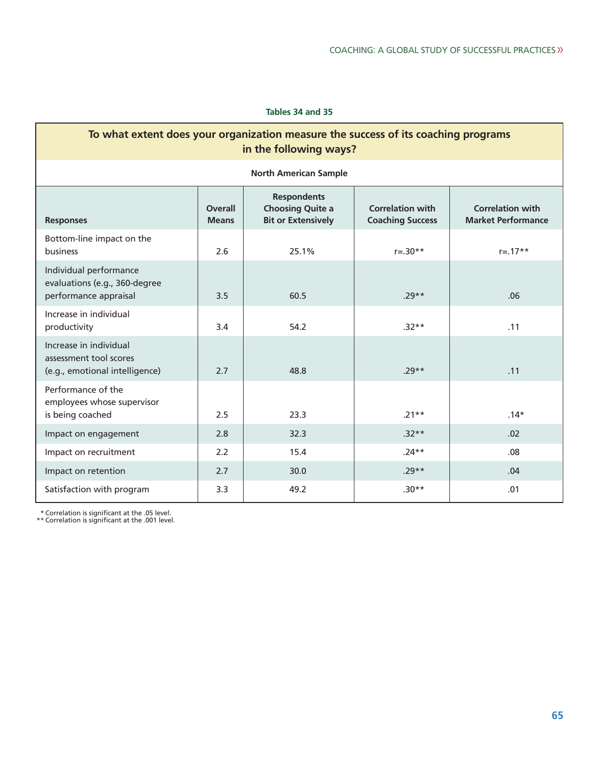**Tables 34 and 35**

| To what extent does your organization measure the success of its coaching programs in the following ways? | | | | |
|---|---|---|---|---|
| **North American Sample** | | | | |
| **Responses** | **Overall Means** | **Respondents Choosing Quite a Bit or Extensively** | **Correlation with Coaching Success** | **Correlation with Market Performance** |
| Bottom-line impact on the business | 2.6 | 25.1% | r=.30** | r=.17** |
| Individual performance evaluations (e.g., 360-degree performance appraisal | 3.5 | 60.5 | .29** | .06 |
| Increase in individual productivity | 3.4 | 54.2 | .32** | .11 |
| Increase in individual assessment tool scores (e.g., emotional intelligence) | 2.7 | 48.8 | .29** | .11 |
| Performance of the employees whose supervisor is being coached | 2.5 | 23.3 | .21** | .14* |
| Impact on engagement | 2.8 | 32.3 | .32** | .02 |
| Impact on recruitment | 2.2 | 15.4 | .24** | .08 |
| Impact on retention | 2.7 | 30.0 | .29** | .04 |
| Satisfaction with program | 3.3 | 49.2 | .30** | .01 |

\* Correlation is significant at the .05 level.
\*\* Correlation is significant at the .001 level.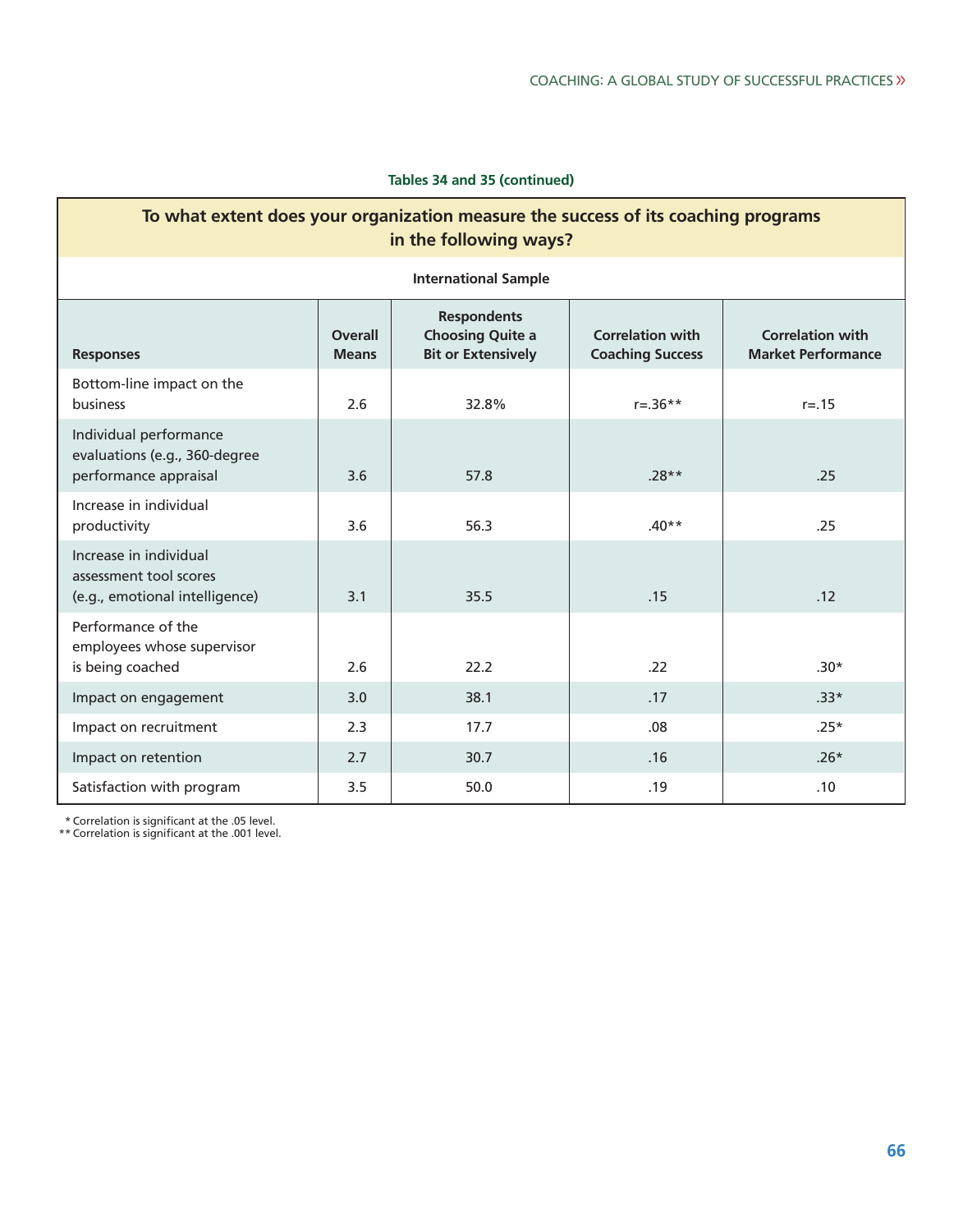**Tables 34 and 35 (continued)**

| To what extent does your organization measure the success of its coaching programs in the following ways? | | | | |
|---|---|---|---|---|
| International Sample | | | | |
| Responses | Overall Means | Respondents Choosing Quite a Bit or Extensively | Correlation with Coaching Success | Correlation with Market Performance |
| Bottom-line impact on the business | 2.6 | 32.8% | r=.36** | r=.15 |
| Individual performance evaluations (e.g., 360-degree performance appraisal | 3.6 | 57.8 | .28** | .25 |
| Increase in individual productivity | 3.6 | 56.3 | .40** | .25 |
| Increase in individual assessment tool scores (e.g., emotional intelligence) | 3.1 | 35.5 | .15 | .12 |
| Performance of the employees whose supervisor is being coached | 2.6 | 22.2 | .22 | .30* |
| Impact on engagement | 3.0 | 38.1 | .17 | .33* |
| Impact on recruitment | 2.3 | 17.7 | .08 | .25* |
| Impact on retention | 2.7 | 30.7 | .16 | .26* |
| Satisfaction with program | 3.5 | 50.0 | .19 | .10 |

\* Correlation is significant at the .05 level.
** Correlation is significant at the .001 level.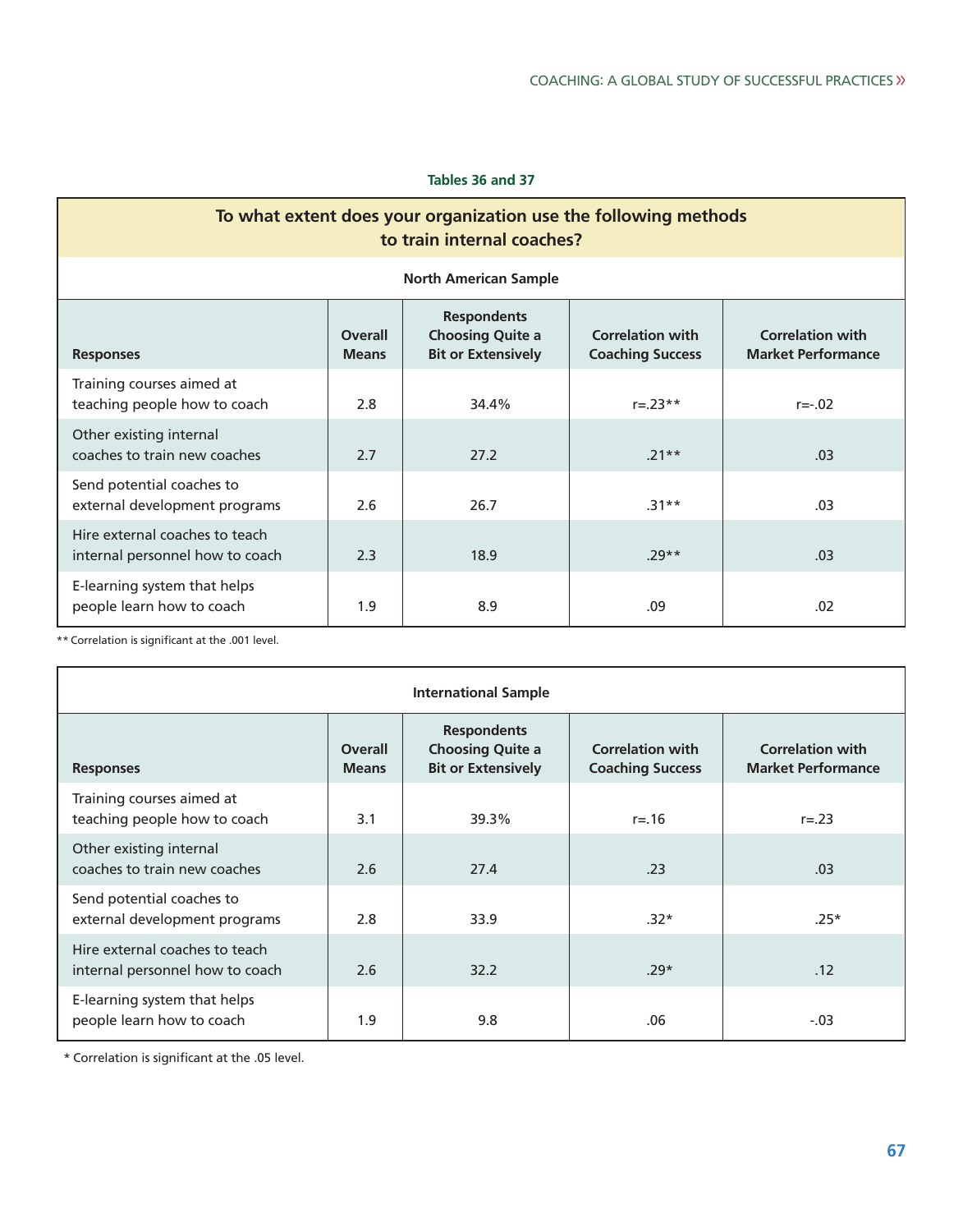**Tables 36 and 37**

## To what extent does your organization use the following methods to train internal coaches?

**North American Sample**

| Responses | Overall Means | Respondents Choosing Quite a Bit or Extensively | Correlation with Coaching Success | Correlation with Market Performance |
|---|---|---|---|---|
| Training courses aimed at teaching people how to coach | 2.8 | 34.4% | r=.23** | r=-.02 |
| Other existing internal coaches to train new coaches | 2.7 | 27.2 | .21** | .03 |
| Send potential coaches to external development programs | 2.6 | 26.7 | .31** | .03 |
| Hire external coaches to teach internal personnel how to coach | 2.3 | 18.9 | .29** | .03 |
| E-learning system that helps people learn how to coach | 1.9 | 8.9 | .09 | .02 |

** Correlation is significant at the .001 level.

**International Sample**

| Responses | Overall Means | Respondents Choosing Quite a Bit or Extensively | Correlation with Coaching Success | Correlation with Market Performance |
|---|---|---|---|---|
| Training courses aimed at teaching people how to coach | 3.1 | 39.3% | r=.16 | r=.23 |
| Other existing internal coaches to train new coaches | 2.6 | 27.4 | .23 | .03 |
| Send potential coaches to external development programs | 2.8 | 33.9 | .32* | .25* |
| Hire external coaches to teach internal personnel how to coach | 2.6 | 32.2 | .29* | .12 |
| E-learning system that helps people learn how to coach | 1.9 | 9.8 | .06 | -.03 |

* Correlation is significant at the .05 level.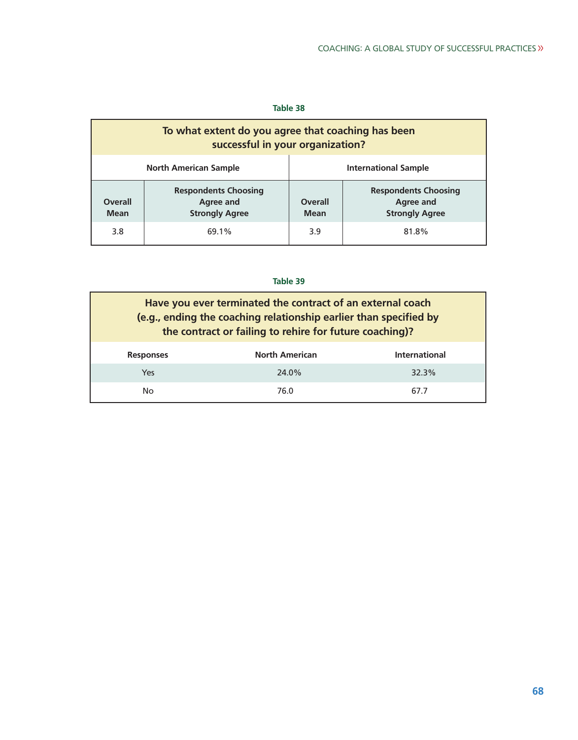**Table 38**

| To what extent do you agree that coaching has been successful in your organization? | | | |
|---|---|---|---|
| North American Sample | | International Sample | |
| Overall Mean | Respondents Choosing Agree and Strongly Agree | Overall Mean | Respondents Choosing Agree and Strongly Agree |
| 3.8 | 69.1% | 3.9 | 81.8% |

**Table 39**

| Have you ever terminated the contract of an external coach (e.g., ending the coaching relationship earlier than specified by the contract or failing to rehire for future coaching)? | | |
|---|---|---|
| Responses | North American | International |
| Yes | 24.0% | 32.3% |
| No | 76.0 | 67.7 |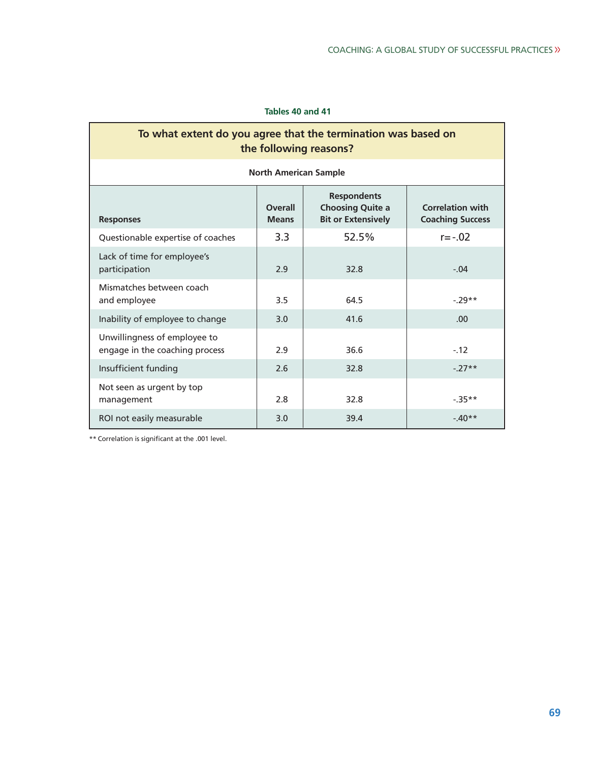**Tables 40 and 41**

| To what extent do you agree that the termination was based on the following reasons? | | | |
|---|---|---|---|
| **North American Sample** | | | |
| **Responses** | **Overall Means** | **Respondents Choosing Quite a Bit or Extensively** | **Correlation with Coaching Success** |
| Questionable expertise of coaches | 3.3 | 52.5% | r=-.02 |
| Lack of time for employee's participation | 2.9 | 32.8 | -.04 |
| Mismatches between coach and employee | 3.5 | 64.5 | -.29** |
| Inability of employee to change | 3.0 | 41.6 | .00 |
| Unwillingness of employee to engage in the coaching process | 2.9 | 36.6 | -.12 |
| Insufficient funding | 2.6 | 32.8 | -.27** |
| Not seen as urgent by top management | 2.8 | 32.8 | -.35** |
| ROI not easily measurable | 3.0 | 39.4 | -.40** |

** Correlation is significant at the .001 level.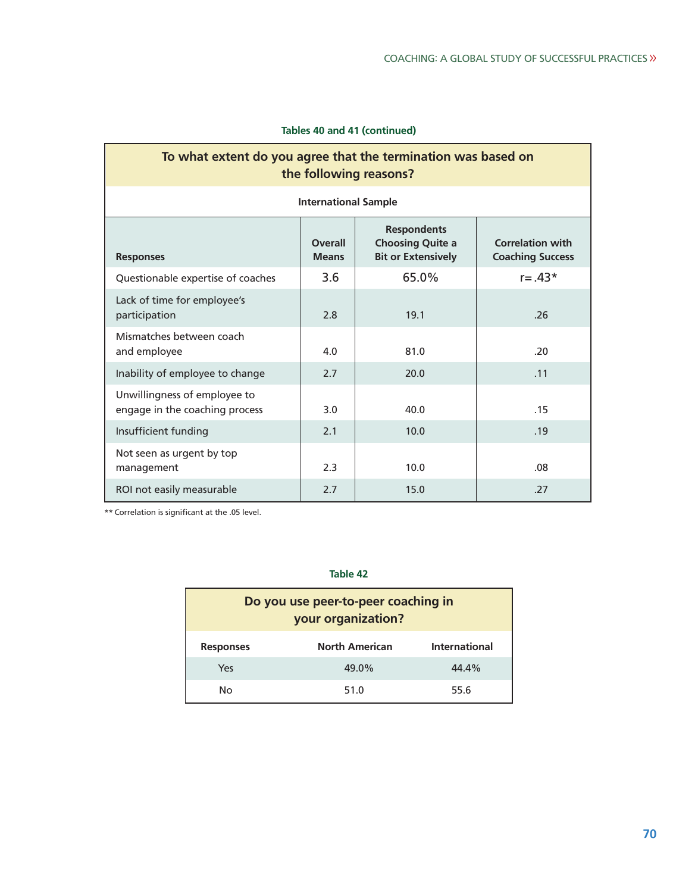**Tables 40 and 41 (continued)**

| To what extent do you agree that the termination was based on the following reasons? | | | |
|---|---|---|---|
| **International Sample** | | | |
| **Responses** | **Overall Means** | **Respondents Choosing Quite a Bit or Extensively** | **Correlation with Coaching Success** |
| Questionable expertise of coaches | 3.6 | 65.0% | r= .43* |
| Lack of time for employee's participation | 2.8 | 19.1 | .26 |
| Mismatches between coach and employee | 4.0 | 81.0 | .20 |
| Inability of employee to change | 2.7 | 20.0 | .11 |
| Unwillingness of employee to engage in the coaching process | 3.0 | 40.0 | .15 |
| Insufficient funding | 2.1 | 10.0 | .19 |
| Not seen as urgent by top management | 2.3 | 10.0 | .08 |
| ROI not easily measurable | 2.7 | 15.0 | .27 |

** Correlation is significant at the .05 level.

**Table 42**

| Do you use peer-to-peer coaching in your organization? | | |
|---|---|---|
| **Responses** | **North American** | **International** |
| Yes | 49.0% | 44.4% |
| No | 51.0 | 55.6 |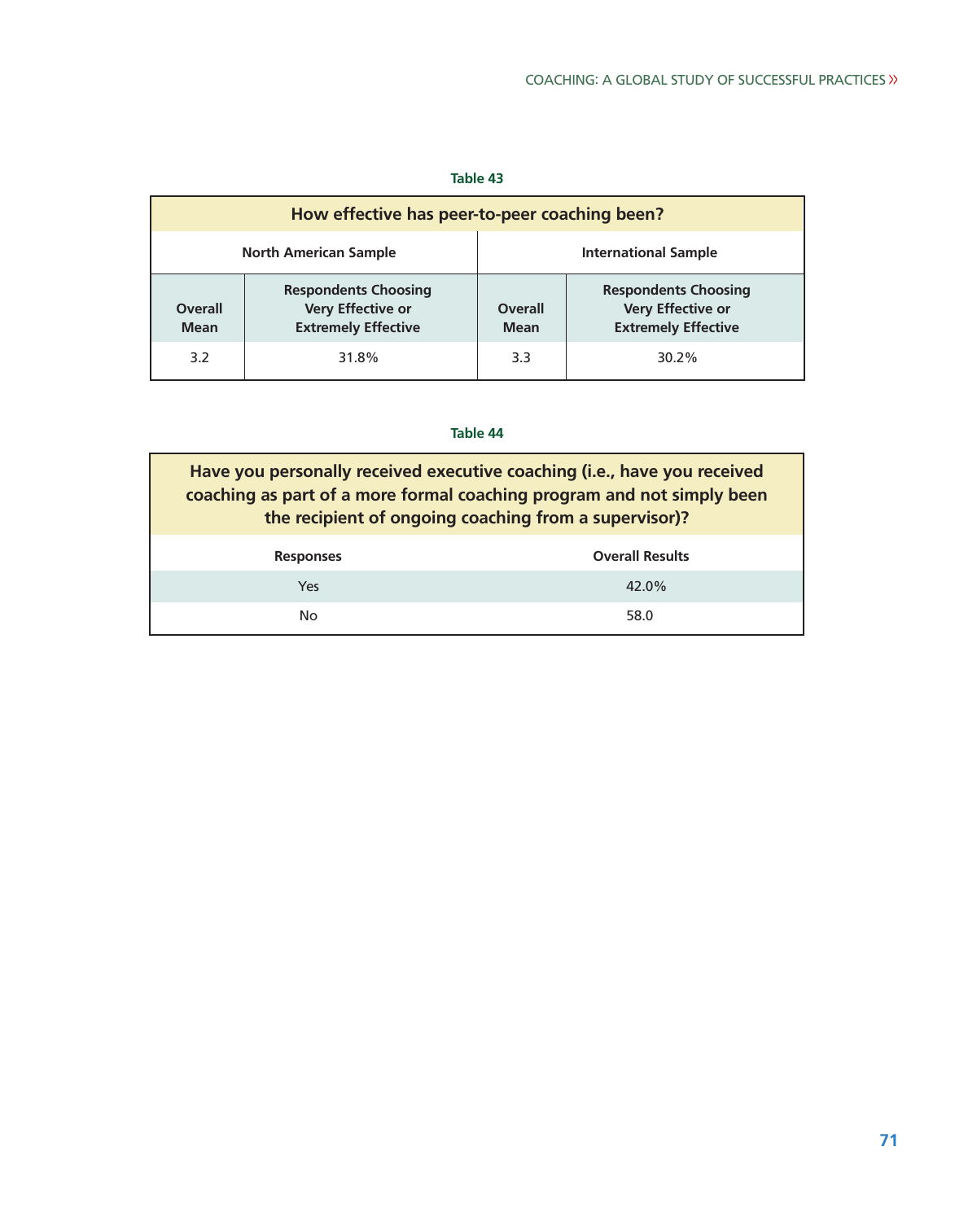**Table 43**

| How effective has peer-to-peer coaching been? | | | |
|---|---|---|---|
| North American Sample | | International Sample | |
| Overall Mean | Respondents Choosing Very Effective or Extremely Effective | Overall Mean | Respondents Choosing Very Effective or Extremely Effective |
| 3.2 | 31.8% | 3.3 | 30.2% |

**Table 44**

| Have you personally received executive coaching (i.e., have you received coaching as part of a more formal coaching program and not simply been the recipient of ongoing coaching from a supervisor)? | |
|---|---|
| Responses | Overall Results |
| Yes | 42.0% |
| No | 58.0 |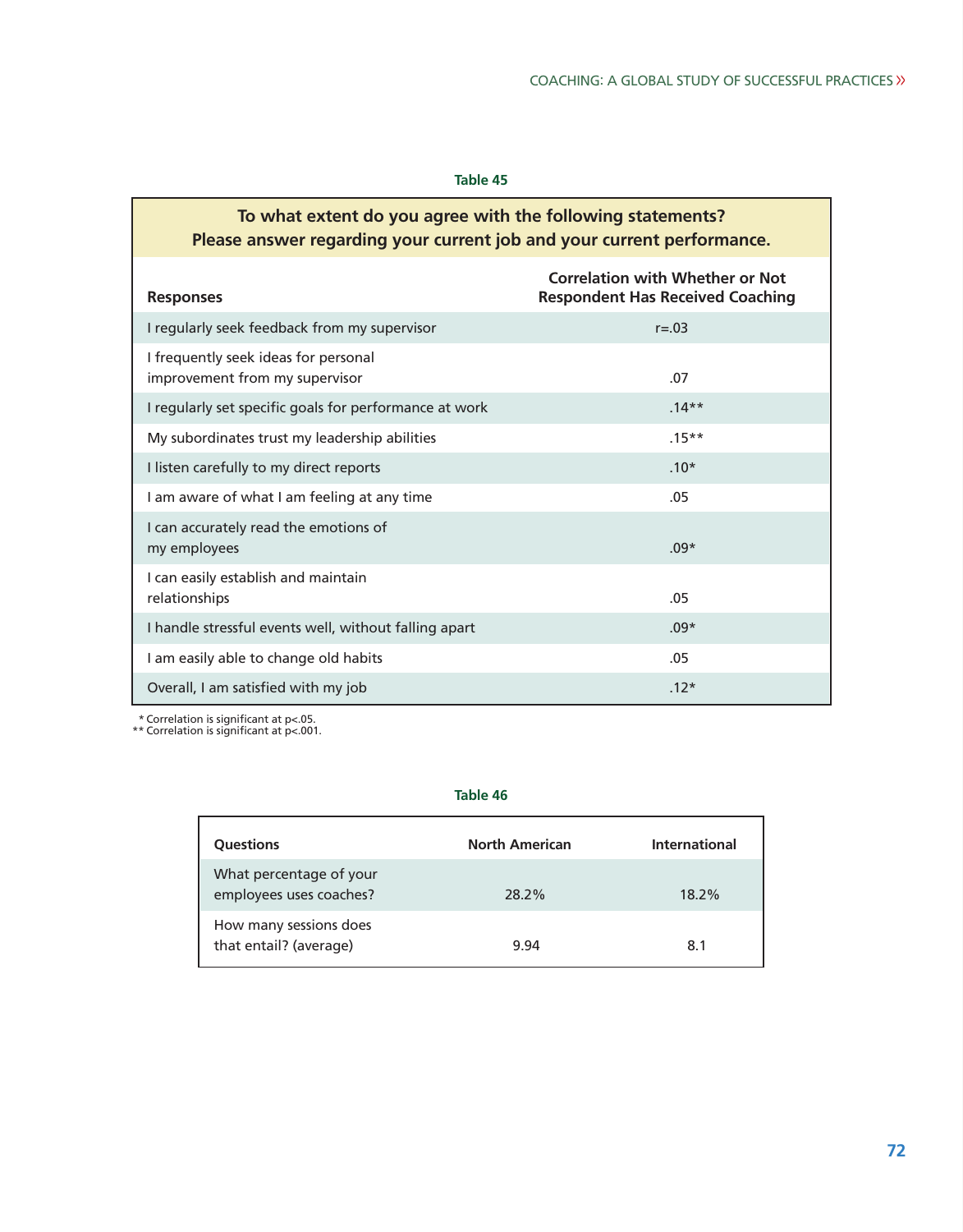**Table 45**

| To what extent do you agree with the following statements? Please answer regarding your current job and your current performance. | |
|---|---|
| **Responses** | **Correlation with Whether or Not Respondent Has Received Coaching** |
| I regularly seek feedback from my supervisor | r=.03 |
| I frequently seek ideas for personal improvement from my supervisor | .07 |
| I regularly set specific goals for performance at work | .14** |
| My subordinates trust my leadership abilities | .15** |
| I listen carefully to my direct reports | .10* |
| I am aware of what I am feeling at any time | .05 |
| I can accurately read the emotions of my employees | .09* |
| I can easily establish and maintain relationships | .05 |
| I handle stressful events well, without falling apart | .09* |
| I am easily able to change old habits | .05 |
| Overall, I am satisfied with my job | .12* |

\* Correlation is significant at p<.05.
** Correlation is significant at p<.001.

**Table 46**

| Questions | North American | International |
|---|---|---|
| What percentage of your employees uses coaches? | 28.2% | 18.2% |
| How many sessions does that entail? (average) | 9.94 | 8.1 |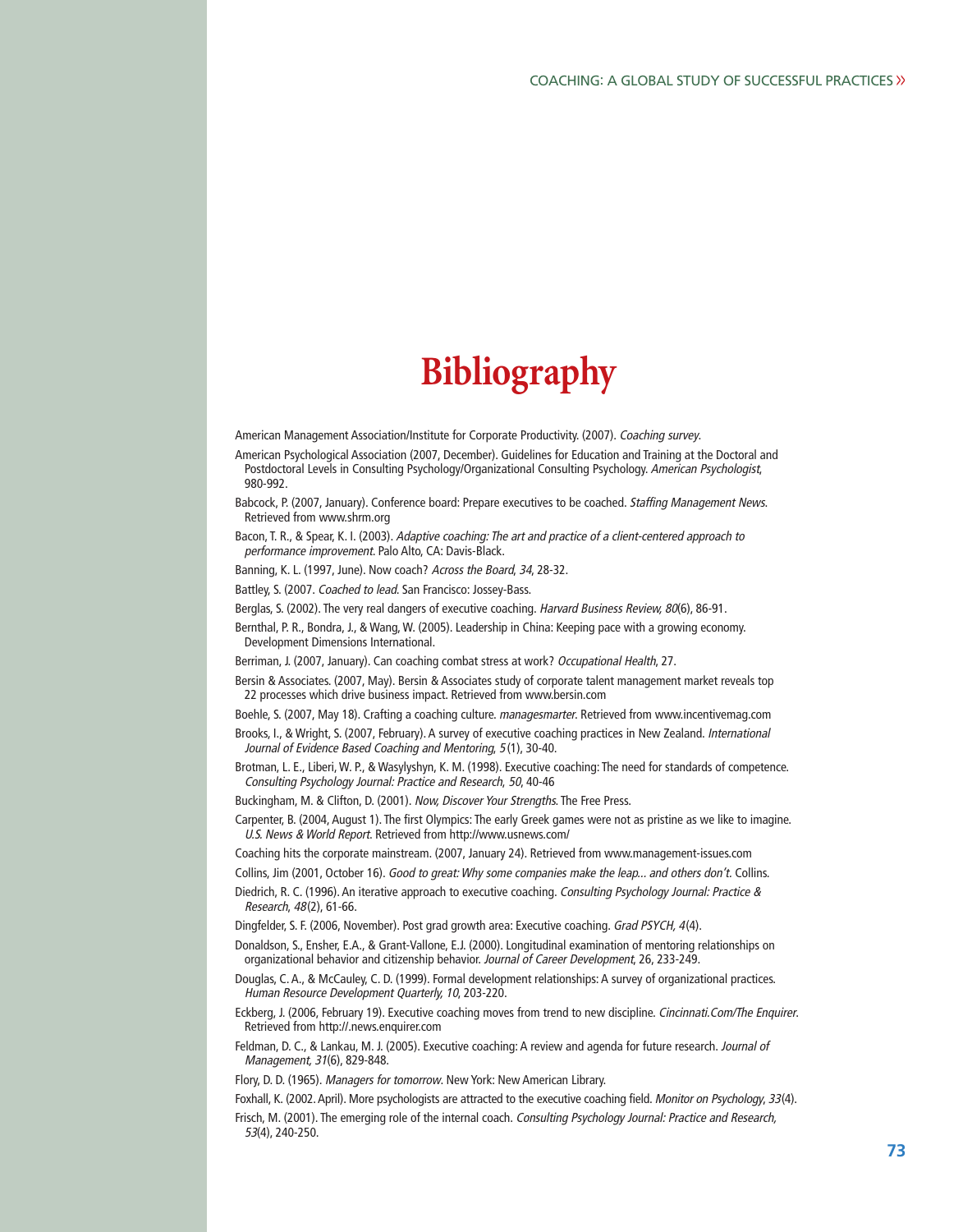# Bibliography

American Management Association/Institute for Corporate Productivity. (2007). *Coaching survey*.

American Psychological Association (2007, December). Guidelines for Education and Training at the Doctoral and Postdoctoral Levels in Consulting Psychology/Organizational Consulting Psychology. *American Psychologist*, 980-992.

Babcock, P. (2007, January). Conference board: Prepare executives to be coached. *Staffing Management News*. Retrieved from www.shrm.org

Bacon, T. R., & Spear, K. I. (2003). *Adaptive coaching: The art and practice of a client-centered approach to performance improvement*. Palo Alto, CA: Davis-Black.

Banning, K. L. (1997, June). Now coach? *Across the Board*, *34*, 28-32.

Battley, S. (2007. *Coached to lead*. San Francisco: Jossey-Bass.

Berglas, S. (2002). The very real dangers of executive coaching. *Harvard Business Review, 80*(6), 86-91.

Bernthal, P. R., Bondra, J., & Wang, W. (2005). Leadership in China: Keeping pace with a growing economy. Development Dimensions International.

Berriman, J. (2007, January). Can coaching combat stress at work? *Occupational Health*, 27.

Bersin & Associates. (2007, May). Bersin & Associates study of corporate talent management market reveals top 22 processes which drive business impact. Retrieved from www.bersin.com

Boehle, S. (2007, May 18). Crafting a coaching culture. *managesmarter*. Retrieved from www.incentivemag.com

Brooks, I., & Wright, S. (2007, February). A survey of executive coaching practices in New Zealand. *International Journal of Evidence Based Coaching and Mentoring*, *5*(1), 30-40.

Brotman, L. E., Liberi, W. P., & Wasylyshyn, K. M. (1998). Executive coaching: The need for standards of competence. *Consulting Psychology Journal: Practice and Research*, *50*, 40-46

Buckingham, M. & Clifton, D. (2001). *Now, Discover Your Strengths*. The Free Press.

Carpenter, B. (2004, August 1). The first Olympics: The early Greek games were not as pristine as we like to imagine. *U.S. News & World Report*. Retrieved from http://www.usnews.com/

Coaching hits the corporate mainstream. (2007, January 24). Retrieved from www.management-issues.com

Collins, Jim (2001, October 16). *Good to great: Why some companies make the leap... and others don't*. Collins.

Diedrich, R. C. (1996). An iterative approach to executive coaching. *Consulting Psychology Journal: Practice & Research*, *48*(2), 61-66.

Dingfelder, S. F. (2006, November). Post grad growth area: Executive coaching. *Grad PSYCH, 4*(4).

Donaldson, S., Ensher, E.A., & Grant-Vallone, E.J. (2000). Longitudinal examination of mentoring relationships on organizational behavior and citizenship behavior. *Journal of Career Development*, 26, 233-249.

Douglas, C. A., & McCauley, C. D. (1999). Formal development relationships: A survey of organizational practices. *Human Resource Development Quarterly, 10*, 203-220.

Eckberg, J. (2006, February 19). Executive coaching moves from trend to new discipline. *Cincinnati.Com/The Enquirer*. Retrieved from http://.news.enquirer.com

Feldman, D. C., & Lankau, M. J. (2005). Executive coaching: A review and agenda for future research. *Journal of Management, 31*(6), 829-848.

Flory, D. D. (1965). *Managers for tomorrow*. New York: New American Library.

Foxhall, K. (2002. April). More psychologists are attracted to the executive coaching field. *Monitor on Psychology*, *33*(4).

Frisch, M. (2001). The emerging role of the internal coach. *Consulting Psychology Journal: Practice and Research, 53*(4), 240-250.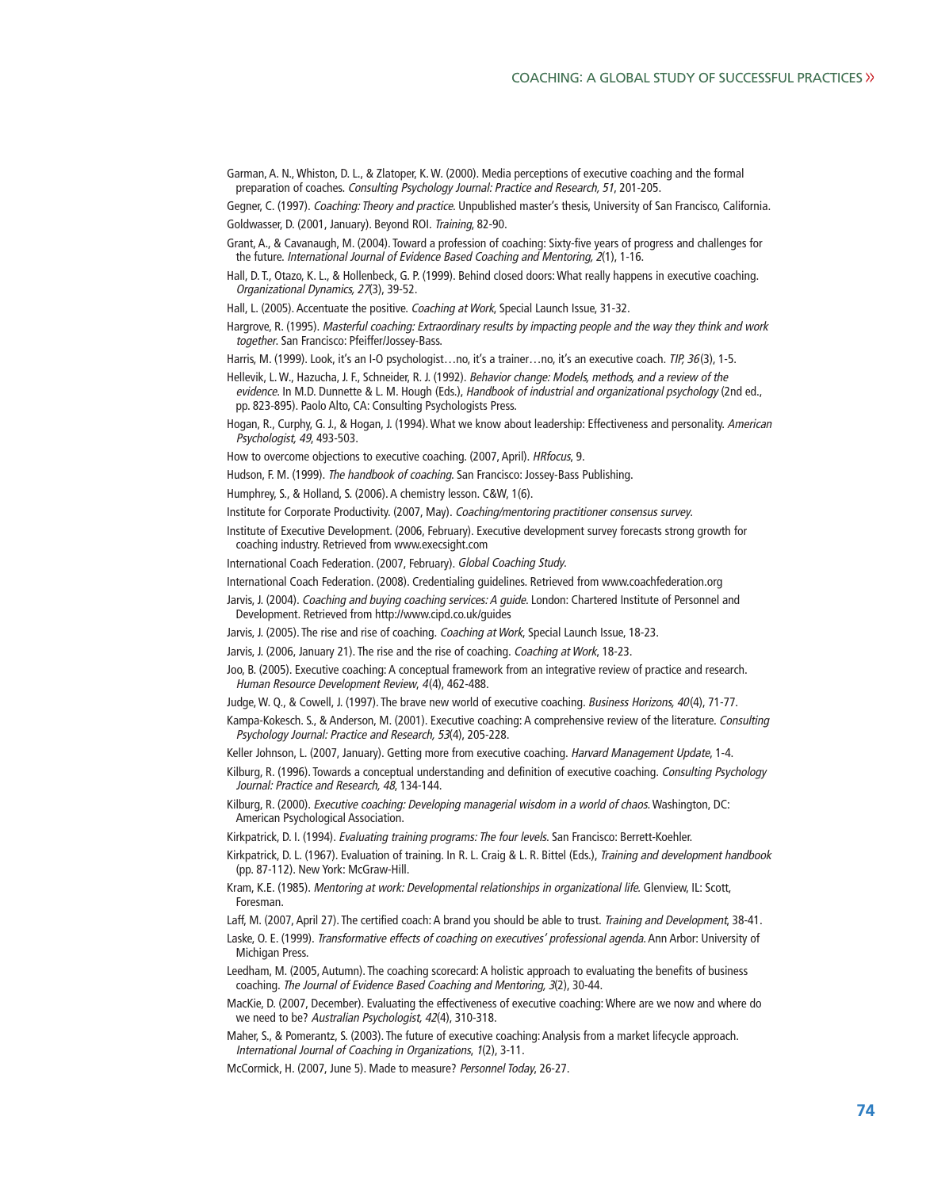Garman, A. N., Whiston, D. L., & Zlatoper, K. W. (2000). Media perceptions of executive coaching and the formal preparation of coaches. *Consulting Psychology Journal: Practice and Research, 51*, 201-205.

Gegner, C. (1997). *Coaching: Theory and practice.* Unpublished master's thesis, University of San Francisco, California.

Goldwasser, D. (2001, January). Beyond ROI. *Training*, 82-90.

Grant, A., & Cavanaugh, M. (2004). Toward a profession of coaching: Sixty-five years of progress and challenges for the future. *International Journal of Evidence Based Coaching and Mentoring, 2*(1), 1-16.

Hall, D. T., Otazo, K. L., & Hollenbeck, G. P. (1999). Behind closed doors: What really happens in executive coaching. *Organizational Dynamics, 27*(3), 39-52.

Hall, L. (2005). Accentuate the positive. *Coaching at Work*, Special Launch Issue, 31-32.

Hargrove, R. (1995). *Masterful coaching: Extraordinary results by impacting people and the way they think and work together.* San Francisco: Pfeiffer/Jossey-Bass.

Harris, M. (1999). Look, it's an I-O psychologist…no, it's a trainer…no, it's an executive coach. *TIP, 36*(3), 1-5.

Hellevik, L. W., Hazucha, J. F., Schneider, R. J. (1992). *Behavior change: Models, methods, and a review of the evidence.* In M.D. Dunnette & L. M. Hough (Eds.), *Handbook of industrial and organizational psychology* (2nd ed., pp. 823-895). Paolo Alto, CA: Consulting Psychologists Press.

Hogan, R., Curphy, G. J., & Hogan, J. (1994). What we know about leadership: Effectiveness and personality. *American Psychologist, 49*, 493-503.

How to overcome objections to executive coaching. (2007, April). *HRfocus*, 9.

Hudson, F. M. (1999). *The handbook of coaching.* San Francisco: Jossey-Bass Publishing.

Humphrey, S., & Holland, S. (2006). A chemistry lesson. C&W, 1(6).

Institute for Corporate Productivity. (2007, May). *Coaching/mentoring practitioner consensus survey.*

Institute of Executive Development. (2006, February). Executive development survey forecasts strong growth for coaching industry. Retrieved from www.execsight.com

International Coach Federation. (2007, February). *Global Coaching Study.*

International Coach Federation. (2008). Credentialing guidelines. Retrieved from www.coachfederation.org

Jarvis, J. (2004). *Coaching and buying coaching services: A guide.* London: Chartered Institute of Personnel and Development. Retrieved from http://www.cipd.co.uk/guides

Jarvis, J. (2005). The rise and rise of coaching. *Coaching at Work*, Special Launch Issue, 18-23.

Jarvis, J. (2006, January 21). The rise and the rise of coaching. *Coaching at Work*, 18-23.

Joo, B. (2005). Executive coaching: A conceptual framework from an integrative review of practice and research. *Human Resource Development Review*, *4*(4), 462-488.

Judge, W. Q., & Cowell, J. (1997). The brave new world of executive coaching. *Business Horizons, 40*(4), 71-77.

Kampa-Kokesch. S., & Anderson, M. (2001). Executive coaching: A comprehensive review of the literature. *Consulting Psychology Journal: Practice and Research, 53*(4), 205-228.

Keller Johnson, L. (2007, January). Getting more from executive coaching. *Harvard Management Update*, 1-4.

Kilburg, R. (1996). Towards a conceptual understanding and definition of executive coaching. *Consulting Psychology Journal: Practice and Research, 48*, 134-144.

Kilburg, R. (2000). *Executive coaching: Developing managerial wisdom in a world of chaos.* Washington, DC: American Psychological Association.

Kirkpatrick, D. I. (1994). *Evaluating training programs: The four levels.* San Francisco: Berrett-Koehler.

Kirkpatrick, D. L. (1967). Evaluation of training. In R. L. Craig & L. R. Bittel (Eds.), *Training and development handbook* (pp. 87-112). New York: McGraw-Hill.

Kram, K.E. (1985). *Mentoring at work: Developmental relationships in organizational life.* Glenview, IL: Scott, Foresman.

Laff, M. (2007, April 27). The certified coach: A brand you should be able to trust. *Training and Development*, 38-41.

Laske, O. E. (1999). *Transformative effects of coaching on executives' professional agenda.* Ann Arbor: University of Michigan Press.

Leedham, M. (2005, Autumn). The coaching scorecard: A holistic approach to evaluating the benefits of business coaching. *The Journal of Evidence Based Coaching and Mentoring, 3*(2), 30-44.

MacKie, D. (2007, December). Evaluating the effectiveness of executive coaching: Where are we now and where do we need to be? *Australian Psychologist, 42*(4), 310-318.

Maher, S., & Pomerantz, S. (2003). The future of executive coaching: Analysis from a market lifecycle approach. *International Journal of Coaching in Organizations*, *1*(2), 3-11.

McCormick, H. (2007, June 5). Made to measure? *Personnel Today*, 26-27.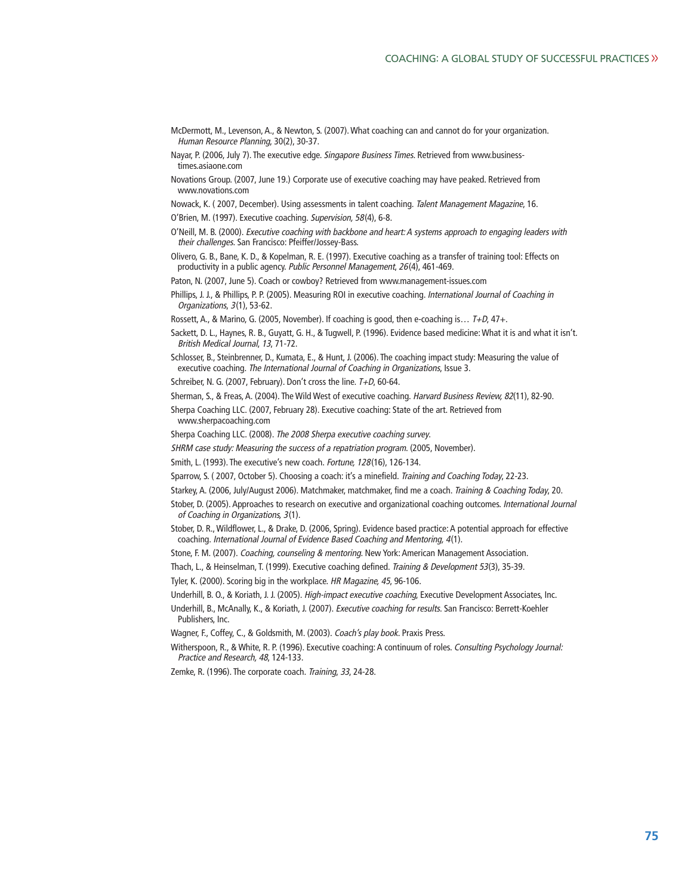McDermott, M., Levenson, A., & Newton, S. (2007). What coaching can and cannot do for your organization. *Human Resource Planning*, 30(2), 30-37.

Nayar, P. (2006, July 7). The executive edge. *Singapore Business Times*. Retrieved from www.business-times.asiaone.com

Novations Group. (2007, June 19.) Corporate use of executive coaching may have peaked. Retrieved from www.novations.com

Nowack, K. ( 2007, December). Using assessments in talent coaching. *Talent Management Magazine*, 16.

O'Brien, M. (1997). Executive coaching. *Supervision, 58*(4), 6-8.

O'Neill, M. B. (2000). *Executive coaching with backbone and heart: A systems approach to engaging leaders with their challenges.* San Francisco: Pfeiffer/Jossey-Bass.

Olivero, G. B., Bane, K. D., & Kopelman, R. E. (1997). Executive coaching as a transfer of training tool: Effects on productivity in a public agency. *Public Personnel Management*, *26*(4), 461-469.

Paton, N. (2007, June 5). Coach or cowboy? Retrieved from www.management-issues.com

Phillips, J. J., & Phillips, P. P. (2005). Measuring ROI in executive coaching. *International Journal of Coaching in Organizations*, *3*(1), 53-62.

Rossett, A., & Marino, G. (2005, November). If coaching is good, then e-coaching is… *T+D*, 47+.

Sackett, D. L., Haynes, R. B., Guyatt, G. H., & Tugwell, P. (1996). Evidence based medicine: What it is and what it isn't. *British Medical Journal*, *13*, 71-72.

Schlosser, B., Steinbrenner, D., Kumata, E., & Hunt, J. (2006). The coaching impact study: Measuring the value of executive coaching. *The International Journal of Coaching in Organizations*, Issue 3.

Schreiber, N. G. (2007, February). Don't cross the line. *T+D*, 60-64.

Sherman, S., & Freas, A. (2004). The Wild West of executive coaching. *Harvard Business Review, 82*(11), 82-90.

Sherpa Coaching LLC. (2007, February 28). Executive coaching: State of the art. Retrieved from www.sherpacoaching.com

Sherpa Coaching LLC. (2008). *The 2008 Sherpa executive coaching survey.*

*SHRM case study: Measuring the success of a repatriation program.* (2005, November).

Smith, L. (1993). The executive's new coach. *Fortune, 128*(16), 126-134.

Sparrow, S. ( 2007, October 5). Choosing a coach: it's a minefield. *Training and Coaching Today*, 22-23.

Starkey, A. (2006, July/August 2006). Matchmaker, matchmaker, find me a coach. *Training & Coaching Today*, 20.

Stober, D. (2005). Approaches to research on executive and organizational coaching outcomes. *International Journal of Coaching in Organizations, 3*(1).

Stober, D. R., Wildflower, L., & Drake, D. (2006, Spring). Evidence based practice: A potential approach for effective coaching. *International Journal of Evidence Based Coaching and Mentoring, 4*(1).

Stone, F. M. (2007). *Coaching, counseling & mentoring*. New York: American Management Association.

Thach, L., & Heinselman, T. (1999). Executive coaching defined. *Training & Development 53*(3), 35-39.

Tyler, K. (2000). Scoring big in the workplace. *HR Magazine, 45*, 96-106.

Underhill, B. O., & Koriath, J. J. (2005). *High-impact executive coaching*, Executive Development Associates, Inc.

Underhill, B., McAnally, K., & Koriath, J. (2007). *Executive coaching for results.* San Francisco: Berrett-Koehler Publishers, Inc.

Wagner, F., Coffey, C., & Goldsmith, M. (2003). *Coach's play book*. Praxis Press.

Witherspoon, R., & White, R. P. (1996). Executive coaching: A continuum of roles. *Consulting Psychology Journal: Practice and Research, 48*, 124-133.

Zemke, R. (1996). The corporate coach. *Training*, *33*, 24-28.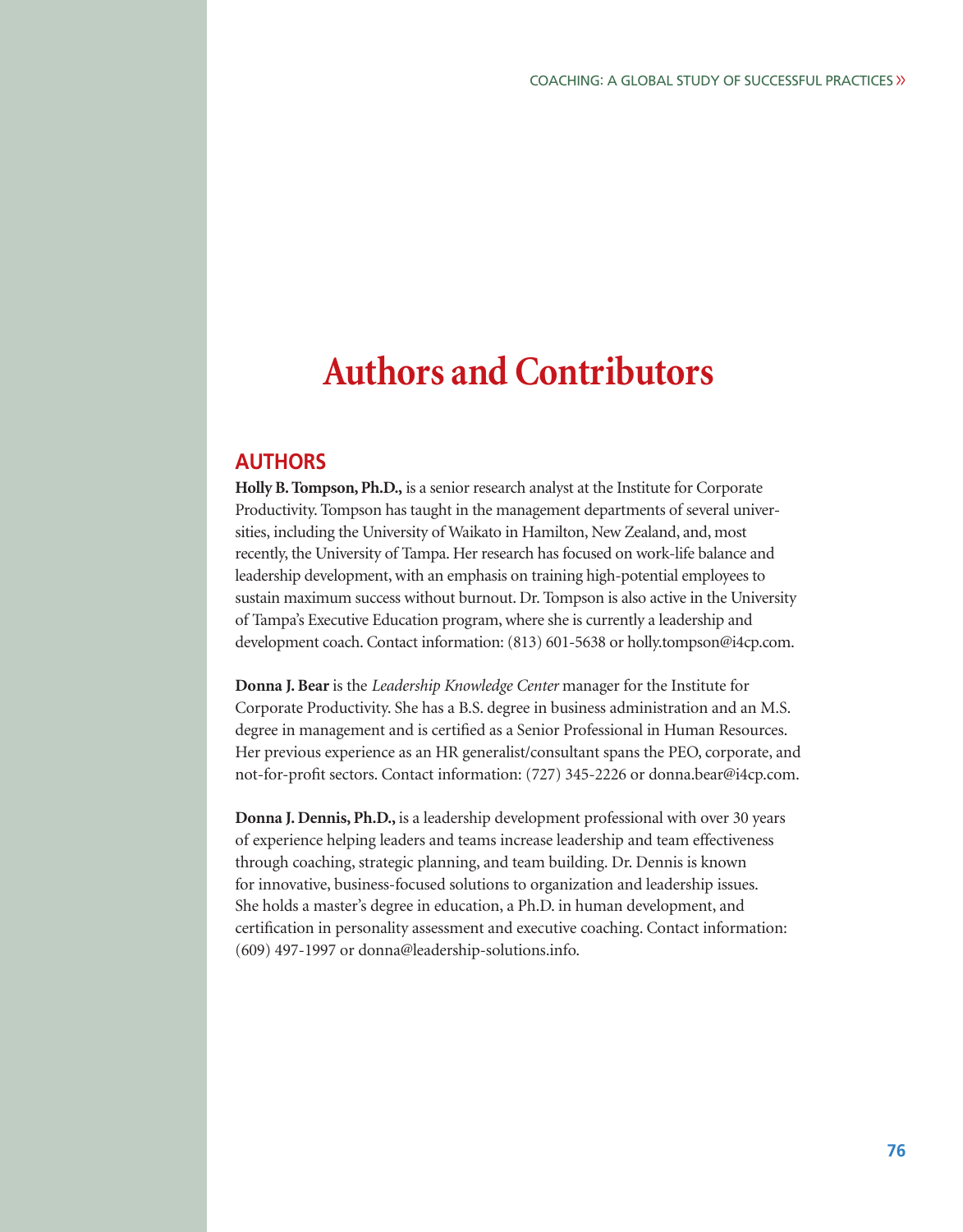# Authors and Contributors

## AUTHORS

**Holly B. Tompson, Ph.D.,** is a senior research analyst at the Institute for Corporate Productivity. Tompson has taught in the management departments of several universities, including the University of Waikato in Hamilton, New Zealand, and, most recently, the University of Tampa. Her research has focused on work-life balance and leadership development, with an emphasis on training high-potential employees to sustain maximum success without burnout. Dr. Tompson is also active in the University of Tampa's Executive Education program, where she is currently a leadership and development coach. Contact information: (813) 601-5638 or holly.tompson@i4cp.com.

**Donna J. Bear** is the *Leadership Knowledge Center* manager for the Institute for Corporate Productivity. She has a B.S. degree in business administration and an M.S. degree in management and is certified as a Senior Professional in Human Resources. Her previous experience as an HR generalist/consultant spans the PEO, corporate, and not-for-profit sectors. Contact information: (727) 345-2226 or donna.bear@i4cp.com.

**Donna J. Dennis, Ph.D.,** is a leadership development professional with over 30 years of experience helping leaders and teams increase leadership and team effectiveness through coaching, strategic planning, and team building. Dr. Dennis is known for innovative, business-focused solutions to organization and leadership issues. She holds a master's degree in education, a Ph.D. in human development, and certification in personality assessment and executive coaching. Contact information: (609) 497-1997 or donna@leadership-solutions.info.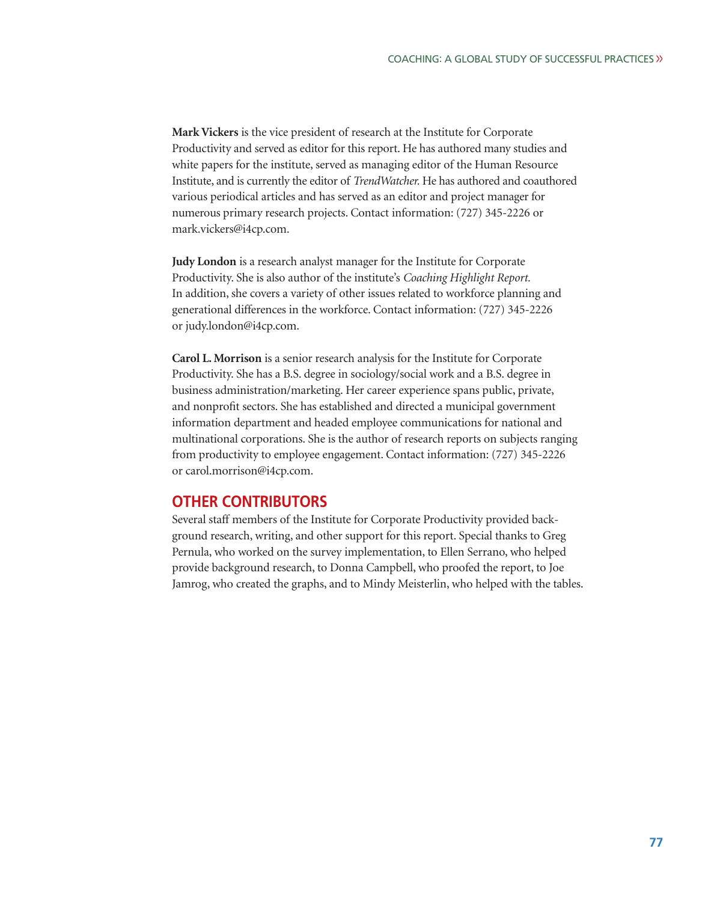**Mark Vickers** is the vice president of research at the Institute for Corporate Productivity and served as editor for this report. He has authored many studies and white papers for the institute, served as managing editor of the Human Resource Institute, and is currently the editor of *TrendWatcher.* He has authored and coauthored various periodical articles and has served as an editor and project manager for numerous primary research projects. Contact information: (727) 345-2226 or mark.vickers@i4cp.com.

**Judy London** is a research analyst manager for the Institute for Corporate Productivity. She is also author of the institute's *Coaching Highlight Report.* In addition, she covers a variety of other issues related to workforce planning and generational differences in the workforce. Contact information: (727) 345-2226 or judy.london@i4cp.com.

**Carol L. Morrison** is a senior research analysis for the Institute for Corporate Productivity. She has a B.S. degree in sociology/social work and a B.S. degree in business administration/marketing. Her career experience spans public, private, and nonprofit sectors. She has established and directed a municipal government information department and headed employee communications for national and multinational corporations. She is the author of research reports on subjects ranging from productivity to employee engagement. Contact information: (727) 345-2226 or carol.morrison@i4cp.com.

## OTHER CONTRIBUTORS

Several staff members of the Institute for Corporate Productivity provided background research, writing, and other support for this report. Special thanks to Greg Pernula, who worked on the survey implementation, to Ellen Serrano, who helped provide background research, to Donna Campbell, who proofed the report, to Joe Jamrog, who created the graphs, and to Mindy Meisterlin, who helped with the tables.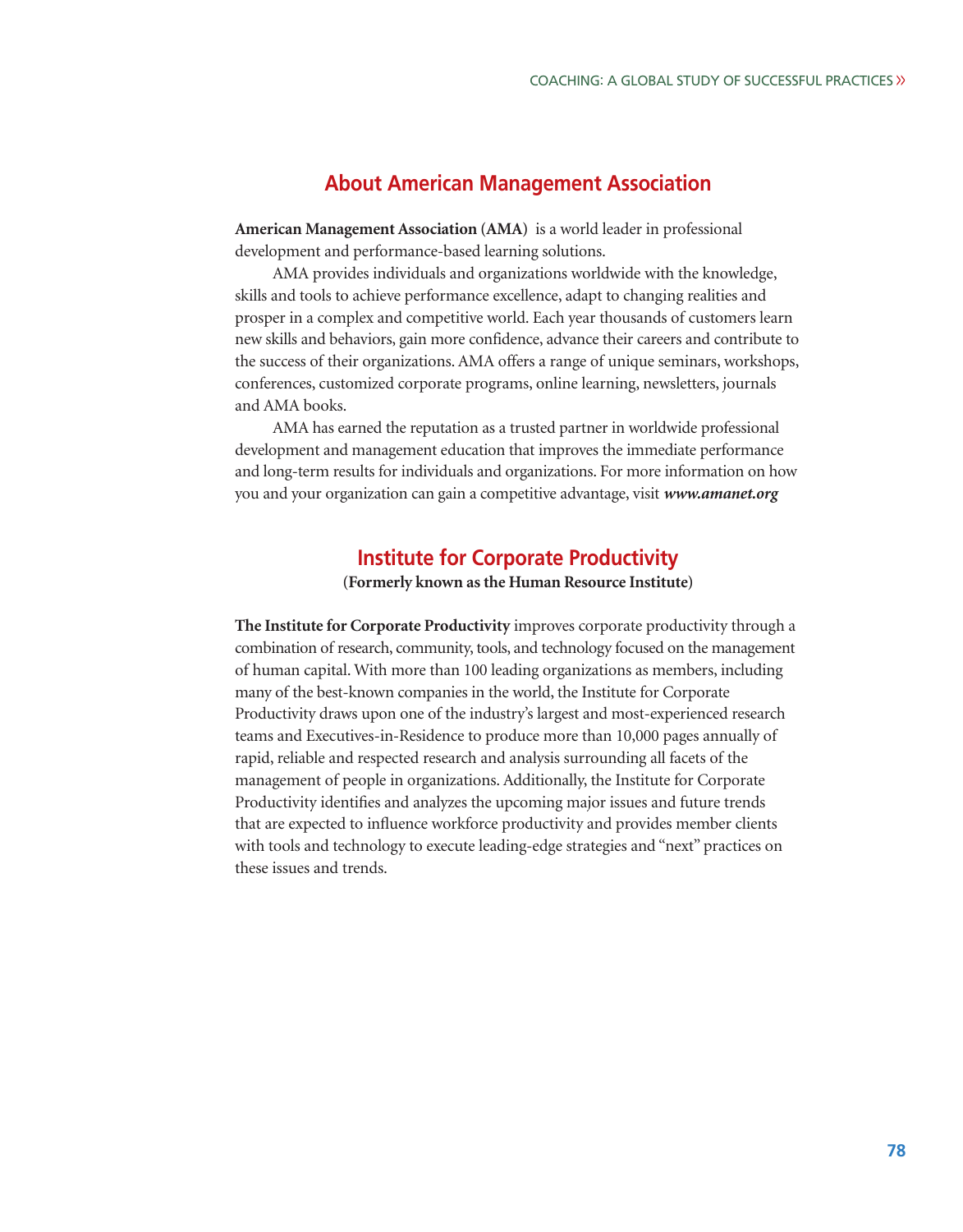## About American Management Association

**American Management Association (AMA)** is a world leader in professional development and performance-based learning solutions.

AMA provides individuals and organizations worldwide with the knowledge, skills and tools to achieve performance excellence, adapt to changing realities and prosper in a complex and competitive world. Each year thousands of customers learn new skills and behaviors, gain more confidence, advance their careers and contribute to the success of their organizations. AMA offers a range of unique seminars, workshops, conferences, customized corporate programs, online learning, newsletters, journals and AMA books.

AMA has earned the reputation as a trusted partner in worldwide professional development and management education that improves the immediate performance and long-term results for individuals and organizations. For more information on how you and your organization can gain a competitive advantage, visit ***www.amanet.org***

## Institute for Corporate Productivity

**(Formerly known as the Human Resource Institute)**

**The Institute for Corporate Productivity** improves corporate productivity through a combination of research, community, tools, and technology focused on the management of human capital. With more than 100 leading organizations as members, including many of the best-known companies in the world, the Institute for Corporate Productivity draws upon one of the industry's largest and most-experienced research teams and Executives-in-Residence to produce more than 10,000 pages annually of rapid, reliable and respected research and analysis surrounding all facets of the management of people in organizations. Additionally, the Institute for Corporate Productivity identifies and analyzes the upcoming major issues and future trends that are expected to influence workforce productivity and provides member clients with tools and technology to execute leading-edge strategies and "next" practices on these issues and trends.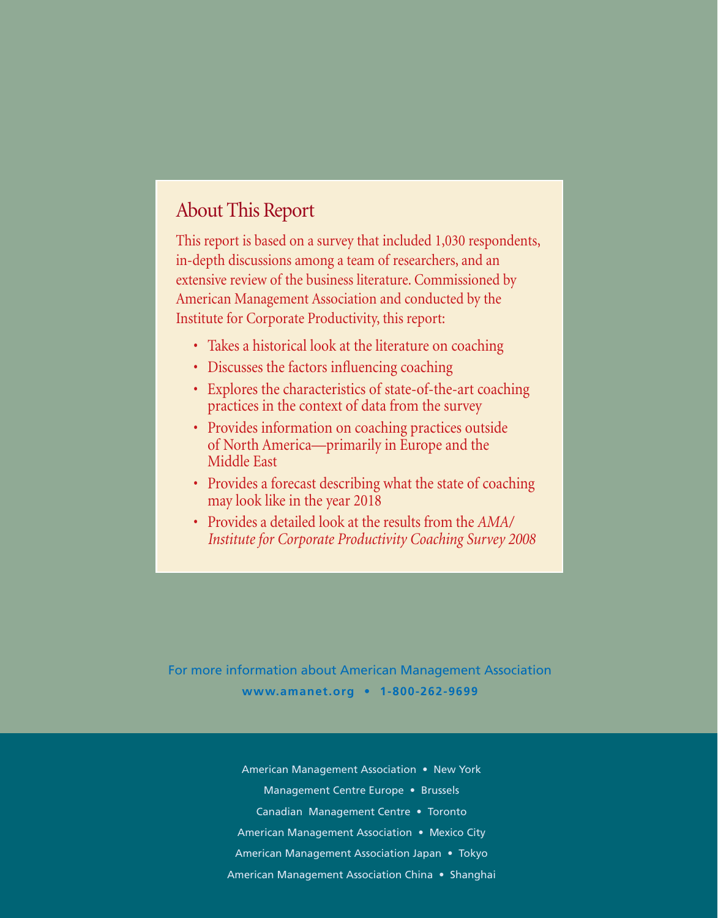## About This Report

This report is based on a survey that included 1,030 respondents, in-depth discussions among a team of researchers, and an extensive review of the business literature. Commissioned by American Management Association and conducted by the Institute for Corporate Productivity, this report:

- Takes a historical look at the literature on coaching
- Discusses the factors influencing coaching
- Explores the characteristics of state-of-the-art coaching practices in the context of data from the survey
- Provides information on coaching practices outside of North America—primarily in Europe and the Middle East
- Provides a forecast describing what the state of coaching may look like in the year 2018
- Provides a detailed look at the results from the *AMA/Institute for Corporate Productivity Coaching Survey 2008*

For more information about American Management Association

**www.amanet.org • 1-800-262-9699**

American Management Association • New York

Management Centre Europe • Brussels

Canadian Management Centre • Toronto

American Management Association • Mexico City

American Management Association Japan • Tokyo

American Management Association China • Shanghai